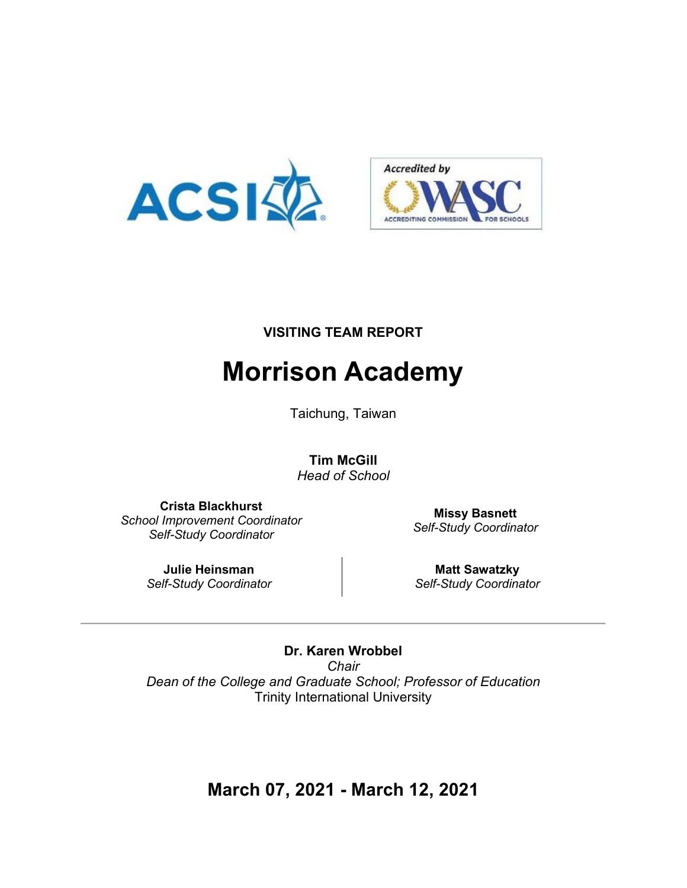**VISITING TEAM REPORT**

# Morrison Academy

Taichung, Taiwan

**Tim McGill**
*Head of School*

**Crista Blackhurst**
*School Improvement Coordinator*
*Self-Study Coordinator*

**Missy Basnett**
*Self-Study Coordinator*

**Julie Heinsman**
*Self-Study Coordinator*

**Matt Sawatzky**
*Self-Study Coordinator*

---

**Dr. Karen Wrobbel**
*Chair*
*Dean of the College and Graduate School; Professor of Education*
Trinity International University

## March 07, 2021 - March 12, 2021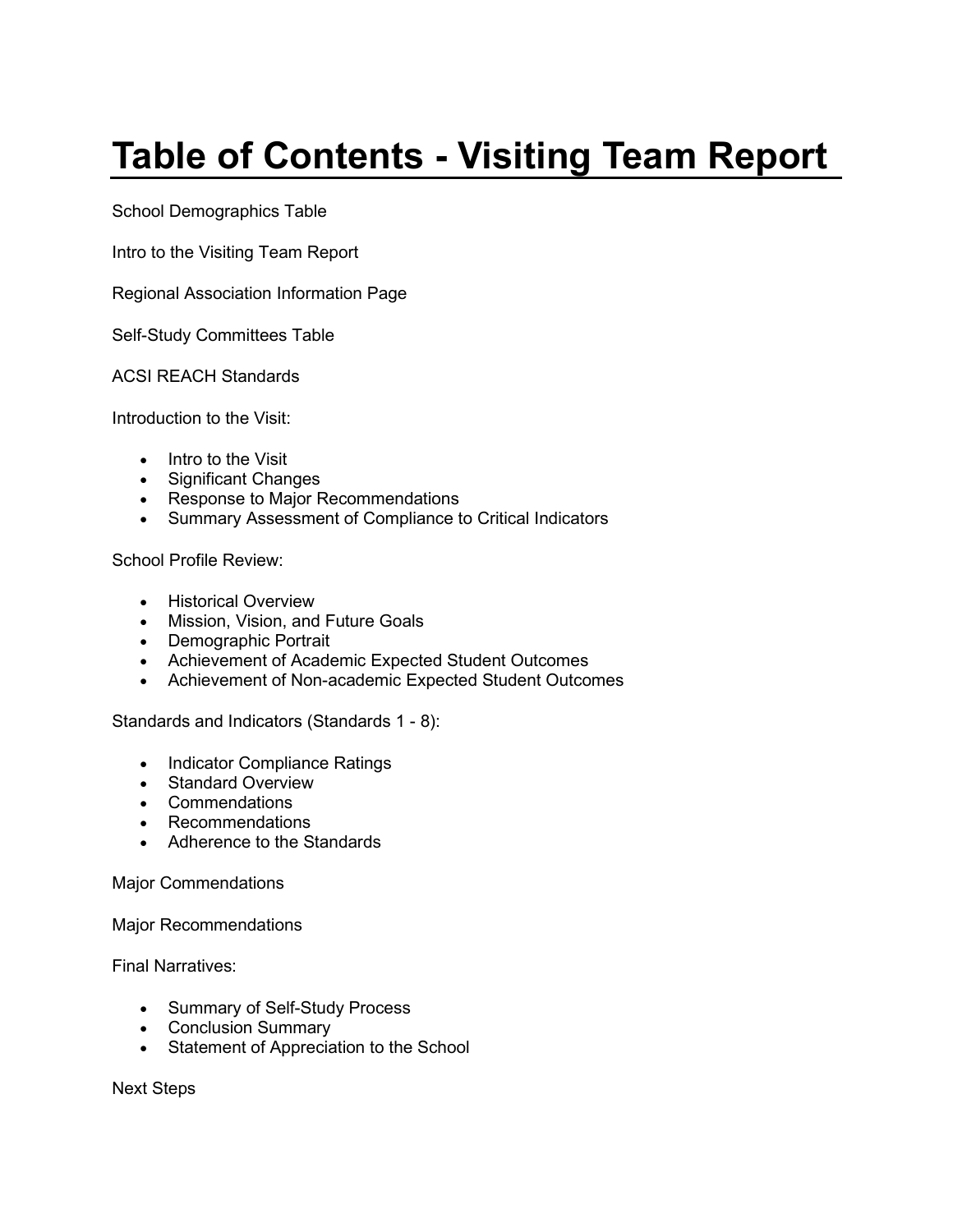# Table of Contents - Visiting Team Report

School Demographics Table

Intro to the Visiting Team Report

Regional Association Information Page

Self-Study Committees Table

ACSI REACH Standards

Introduction to the Visit:

- Intro to the Visit
- Significant Changes
- Response to Major Recommendations
- Summary Assessment of Compliance to Critical Indicators

School Profile Review:

- Historical Overview
- Mission, Vision, and Future Goals
- Demographic Portrait
- Achievement of Academic Expected Student Outcomes
- Achievement of Non-academic Expected Student Outcomes

Standards and Indicators (Standards 1 - 8):

- Indicator Compliance Ratings
- Standard Overview
- Commendations
- Recommendations
- Adherence to the Standards

Major Commendations

Major Recommendations

Final Narratives:

- Summary of Self-Study Process
- Conclusion Summary
- Statement of Appreciation to the School

Next Steps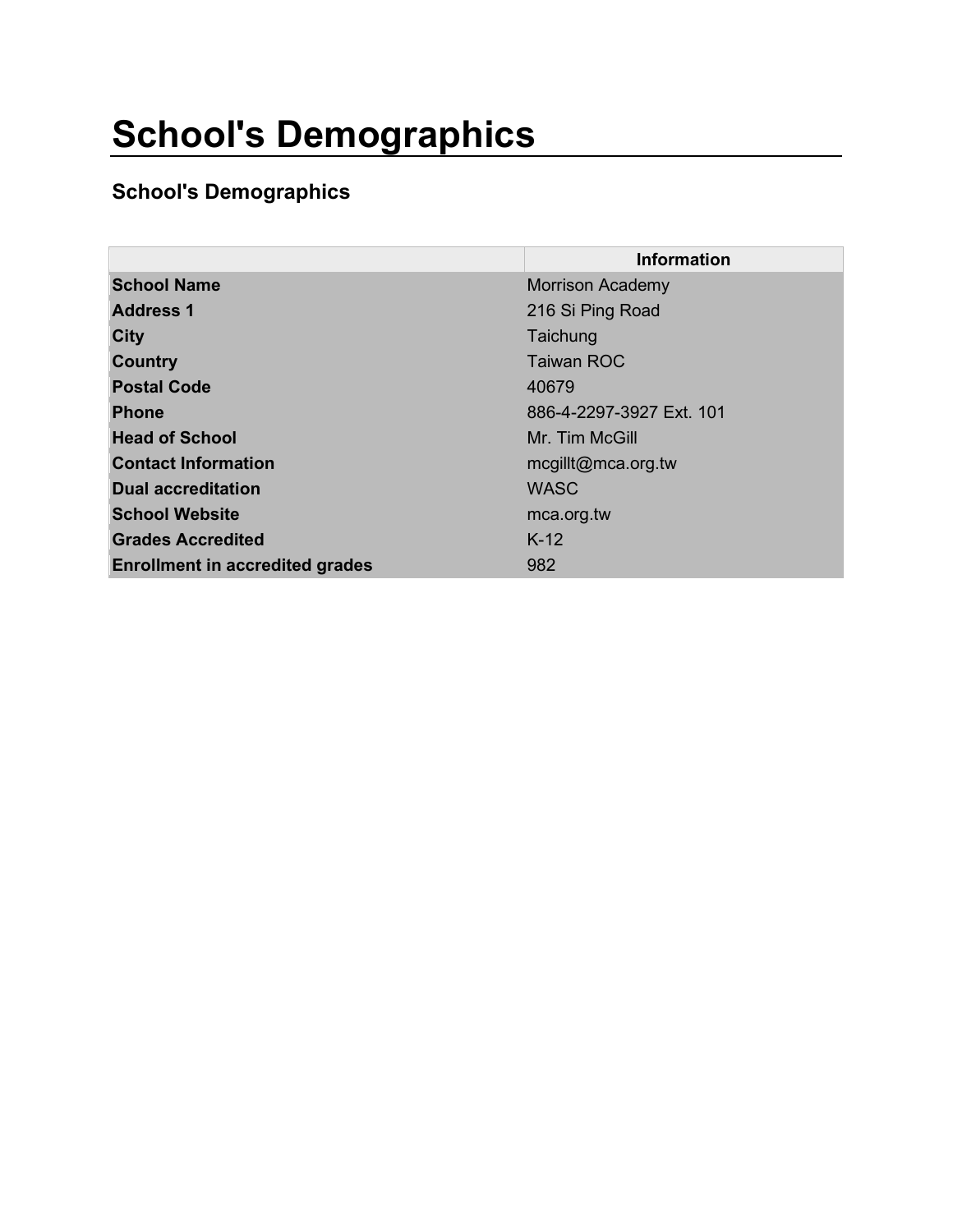# School's Demographics

## School's Demographics

| | Information |
|---|---|
| **School Name** | Morrison Academy |
| **Address 1** | 216 Si Ping Road |
| **City** | Taichung |
| **Country** | Taiwan ROC |
| **Postal Code** | 40679 |
| **Phone** | 886-4-2297-3927 Ext. 101 |
| **Head of School** | Mr. Tim McGill |
| **Contact Information** | mcgillt@mca.org.tw |
| **Dual accreditation** | WASC |
| **School Website** | mca.org.tw |
| **Grades Accredited** | K-12 |
| **Enrollment in accredited grades** | 982 |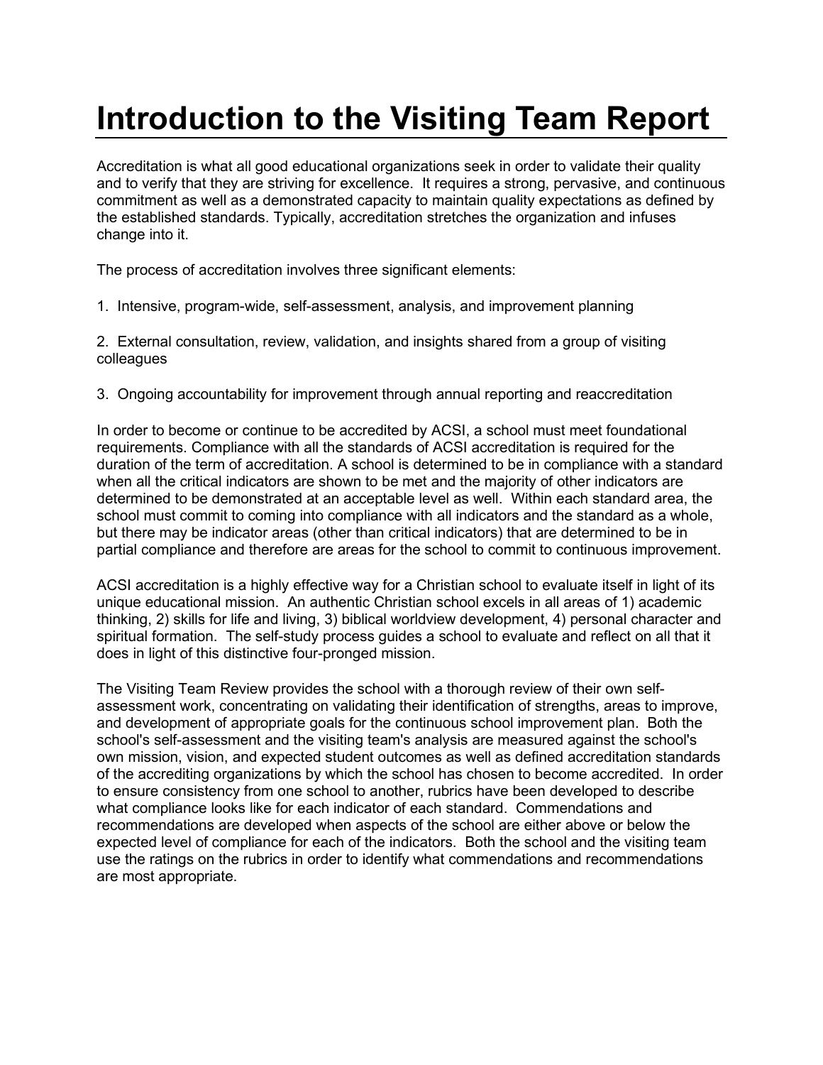# Introduction to the Visiting Team Report

Accreditation is what all good educational organizations seek in order to validate their quality and to verify that they are striving for excellence. It requires a strong, pervasive, and continuous commitment as well as a demonstrated capacity to maintain quality expectations as defined by the established standards. Typically, accreditation stretches the organization and infuses change into it.

The process of accreditation involves three significant elements:

1. Intensive, program-wide, self-assessment, analysis, and improvement planning

2. External consultation, review, validation, and insights shared from a group of visiting colleagues

3. Ongoing accountability for improvement through annual reporting and reaccreditation

In order to become or continue to be accredited by ACSI, a school must meet foundational requirements. Compliance with all the standards of ACSI accreditation is required for the duration of the term of accreditation. A school is determined to be in compliance with a standard when all the critical indicators are shown to be met and the majority of other indicators are determined to be demonstrated at an acceptable level as well. Within each standard area, the school must commit to coming into compliance with all indicators and the standard as a whole, but there may be indicator areas (other than critical indicators) that are determined to be in partial compliance and therefore are areas for the school to commit to continuous improvement.

ACSI accreditation is a highly effective way for a Christian school to evaluate itself in light of its unique educational mission. An authentic Christian school excels in all areas of 1) academic thinking, 2) skills for life and living, 3) biblical worldview development, 4) personal character and spiritual formation. The self-study process guides a school to evaluate and reflect on all that it does in light of this distinctive four-pronged mission.

The Visiting Team Review provides the school with a thorough review of their own self-assessment work, concentrating on validating their identification of strengths, areas to improve, and development of appropriate goals for the continuous school improvement plan. Both the school's self-assessment and the visiting team's analysis are measured against the school's own mission, vision, and expected student outcomes as well as defined accreditation standards of the accrediting organizations by which the school has chosen to become accredited. In order to ensure consistency from one school to another, rubrics have been developed to describe what compliance looks like for each indicator of each standard. Commendations and recommendations are developed when aspects of the school are either above or below the expected level of compliance for each of the indicators. Both the school and the visiting team use the ratings on the rubrics in order to identify what commendations and recommendations are most appropriate.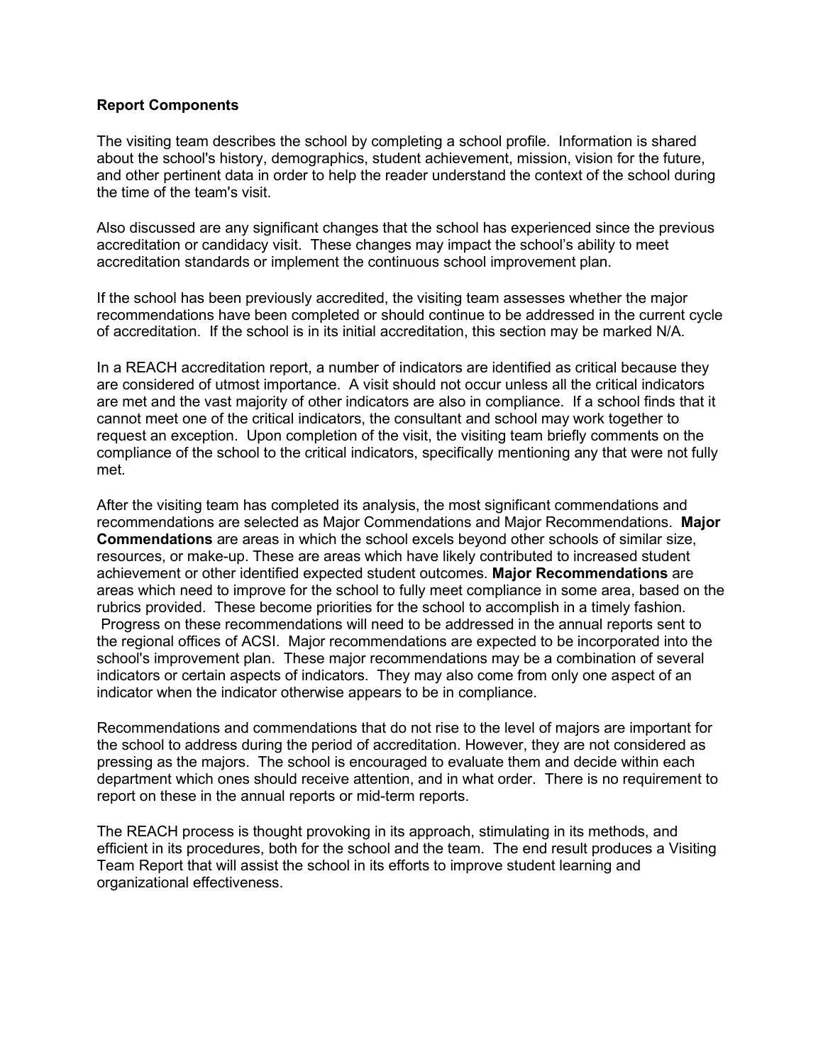**Report Components**

The visiting team describes the school by completing a school profile. Information is shared about the school's history, demographics, student achievement, mission, vision for the future, and other pertinent data in order to help the reader understand the context of the school during the time of the team's visit.

Also discussed are any significant changes that the school has experienced since the previous accreditation or candidacy visit. These changes may impact the school's ability to meet accreditation standards or implement the continuous school improvement plan.

If the school has been previously accredited, the visiting team assesses whether the major recommendations have been completed or should continue to be addressed in the current cycle of accreditation. If the school is in its initial accreditation, this section may be marked N/A.

In a REACH accreditation report, a number of indicators are identified as critical because they are considered of utmost importance. A visit should not occur unless all the critical indicators are met and the vast majority of other indicators are also in compliance. If a school finds that it cannot meet one of the critical indicators, the consultant and school may work together to request an exception. Upon completion of the visit, the visiting team briefly comments on the compliance of the school to the critical indicators, specifically mentioning any that were not fully met.

After the visiting team has completed its analysis, the most significant commendations and recommendations are selected as Major Commendations and Major Recommendations. **Major Commendations** are areas in which the school excels beyond other schools of similar size, resources, or make-up. These are areas which have likely contributed to increased student achievement or other identified expected student outcomes. **Major Recommendations** are areas which need to improve for the school to fully meet compliance in some area, based on the rubrics provided. These become priorities for the school to accomplish in a timely fashion. Progress on these recommendations will need to be addressed in the annual reports sent to the regional offices of ACSI. Major recommendations are expected to be incorporated into the school's improvement plan. These major recommendations may be a combination of several indicators or certain aspects of indicators. They may also come from only one aspect of an indicator when the indicator otherwise appears to be in compliance.

Recommendations and commendations that do not rise to the level of majors are important for the school to address during the period of accreditation. However, they are not considered as pressing as the majors. The school is encouraged to evaluate them and decide within each department which ones should receive attention, and in what order. There is no requirement to report on these in the annual reports or mid-term reports.

The REACH process is thought provoking in its approach, stimulating in its methods, and efficient in its procedures, both for the school and the team. The end result produces a Visiting Team Report that will assist the school in its efforts to improve student learning and organizational effectiveness.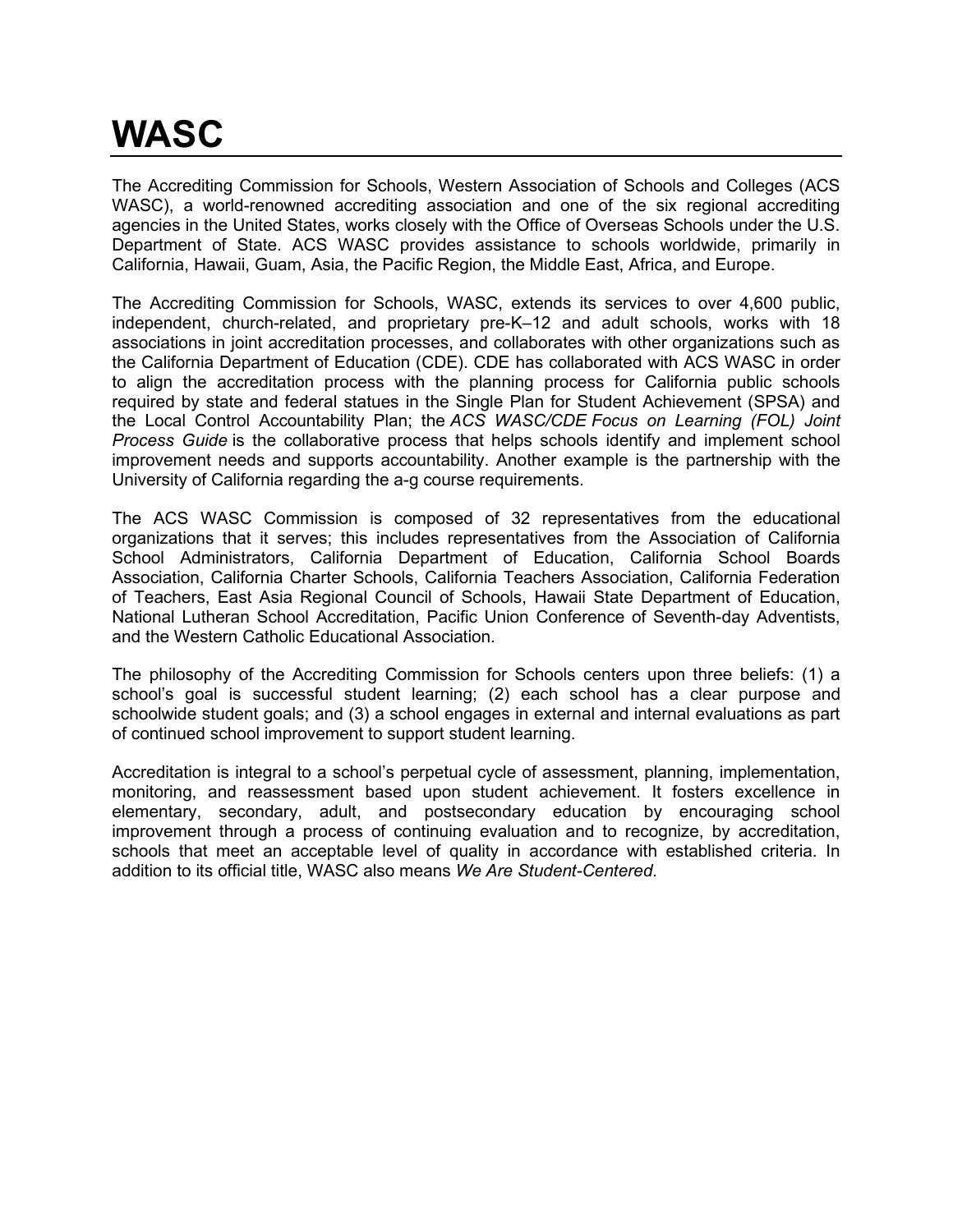# WASC

The Accrediting Commission for Schools, Western Association of Schools and Colleges (ACS WASC), a world-renowned accrediting association and one of the six regional accrediting agencies in the United States, works closely with the Office of Overseas Schools under the U.S. Department of State. ACS WASC provides assistance to schools worldwide, primarily in California, Hawaii, Guam, Asia, the Pacific Region, the Middle East, Africa, and Europe.

The Accrediting Commission for Schools, WASC, extends its services to over 4,600 public, independent, church-related, and proprietary pre-K–12 and adult schools, works with 18 associations in joint accreditation processes, and collaborates with other organizations such as the California Department of Education (CDE). CDE has collaborated with ACS WASC in order to align the accreditation process with the planning process for California public schools required by state and federal statues in the Single Plan for Student Achievement (SPSA) and the Local Control Accountability Plan; the *ACS WASC/CDE Focus on Learning (FOL) Joint Process Guide* is the collaborative process that helps schools identify and implement school improvement needs and supports accountability. Another example is the partnership with the University of California regarding the a-g course requirements.

The ACS WASC Commission is composed of 32 representatives from the educational organizations that it serves; this includes representatives from the Association of California School Administrators, California Department of Education, California School Boards Association, California Charter Schools, California Teachers Association, California Federation of Teachers, East Asia Regional Council of Schools, Hawaii State Department of Education, National Lutheran School Accreditation, Pacific Union Conference of Seventh-day Adventists, and the Western Catholic Educational Association.

The philosophy of the Accrediting Commission for Schools centers upon three beliefs: (1) a school's goal is successful student learning; (2) each school has a clear purpose and schoolwide student goals; and (3) a school engages in external and internal evaluations as part of continued school improvement to support student learning.

Accreditation is integral to a school's perpetual cycle of assessment, planning, implementation, monitoring, and reassessment based upon student achievement. It fosters excellence in elementary, secondary, adult, and postsecondary education by encouraging school improvement through a process of continuing evaluation and to recognize, by accreditation, schools that meet an acceptable level of quality in accordance with established criteria. In addition to its official title, WASC also means *We Are Student-Centered*.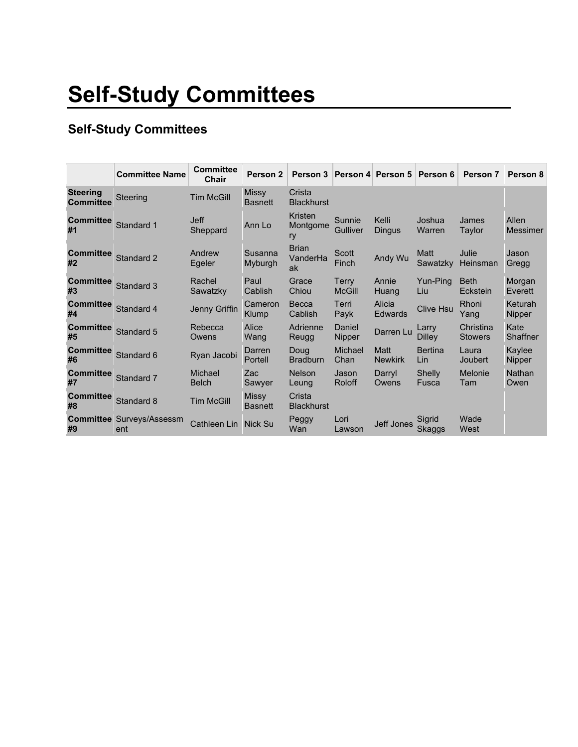# Self-Study Committees

## Self-Study Committees

| | Committee Name | Committee Chair | Person 2 | Person 3 | Person 4 | Person 5 | Person 6 | Person 7 | Person 8 |
|---|---|---|---|---|---|---|---|---|---|
| **Steering Committee** | Steering | Tim McGill | Missy Basnett | Crista Blackhurst | | | | | |
| **Committee #1** | Standard 1 | Jeff Sheppard | Ann Lo | Kristen Montgomery | Sunnie Gulliver | Kelli Dingus | Joshua Warren | James Taylor | Allen Messimer |
| **Committee #2** | Standard 2 | Andrew Egeler | Susanna Myburgh | Brian VanderHaak | Scott Finch | Andy Wu | Matt Sawatzky | Julie Heinsman | Jason Gregg |
| **Committee #3** | Standard 3 | Rachel Sawatzky | Paul Cablish | Grace Chiou | Terry McGill | Annie Huang | Yun-Ping Liu | Beth Eckstein | Morgan Everett |
| **Committee #4** | Standard 4 | Jenny Griffin | Cameron Klump | Becca Cablish | Terri Payk | Alicia Edwards | Clive Hsu | Rhoni Yang | Keturah Nipper |
| **Committee #5** | Standard 5 | Rebecca Owens | Alice Wang | Adrienne Reugg | Daniel Nipper | Darren Lu | Larry Dilley | Christina Stowers | Kate Shaffner |
| **Committee #6** | Standard 6 | Ryan Jacobi | Darren Portell | Doug Bradburn | Michael Chan | Matt Newkirk | Bertina Lin | Laura Joubert | Kaylee Nipper |
| **Committee #7** | Standard 7 | Michael Belch | Zac Sawyer | Nelson Leung | Jason Roloff | Darryl Owens | Shelly Fusca | Melonie Tam | Nathan Owen |
| **Committee #8** | Standard 8 | Tim McGill | Missy Basnett | Crista Blackhurst | | | | | |
| **Committee #9** | Surveys/Assessment | Cathleen Lin | Nick Su | Peggy Wan | Lori Lawson | Jeff Jones | Sigrid Skaggs | Wade West | |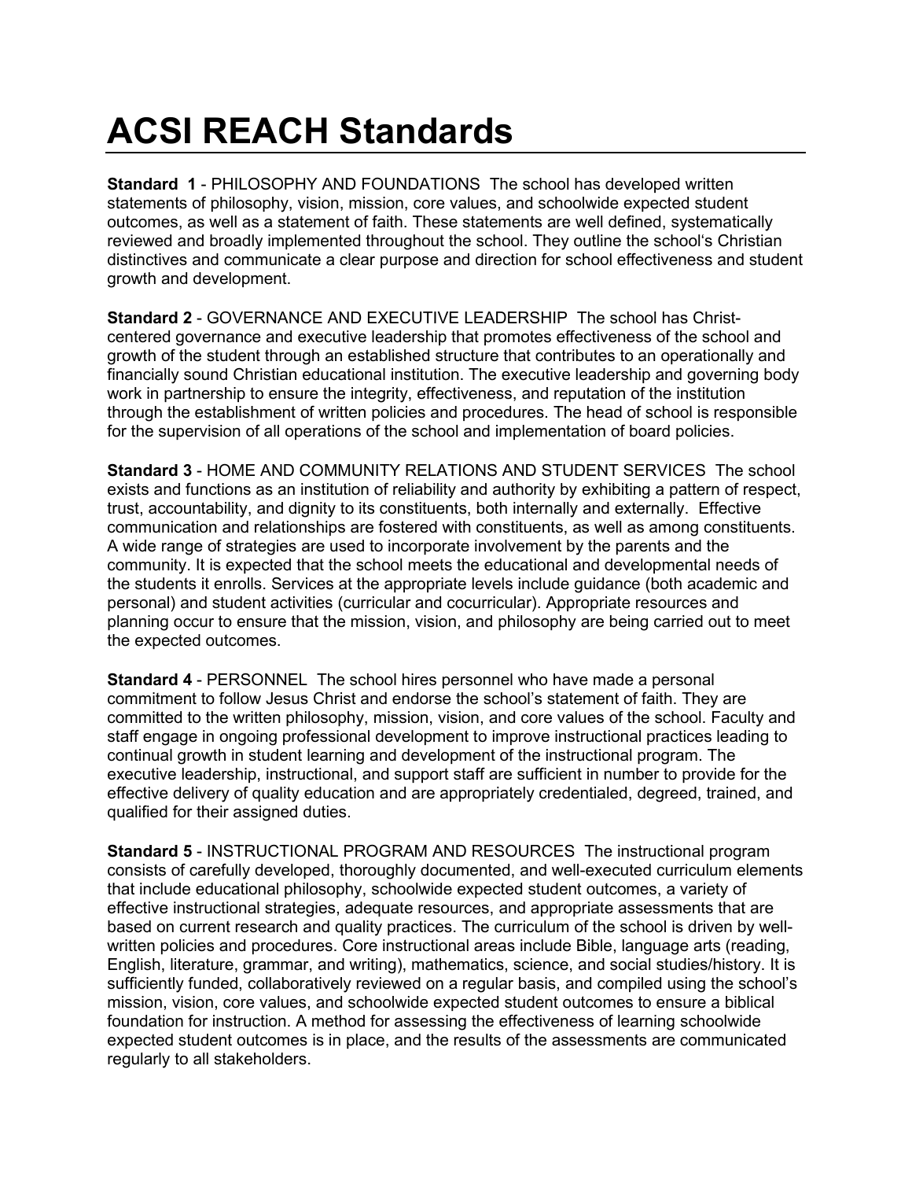# ACSI REACH Standards

**Standard 1** - PHILOSOPHY AND FOUNDATIONS The school has developed written statements of philosophy, vision, mission, core values, and schoolwide expected student outcomes, as well as a statement of faith. These statements are well defined, systematically reviewed and broadly implemented throughout the school. They outline the school's Christian distinctives and communicate a clear purpose and direction for school effectiveness and student growth and development.

**Standard 2** - GOVERNANCE AND EXECUTIVE LEADERSHIP The school has Christ-centered governance and executive leadership that promotes effectiveness of the school and growth of the student through an established structure that contributes to an operationally and financially sound Christian educational institution. The executive leadership and governing body work in partnership to ensure the integrity, effectiveness, and reputation of the institution through the establishment of written policies and procedures. The head of school is responsible for the supervision of all operations of the school and implementation of board policies.

**Standard 3** - HOME AND COMMUNITY RELATIONS AND STUDENT SERVICES The school exists and functions as an institution of reliability and authority by exhibiting a pattern of respect, trust, accountability, and dignity to its constituents, both internally and externally. Effective communication and relationships are fostered with constituents, as well as among constituents. A wide range of strategies are used to incorporate involvement by the parents and the community. It is expected that the school meets the educational and developmental needs of the students it enrolls. Services at the appropriate levels include guidance (both academic and personal) and student activities (curricular and cocurricular). Appropriate resources and planning occur to ensure that the mission, vision, and philosophy are being carried out to meet the expected outcomes.

**Standard 4** - PERSONNEL The school hires personnel who have made a personal commitment to follow Jesus Christ and endorse the school's statement of faith. They are committed to the written philosophy, mission, vision, and core values of the school. Faculty and staff engage in ongoing professional development to improve instructional practices leading to continual growth in student learning and development of the instructional program. The executive leadership, instructional, and support staff are sufficient in number to provide for the effective delivery of quality education and are appropriately credentialed, degreed, trained, and qualified for their assigned duties.

**Standard 5** - INSTRUCTIONAL PROGRAM AND RESOURCES The instructional program consists of carefully developed, thoroughly documented, and well-executed curriculum elements that include educational philosophy, schoolwide expected student outcomes, a variety of effective instructional strategies, adequate resources, and appropriate assessments that are based on current research and quality practices. The curriculum of the school is driven by well-written policies and procedures. Core instructional areas include Bible, language arts (reading, English, literature, grammar, and writing), mathematics, science, and social studies/history. It is sufficiently funded, collaboratively reviewed on a regular basis, and compiled using the school's mission, vision, core values, and schoolwide expected student outcomes to ensure a biblical foundation for instruction. A method for assessing the effectiveness of learning schoolwide expected student outcomes is in place, and the results of the assessments are communicated regularly to all stakeholders.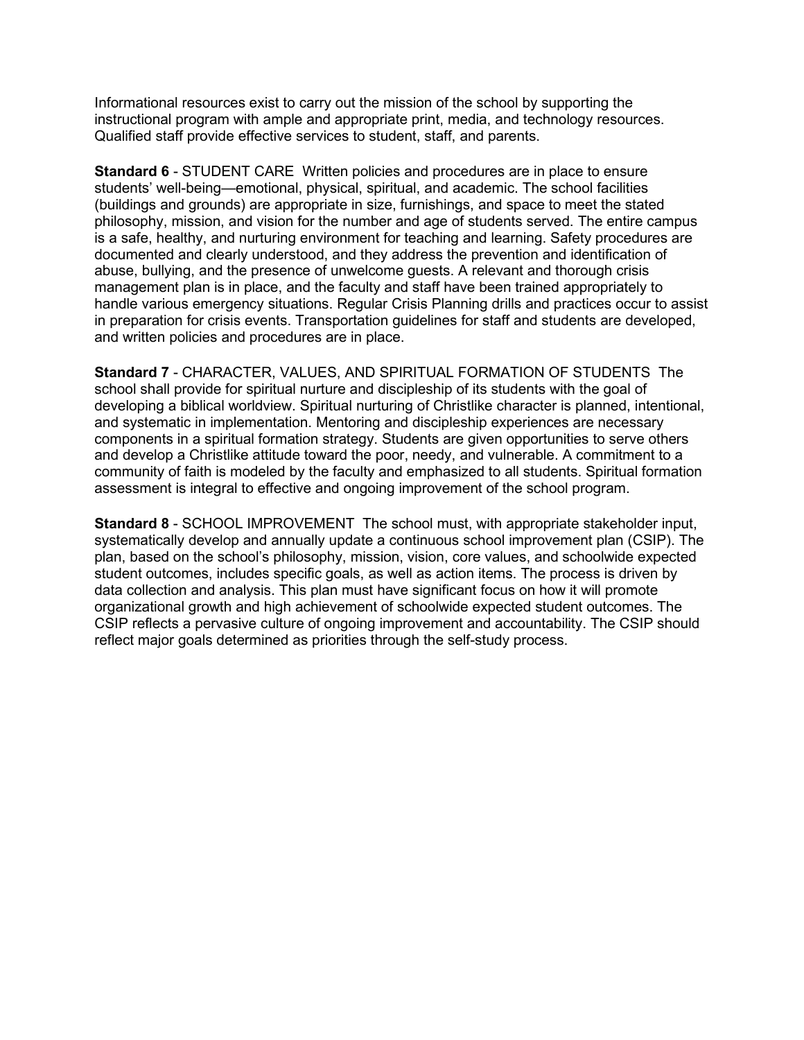Informational resources exist to carry out the mission of the school by supporting the instructional program with ample and appropriate print, media, and technology resources. Qualified staff provide effective services to student, staff, and parents.

**Standard 6** - STUDENT CARE Written policies and procedures are in place to ensure students' well-being—emotional, physical, spiritual, and academic. The school facilities (buildings and grounds) are appropriate in size, furnishings, and space to meet the stated philosophy, mission, and vision for the number and age of students served. The entire campus is a safe, healthy, and nurturing environment for teaching and learning. Safety procedures are documented and clearly understood, and they address the prevention and identification of abuse, bullying, and the presence of unwelcome guests. A relevant and thorough crisis management plan is in place, and the faculty and staff have been trained appropriately to handle various emergency situations. Regular Crisis Planning drills and practices occur to assist in preparation for crisis events. Transportation guidelines for staff and students are developed, and written policies and procedures are in place.

**Standard 7** - CHARACTER, VALUES, AND SPIRITUAL FORMATION OF STUDENTS The school shall provide for spiritual nurture and discipleship of its students with the goal of developing a biblical worldview. Spiritual nurturing of Christlike character is planned, intentional, and systematic in implementation. Mentoring and discipleship experiences are necessary components in a spiritual formation strategy. Students are given opportunities to serve others and develop a Christlike attitude toward the poor, needy, and vulnerable. A commitment to a community of faith is modeled by the faculty and emphasized to all students. Spiritual formation assessment is integral to effective and ongoing improvement of the school program.

**Standard 8** - SCHOOL IMPROVEMENT The school must, with appropriate stakeholder input, systematically develop and annually update a continuous school improvement plan (CSIP). The plan, based on the school's philosophy, mission, vision, core values, and schoolwide expected student outcomes, includes specific goals, as well as action items. The process is driven by data collection and analysis. This plan must have significant focus on how it will promote organizational growth and high achievement of schoolwide expected student outcomes. The CSIP reflects a pervasive culture of ongoing improvement and accountability. The CSIP should reflect major goals determined as priorities through the self-study process.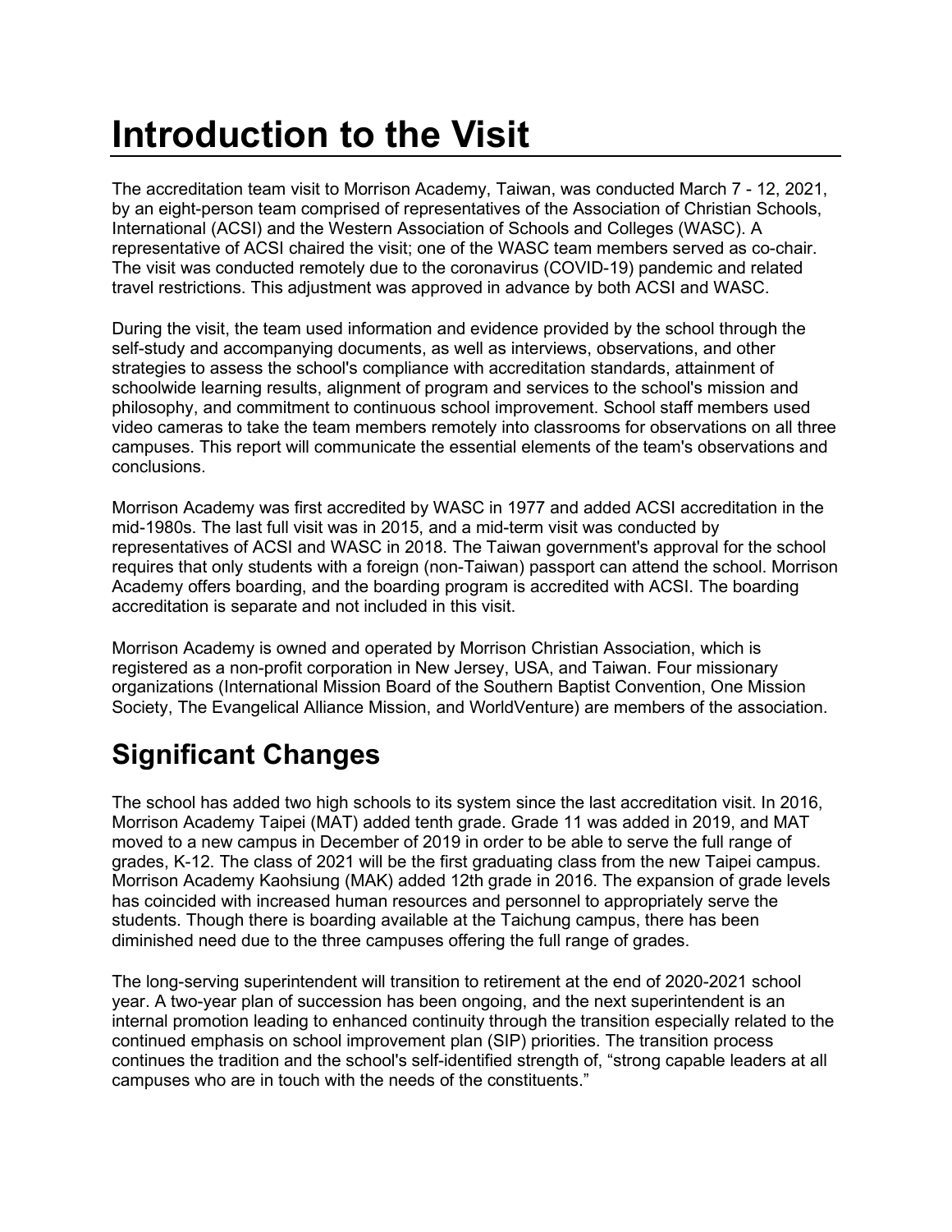# Introduction to the Visit

The accreditation team visit to Morrison Academy, Taiwan, was conducted March 7 - 12, 2021, by an eight-person team comprised of representatives of the Association of Christian Schools, International (ACSI) and the Western Association of Schools and Colleges (WASC). A representative of ACSI chaired the visit; one of the WASC team members served as co-chair. The visit was conducted remotely due to the coronavirus (COVID-19) pandemic and related travel restrictions. This adjustment was approved in advance by both ACSI and WASC.

During the visit, the team used information and evidence provided by the school through the self-study and accompanying documents, as well as interviews, observations, and other strategies to assess the school's compliance with accreditation standards, attainment of schoolwide learning results, alignment of program and services to the school's mission and philosophy, and commitment to continuous school improvement. School staff members used video cameras to take the team members remotely into classrooms for observations on all three campuses. This report will communicate the essential elements of the team's observations and conclusions.

Morrison Academy was first accredited by WASC in 1977 and added ACSI accreditation in the mid-1980s. The last full visit was in 2015, and a mid-term visit was conducted by representatives of ACSI and WASC in 2018. The Taiwan government's approval for the school requires that only students with a foreign (non-Taiwan) passport can attend the school. Morrison Academy offers boarding, and the boarding program is accredited with ACSI. The boarding accreditation is separate and not included in this visit.

Morrison Academy is owned and operated by Morrison Christian Association, which is registered as a non-profit corporation in New Jersey, USA, and Taiwan. Four missionary organizations (International Mission Board of the Southern Baptist Convention, One Mission Society, The Evangelical Alliance Mission, and WorldVenture) are members of the association.

## Significant Changes

The school has added two high schools to its system since the last accreditation visit. In 2016, Morrison Academy Taipei (MAT) added tenth grade. Grade 11 was added in 2019, and MAT moved to a new campus in December of 2019 in order to be able to serve the full range of grades, K-12. The class of 2021 will be the first graduating class from the new Taipei campus. Morrison Academy Kaohsiung (MAK) added 12th grade in 2016. The expansion of grade levels has coincided with increased human resources and personnel to appropriately serve the students. Though there is boarding available at the Taichung campus, there has been diminished need due to the three campuses offering the full range of grades.

The long-serving superintendent will transition to retirement at the end of 2020-2021 school year. A two-year plan of succession has been ongoing, and the next superintendent is an internal promotion leading to enhanced continuity through the transition especially related to the continued emphasis on school improvement plan (SIP) priorities. The transition process continues the tradition and the school's self-identified strength of, "strong capable leaders at all campuses who are in touch with the needs of the constituents."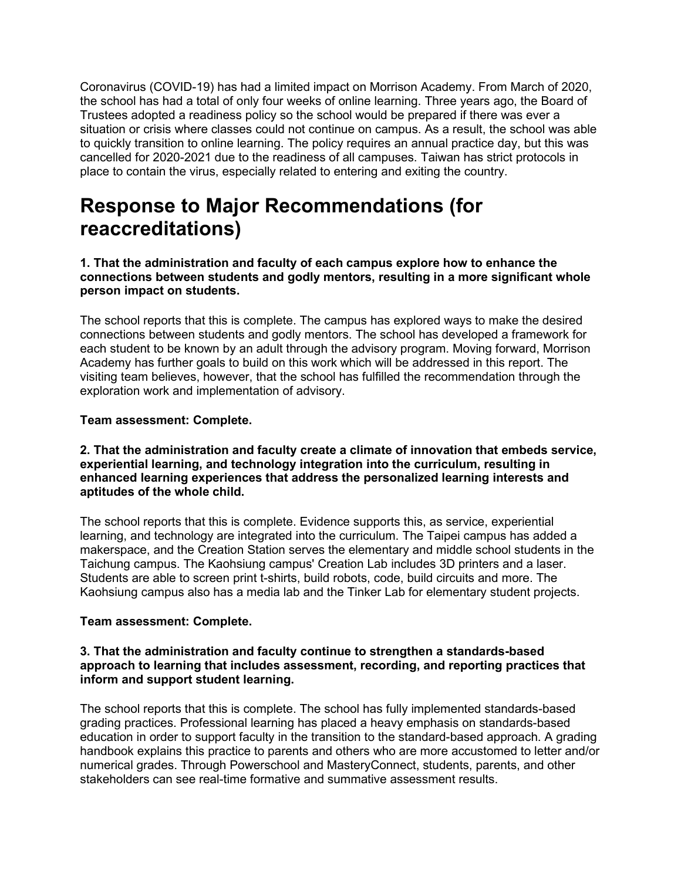Coronavirus (COVID-19) has had a limited impact on Morrison Academy. From March of 2020, the school has had a total of only four weeks of online learning. Three years ago, the Board of Trustees adopted a readiness policy so the school would be prepared if there was ever a situation or crisis where classes could not continue on campus. As a result, the school was able to quickly transition to online learning. The policy requires an annual practice day, but this was cancelled for 2020-2021 due to the readiness of all campuses. Taiwan has strict protocols in place to contain the virus, especially related to entering and exiting the country.

# Response to Major Recommendations (for reaccreditations)

**1. That the administration and faculty of each campus explore how to enhance the connections between students and godly mentors, resulting in a more significant whole person impact on students.**

The school reports that this is complete. The campus has explored ways to make the desired connections between students and godly mentors. The school has developed a framework for each student to be known by an adult through the advisory program. Moving forward, Morrison Academy has further goals to build on this work which will be addressed in this report. The visiting team believes, however, that the school has fulfilled the recommendation through the exploration work and implementation of advisory.

**Team assessment: Complete.**

**2. That the administration and faculty create a climate of innovation that embeds service, experiential learning, and technology integration into the curriculum, resulting in enhanced learning experiences that address the personalized learning interests and aptitudes of the whole child.**

The school reports that this is complete. Evidence supports this, as service, experiential learning, and technology are integrated into the curriculum. The Taipei campus has added a makerspace, and the Creation Station serves the elementary and middle school students in the Taichung campus. The Kaohsiung campus' Creation Lab includes 3D printers and a laser. Students are able to screen print t-shirts, build robots, code, build circuits and more. The Kaohsiung campus also has a media lab and the Tinker Lab for elementary student projects.

**Team assessment: Complete.**

**3. That the administration and faculty continue to strengthen a standards-based approach to learning that includes assessment, recording, and reporting practices that inform and support student learning.**

The school reports that this is complete. The school has fully implemented standards-based grading practices. Professional learning has placed a heavy emphasis on standards-based education in order to support faculty in the transition to the standard-based approach. A grading handbook explains this practice to parents and others who are more accustomed to letter and/or numerical grades. Through Powerschool and MasteryConnect, students, parents, and other stakeholders can see real-time formative and summative assessment results.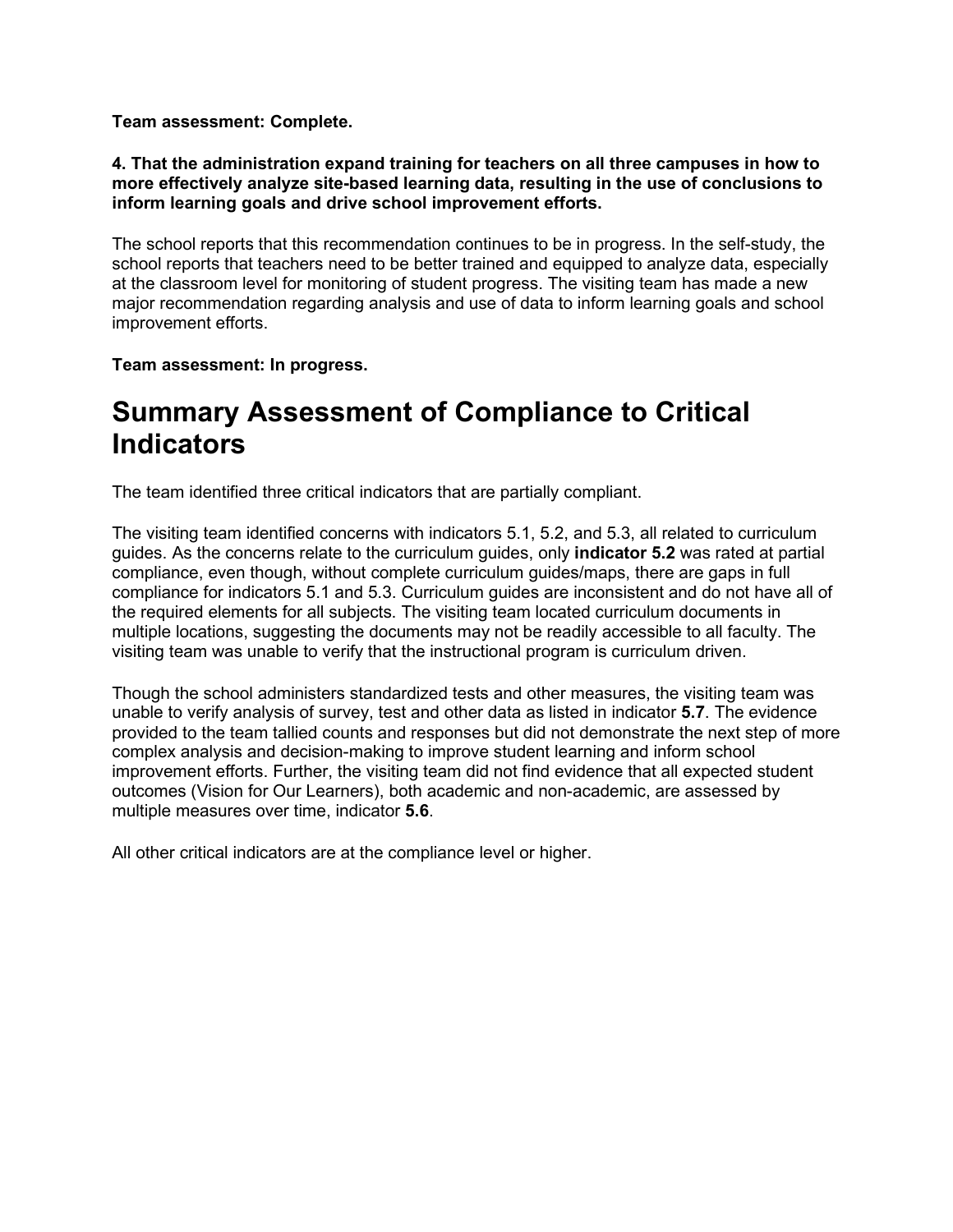**Team assessment: Complete.**

**4. That the administration expand training for teachers on all three campuses in how to more effectively analyze site-based learning data, resulting in the use of conclusions to inform learning goals and drive school improvement efforts.**

The school reports that this recommendation continues to be in progress. In the self-study, the school reports that teachers need to be better trained and equipped to analyze data, especially at the classroom level for monitoring of student progress. The visiting team has made a new major recommendation regarding analysis and use of data to inform learning goals and school improvement efforts.

**Team assessment: In progress.**

# Summary Assessment of Compliance to Critical Indicators

The team identified three critical indicators that are partially compliant.

The visiting team identified concerns with indicators 5.1, 5.2, and 5.3, all related to curriculum guides. As the concerns relate to the curriculum guides, only **indicator 5.2** was rated at partial compliance, even though, without complete curriculum guides/maps, there are gaps in full compliance for indicators 5.1 and 5.3. Curriculum guides are inconsistent and do not have all of the required elements for all subjects. The visiting team located curriculum documents in multiple locations, suggesting the documents may not be readily accessible to all faculty. The visiting team was unable to verify that the instructional program is curriculum driven.

Though the school administers standardized tests and other measures, the visiting team was unable to verify analysis of survey, test and other data as listed in indicator **5.7**. The evidence provided to the team tallied counts and responses but did not demonstrate the next step of more complex analysis and decision-making to improve student learning and inform school improvement efforts. Further, the visiting team did not find evidence that all expected student outcomes (Vision for Our Learners), both academic and non-academic, are assessed by multiple measures over time, indicator **5.6**.

All other critical indicators are at the compliance level or higher.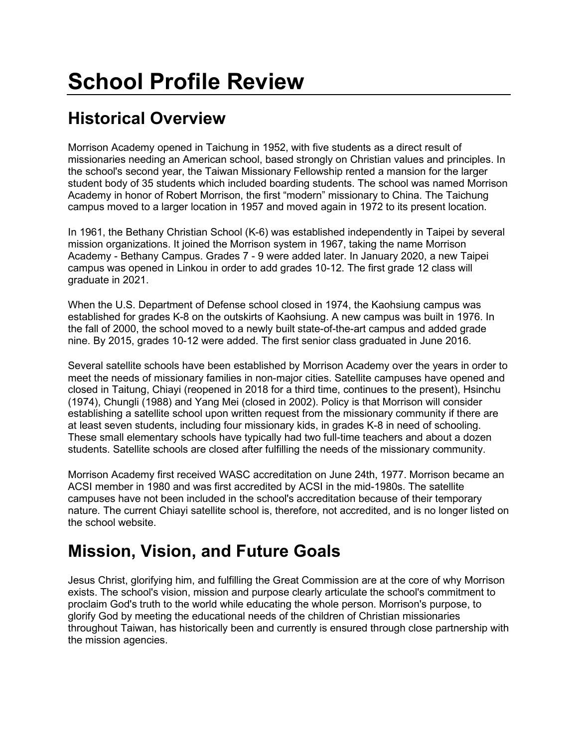# School Profile Review

## Historical Overview

Morrison Academy opened in Taichung in 1952, with five students as a direct result of missionaries needing an American school, based strongly on Christian values and principles. In the school's second year, the Taiwan Missionary Fellowship rented a mansion for the larger student body of 35 students which included boarding students. The school was named Morrison Academy in honor of Robert Morrison, the first “modern” missionary to China. The Taichung campus moved to a larger location in 1957 and moved again in 1972 to its present location.

In 1961, the Bethany Christian School (K-6) was established independently in Taipei by several mission organizations. It joined the Morrison system in 1967, taking the name Morrison Academy - Bethany Campus. Grades 7 - 9 were added later. In January 2020, a new Taipei campus was opened in Linkou in order to add grades 10-12. The first grade 12 class will graduate in 2021.

When the U.S. Department of Defense school closed in 1974, the Kaohsiung campus was established for grades K-8 on the outskirts of Kaohsiung. A new campus was built in 1976. In the fall of 2000, the school moved to a newly built state-of-the-art campus and added grade nine. By 2015, grades 10-12 were added. The first senior class graduated in June 2016.

Several satellite schools have been established by Morrison Academy over the years in order to meet the needs of missionary families in non-major cities. Satellite campuses have opened and closed in Taitung, Chiayi (reopened in 2018 for a third time, continues to the present), Hsinchu (1974), Chungli (1988) and Yang Mei (closed in 2002). Policy is that Morrison will consider establishing a satellite school upon written request from the missionary community if there are at least seven students, including four missionary kids, in grades K-8 in need of schooling. These small elementary schools have typically had two full-time teachers and about a dozen students. Satellite schools are closed after fulfilling the needs of the missionary community.

Morrison Academy first received WASC accreditation on June 24th, 1977. Morrison became an ACSI member in 1980 and was first accredited by ACSI in the mid-1980s. The satellite campuses have not been included in the school's accreditation because of their temporary nature. The current Chiayi satellite school is, therefore, not accredited, and is no longer listed on the school website.

## Mission, Vision, and Future Goals

Jesus Christ, glorifying him, and fulfilling the Great Commission are at the core of why Morrison exists. The school's vision, mission and purpose clearly articulate the school's commitment to proclaim God's truth to the world while educating the whole person. Morrison's purpose, to glorify God by meeting the educational needs of the children of Christian missionaries throughout Taiwan, has historically been and currently is ensured through close partnership with the mission agencies.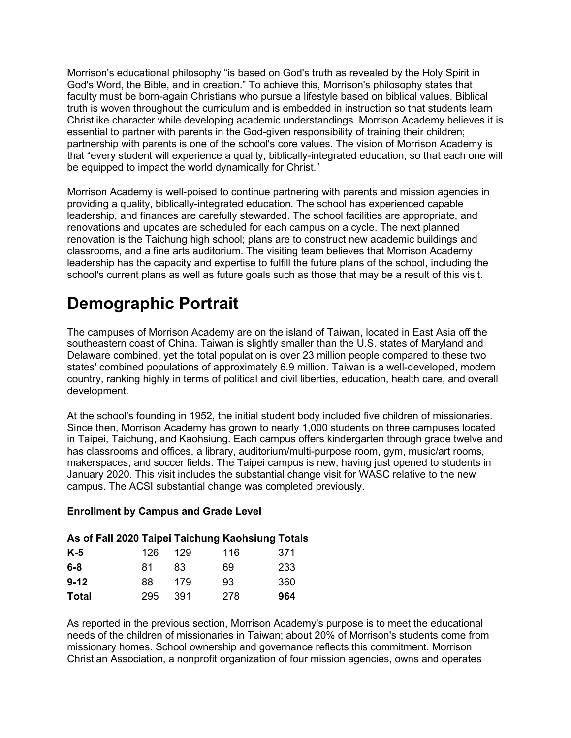Morrison's educational philosophy "is based on God's truth as revealed by the Holy Spirit in God's Word, the Bible, and in creation." To achieve this, Morrison's philosophy states that faculty must be born-again Christians who pursue a lifestyle based on biblical values. Biblical truth is woven throughout the curriculum and is embedded in instruction so that students learn Christlike character while developing academic understandings. Morrison Academy believes it is essential to partner with parents in the God-given responsibility of training their children; partnership with parents is one of the school's core values. The vision of Morrison Academy is that "every student will experience a quality, biblically-integrated education, so that each one will be equipped to impact the world dynamically for Christ."

Morrison Academy is well-poised to continue partnering with parents and mission agencies in providing a quality, biblically-integrated education. The school has experienced capable leadership, and finances are carefully stewarded. The school facilities are appropriate, and renovations and updates are scheduled for each campus on a cycle. The next planned renovation is the Taichung high school; plans are to construct new academic buildings and classrooms, and a fine arts auditorium. The visiting team believes that Morrison Academy leadership has the capacity and expertise to fulfill the future plans of the school, including the school's current plans as well as future goals such as those that may be a result of this visit.

# Demographic Portrait

The campuses of Morrison Academy are on the island of Taiwan, located in East Asia off the southeastern coast of China. Taiwan is slightly smaller than the U.S. states of Maryland and Delaware combined, yet the total population is over 23 million people compared to these two states' combined populations of approximately 6.9 million. Taiwan is a well-developed, modern country, ranking highly in terms of political and civil liberties, education, health care, and overall development.

At the school's founding in 1952, the initial student body included five children of missionaries. Since then, Morrison Academy has grown to nearly 1,000 students on three campuses located in Taipei, Taichung, and Kaohsiung. Each campus offers kindergarten through grade twelve and has classrooms and offices, a library, auditorium/multi-purpose room, gym, music/art rooms, makerspaces, and soccer fields. The Taipei campus is new, having just opened to students in January 2020. This visit includes the substantial change visit for WASC relative to the new campus. The ACSI substantial change was completed previously.

**Enrollment by Campus and Grade Level**

| **As of Fall 2020** | **Taipei** | **Taichung** | **Kaohsiung** | **Totals** |
|---|---|---|---|---|
| **K-5** | 126 | 129 | 116 | 371 |
| **6-8** | 81 | 83 | 69 | 233 |
| **9-12** | 88 | 179 | 93 | 360 |
| **Total** | 295 | 391 | 278 | **964** |

As reported in the previous section, Morrison Academy's purpose is to meet the educational needs of the children of missionaries in Taiwan; about 20% of Morrison's students come from missionary homes. School ownership and governance reflects this commitment. Morrison Christian Association, a nonprofit organization of four mission agencies, owns and operates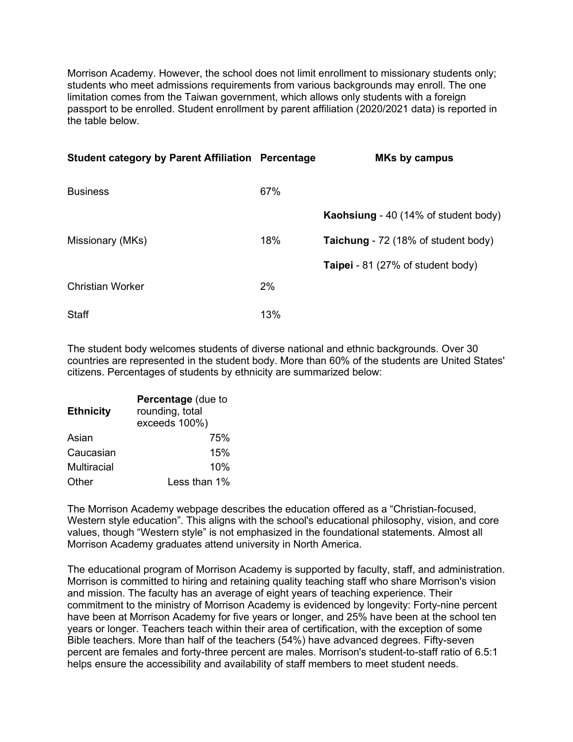Morrison Academy. However, the school does not limit enrollment to missionary students only; students who meet admissions requirements from various backgrounds may enroll. The one limitation comes from the Taiwan government, which allows only students with a foreign passport to be enrolled. Student enrollment by parent affiliation (2020/2021 data) is reported in the table below.

| Student category by Parent Affiliation | Percentage | MKs by campus |
|---|---|---|
| Business | 67% | |
| Missionary (MKs) | 18% | **Kaohsiung** - 40 (14% of student body)<br>**Taichung** - 72 (18% of student body)<br>**Taipei** - 81 (27% of student body) |
| Christian Worker | 2% | |
| Staff | 13% | |

The student body welcomes students of diverse national and ethnic backgrounds. Over 30 countries are represented in the student body. More than 60% of the students are United States' citizens. Percentages of students by ethnicity are summarized below:

| **Ethnicity** | **Percentage** (due to rounding, total exceeds 100%) |
|---|---|
| Asian | 75% |
| Caucasian | 15% |
| Multiracial | 10% |
| Other | Less than 1% |

The Morrison Academy webpage describes the education offered as a "Christian-focused, Western style education". This aligns with the school's educational philosophy, vision, and core values, though "Western style" is not emphasized in the foundational statements. Almost all Morrison Academy graduates attend university in North America.

The educational program of Morrison Academy is supported by faculty, staff, and administration. Morrison is committed to hiring and retaining quality teaching staff who share Morrison's vision and mission. The faculty has an average of eight years of teaching experience. Their commitment to the ministry of Morrison Academy is evidenced by longevity: Forty-nine percent have been at Morrison Academy for five years or longer, and 25% have been at the school ten years or longer. Teachers teach within their area of certification, with the exception of some Bible teachers. More than half of the teachers (54%) have advanced degrees. Fifty-seven percent are females and forty-three percent are males. Morrison's student-to-staff ratio of 6.5:1 helps ensure the accessibility and availability of staff members to meet student needs.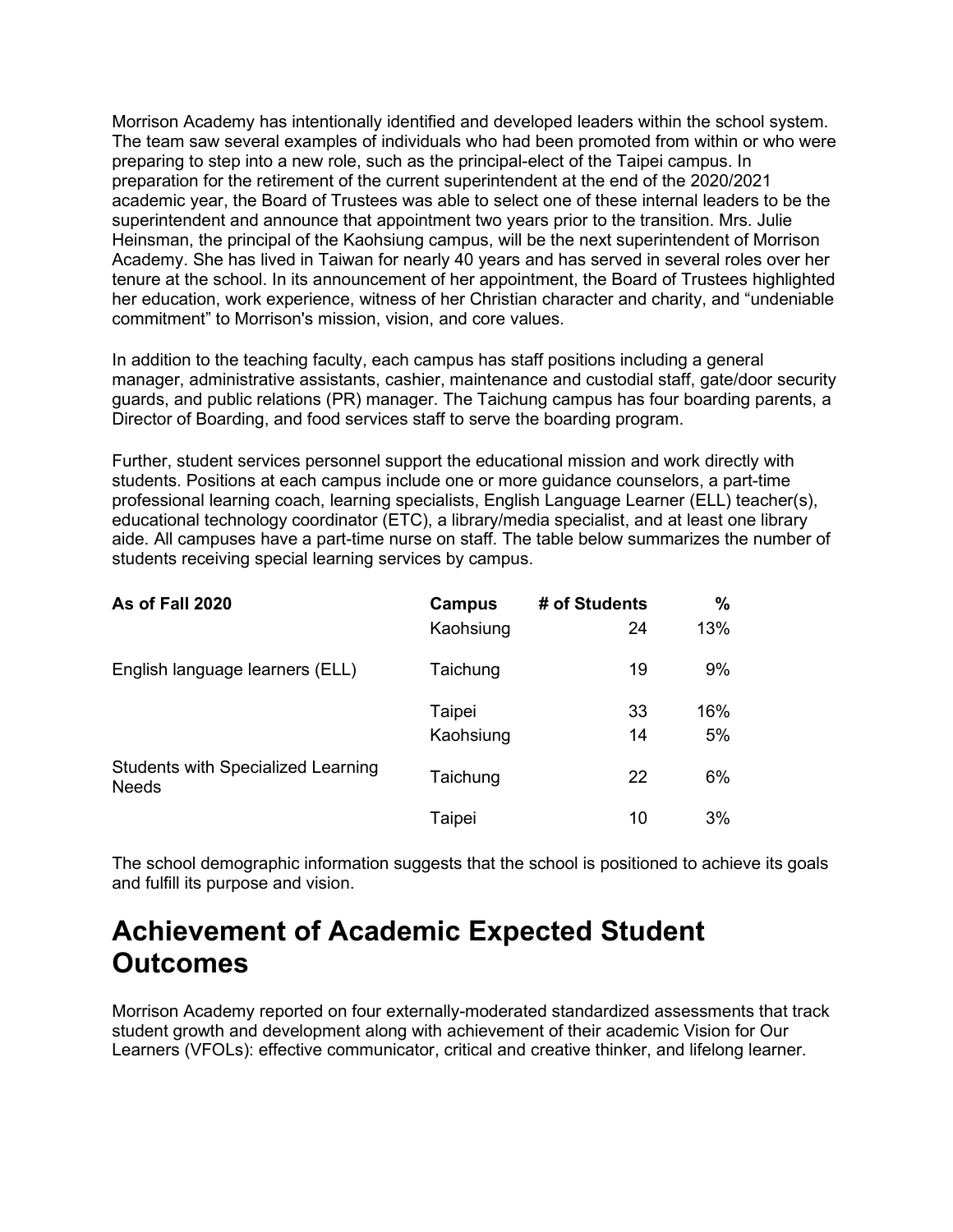Morrison Academy has intentionally identified and developed leaders within the school system. The team saw several examples of individuals who had been promoted from within or who were preparing to step into a new role, such as the principal-elect of the Taipei campus. In preparation for the retirement of the current superintendent at the end of the 2020/2021 academic year, the Board of Trustees was able to select one of these internal leaders to be the superintendent and announce that appointment two years prior to the transition. Mrs. Julie Heinsman, the principal of the Kaohsiung campus, will be the next superintendent of Morrison Academy. She has lived in Taiwan for nearly 40 years and has served in several roles over her tenure at the school. In its announcement of her appointment, the Board of Trustees highlighted her education, work experience, witness of her Christian character and charity, and "undeniable commitment" to Morrison's mission, vision, and core values.

In addition to the teaching faculty, each campus has staff positions including a general manager, administrative assistants, cashier, maintenance and custodial staff, gate/door security guards, and public relations (PR) manager. The Taichung campus has four boarding parents, a Director of Boarding, and food services staff to serve the boarding program.

Further, student services personnel support the educational mission and work directly with students. Positions at each campus include one or more guidance counselors, a part-time professional learning coach, learning specialists, English Language Learner (ELL) teacher(s), educational technology coordinator (ETC), a library/media specialist, and at least one library aide. All campuses have a part-time nurse on staff. The table below summarizes the number of students receiving special learning services by campus.

| As of Fall 2020 | Campus | # of Students | % |
|---|---|---|---|
| English language learners (ELL) | Kaohsiung | 24 | 13% |
| | Taichung | 19 | 9% |
| | Taipei | 33 | 16% |
| Students with Specialized Learning Needs | Kaohsiung | 14 | 5% |
| | Taichung | 22 | 6% |
| | Taipei | 10 | 3% |

The school demographic information suggests that the school is positioned to achieve its goals and fulfill its purpose and vision.

# Achievement of Academic Expected Student Outcomes

Morrison Academy reported on four externally-moderated standardized assessments that track student growth and development along with achievement of their academic Vision for Our Learners (VFOLs): effective communicator, critical and creative thinker, and lifelong learner.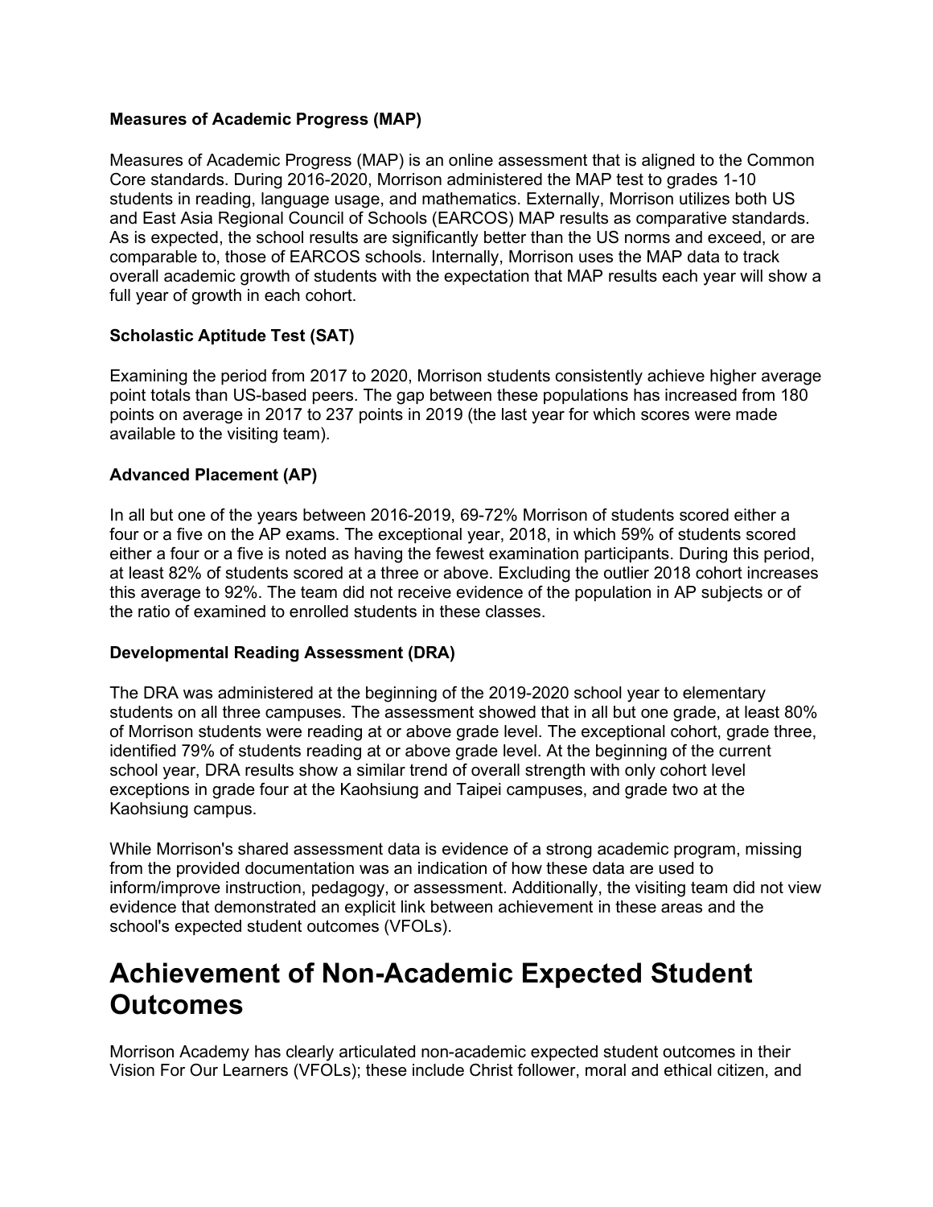**Measures of Academic Progress (MAP)**

Measures of Academic Progress (MAP) is an online assessment that is aligned to the Common Core standards. During 2016-2020, Morrison administered the MAP test to grades 1-10 students in reading, language usage, and mathematics. Externally, Morrison utilizes both US and East Asia Regional Council of Schools (EARCOS) MAP results as comparative standards. As is expected, the school results are significantly better than the US norms and exceed, or are comparable to, those of EARCOS schools. Internally, Morrison uses the MAP data to track overall academic growth of students with the expectation that MAP results each year will show a full year of growth in each cohort.

**Scholastic Aptitude Test (SAT)**

Examining the period from 2017 to 2020, Morrison students consistently achieve higher average point totals than US-based peers. The gap between these populations has increased from 180 points on average in 2017 to 237 points in 2019 (the last year for which scores were made available to the visiting team).

**Advanced Placement (AP)**

In all but one of the years between 2016-2019, 69-72% Morrison of students scored either a four or a five on the AP exams. The exceptional year, 2018, in which 59% of students scored either a four or a five is noted as having the fewest examination participants. During this period, at least 82% of students scored at a three or above. Excluding the outlier 2018 cohort increases this average to 92%. The team did not receive evidence of the population in AP subjects or of the ratio of examined to enrolled students in these classes.

**Developmental Reading Assessment (DRA)**

The DRA was administered at the beginning of the 2019-2020 school year to elementary students on all three campuses. The assessment showed that in all but one grade, at least 80% of Morrison students were reading at or above grade level. The exceptional cohort, grade three, identified 79% of students reading at or above grade level. At the beginning of the current school year, DRA results show a similar trend of overall strength with only cohort level exceptions in grade four at the Kaohsiung and Taipei campuses, and grade two at the Kaohsiung campus.

While Morrison's shared assessment data is evidence of a strong academic program, missing from the provided documentation was an indication of how these data are used to inform/improve instruction, pedagogy, or assessment. Additionally, the visiting team did not view evidence that demonstrated an explicit link between achievement in these areas and the school's expected student outcomes (VFOLs).

# Achievement of Non-Academic Expected Student Outcomes

Morrison Academy has clearly articulated non-academic expected student outcomes in their Vision For Our Learners (VFOLs); these include Christ follower, moral and ethical citizen, and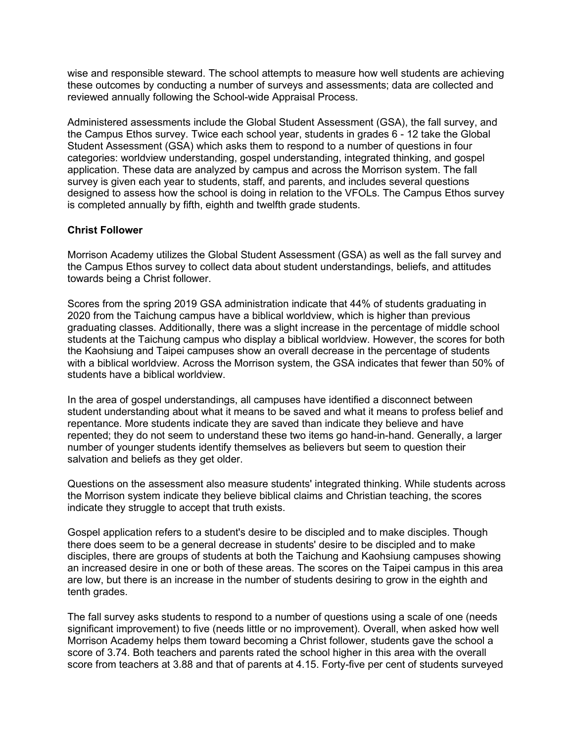wise and responsible steward. The school attempts to measure how well students are achieving these outcomes by conducting a number of surveys and assessments; data are collected and reviewed annually following the School-wide Appraisal Process.

Administered assessments include the Global Student Assessment (GSA), the fall survey, and the Campus Ethos survey. Twice each school year, students in grades 6 - 12 take the Global Student Assessment (GSA) which asks them to respond to a number of questions in four categories: worldview understanding, gospel understanding, integrated thinking, and gospel application. These data are analyzed by campus and across the Morrison system. The fall survey is given each year to students, staff, and parents, and includes several questions designed to assess how the school is doing in relation to the VFOLs. The Campus Ethos survey is completed annually by fifth, eighth and twelfth grade students.

**Christ Follower**

Morrison Academy utilizes the Global Student Assessment (GSA) as well as the fall survey and the Campus Ethos survey to collect data about student understandings, beliefs, and attitudes towards being a Christ follower.

Scores from the spring 2019 GSA administration indicate that 44% of students graduating in 2020 from the Taichung campus have a biblical worldview, which is higher than previous graduating classes. Additionally, there was a slight increase in the percentage of middle school students at the Taichung campus who display a biblical worldview. However, the scores for both the Kaohsiung and Taipei campuses show an overall decrease in the percentage of students with a biblical worldview. Across the Morrison system, the GSA indicates that fewer than 50% of students have a biblical worldview.

In the area of gospel understandings, all campuses have identified a disconnect between student understanding about what it means to be saved and what it means to profess belief and repentance. More students indicate they are saved than indicate they believe and have repented; they do not seem to understand these two items go hand-in-hand. Generally, a larger number of younger students identify themselves as believers but seem to question their salvation and beliefs as they get older.

Questions on the assessment also measure students' integrated thinking. While students across the Morrison system indicate they believe biblical claims and Christian teaching, the scores indicate they struggle to accept that truth exists.

Gospel application refers to a student's desire to be discipled and to make disciples. Though there does seem to be a general decrease in students' desire to be discipled and to make disciples, there are groups of students at both the Taichung and Kaohsiung campuses showing an increased desire in one or both of these areas. The scores on the Taipei campus in this area are low, but there is an increase in the number of students desiring to grow in the eighth and tenth grades.

The fall survey asks students to respond to a number of questions using a scale of one (needs significant improvement) to five (needs little or no improvement). Overall, when asked how well Morrison Academy helps them toward becoming a Christ follower, students gave the school a score of 3.74. Both teachers and parents rated the school higher in this area with the overall score from teachers at 3.88 and that of parents at 4.15. Forty-five per cent of students surveyed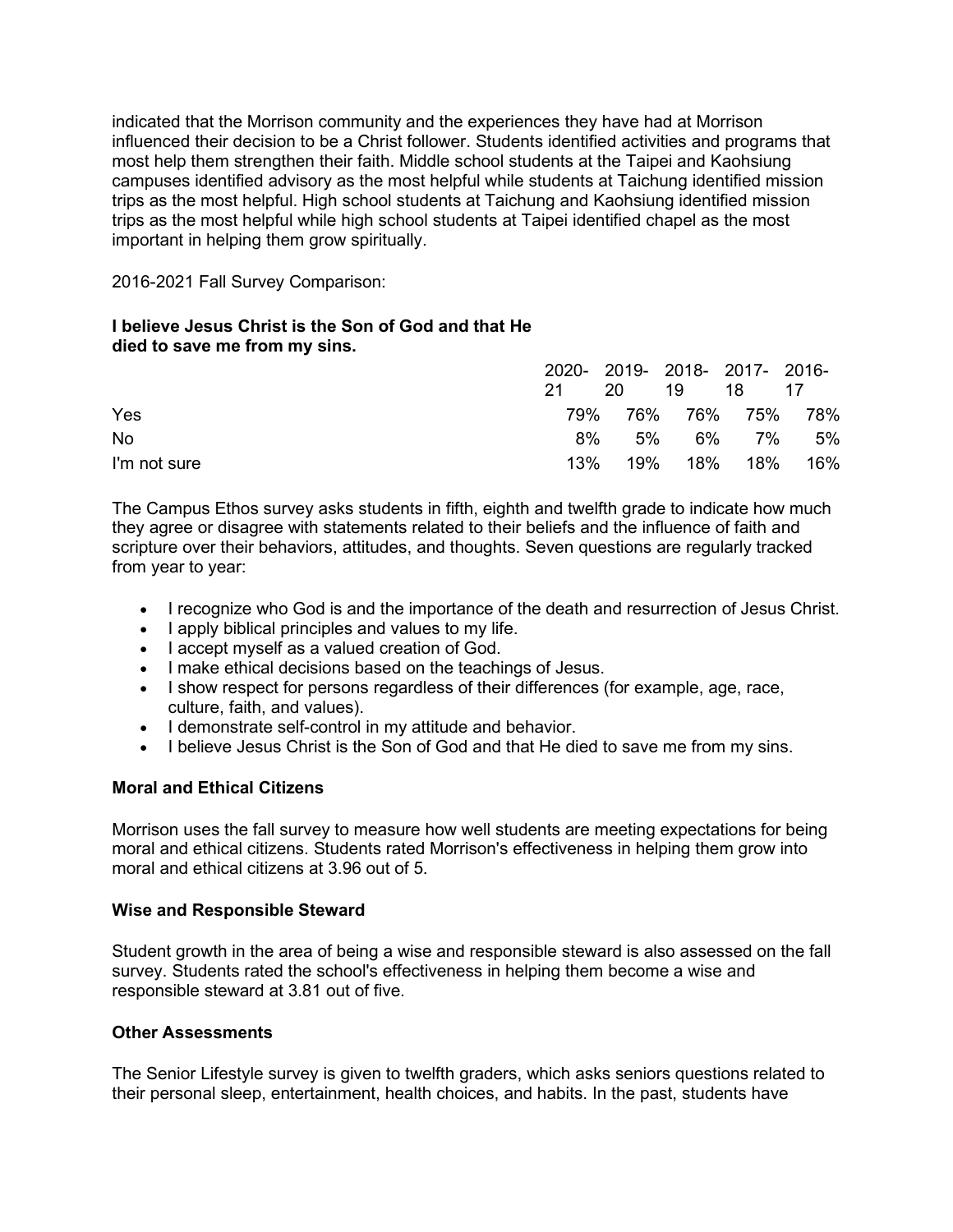indicated that the Morrison community and the experiences they have had at Morrison influenced their decision to be a Christ follower. Students identified activities and programs that most help them strengthen their faith. Middle school students at the Taipei and Kaohsiung campuses identified advisory as the most helpful while students at Taichung identified mission trips as the most helpful. High school students at Taichung and Kaohsiung identified mission trips as the most helpful while high school students at Taipei identified chapel as the most important in helping them grow spiritually.

2016-2021 Fall Survey Comparison:

**I believe Jesus Christ is the Son of God and that He died to save me from my sins.**

| | 2020-21 | 2019-20 | 2018-19 | 2017-18 | 2016-17 |
|---|---|---|---|---|---|
| Yes | 79% | 76% | 76% | 75% | 78% |
| No | 8% | 5% | 6% | 7% | 5% |
| I'm not sure | 13% | 19% | 18% | 18% | 16% |

The Campus Ethos survey asks students in fifth, eighth and twelfth grade to indicate how much they agree or disagree with statements related to their beliefs and the influence of faith and scripture over their behaviors, attitudes, and thoughts. Seven questions are regularly tracked from year to year:

- I recognize who God is and the importance of the death and resurrection of Jesus Christ.
- I apply biblical principles and values to my life.
- I accept myself as a valued creation of God.
- I make ethical decisions based on the teachings of Jesus.
- I show respect for persons regardless of their differences (for example, age, race, culture, faith, and values).
- I demonstrate self-control in my attitude and behavior.
- I believe Jesus Christ is the Son of God and that He died to save me from my sins.

### Moral and Ethical Citizens

Morrison uses the fall survey to measure how well students are meeting expectations for being moral and ethical citizens. Students rated Morrison's effectiveness in helping them grow into moral and ethical citizens at 3.96 out of 5.

### Wise and Responsible Steward

Student growth in the area of being a wise and responsible steward is also assessed on the fall survey. Students rated the school's effectiveness in helping them become a wise and responsible steward at 3.81 out of five.

### Other Assessments

The Senior Lifestyle survey is given to twelfth graders, which asks seniors questions related to their personal sleep, entertainment, health choices, and habits. In the past, students have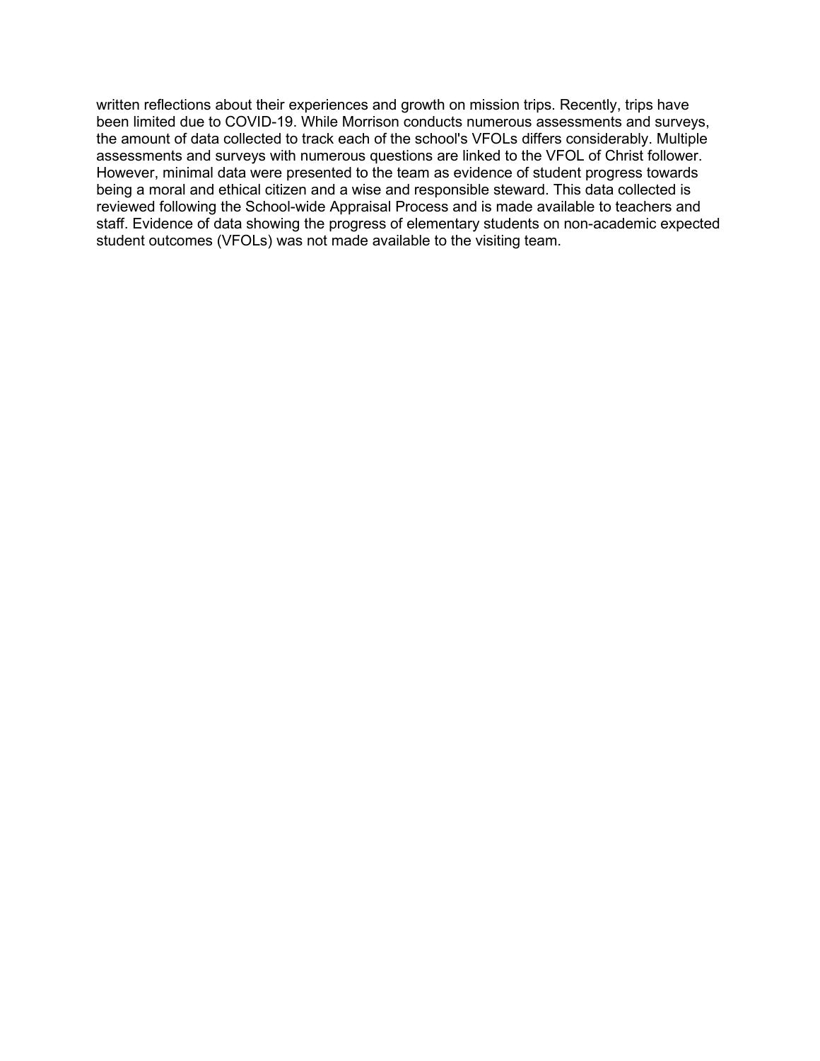written reflections about their experiences and growth on mission trips. Recently, trips have been limited due to COVID-19. While Morrison conducts numerous assessments and surveys, the amount of data collected to track each of the school's VFOLs differs considerably. Multiple assessments and surveys with numerous questions are linked to the VFOL of Christ follower. However, minimal data were presented to the team as evidence of student progress towards being a moral and ethical citizen and a wise and responsible steward. This data collected is reviewed following the School-wide Appraisal Process and is made available to teachers and staff. Evidence of data showing the progress of elementary students on non-academic expected student outcomes (VFOLs) was not made available to the visiting team.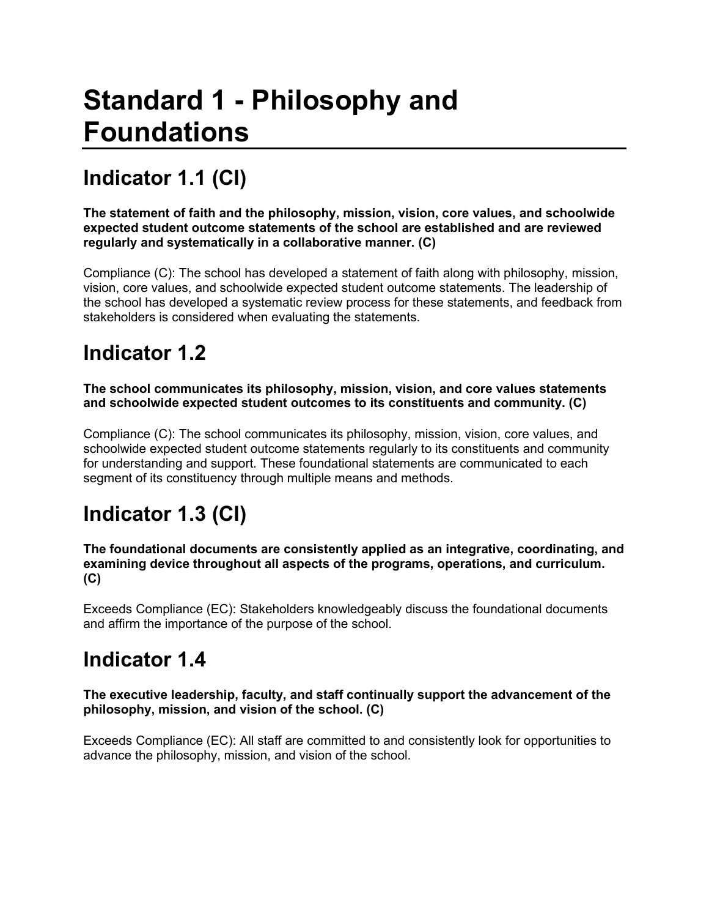# Standard 1 - Philosophy and Foundations

## Indicator 1.1 (CI)

**The statement of faith and the philosophy, mission, vision, core values, and schoolwide expected student outcome statements of the school are established and are reviewed regularly and systematically in a collaborative manner. (C)**

Compliance (C): The school has developed a statement of faith along with philosophy, mission, vision, core values, and schoolwide expected student outcome statements. The leadership of the school has developed a systematic review process for these statements, and feedback from stakeholders is considered when evaluating the statements.

## Indicator 1.2

**The school communicates its philosophy, mission, vision, and core values statements and schoolwide expected student outcomes to its constituents and community. (C)**

Compliance (C): The school communicates its philosophy, mission, vision, core values, and schoolwide expected student outcome statements regularly to its constituents and community for understanding and support. These foundational statements are communicated to each segment of its constituency through multiple means and methods.

## Indicator 1.3 (CI)

**The foundational documents are consistently applied as an integrative, coordinating, and examining device throughout all aspects of the programs, operations, and curriculum. (C)**

Exceeds Compliance (EC): Stakeholders knowledgeably discuss the foundational documents and affirm the importance of the purpose of the school.

## Indicator 1.4

**The executive leadership, faculty, and staff continually support the advancement of the philosophy, mission, and vision of the school. (C)**

Exceeds Compliance (EC): All staff are committed to and consistently look for opportunities to advance the philosophy, mission, and vision of the school.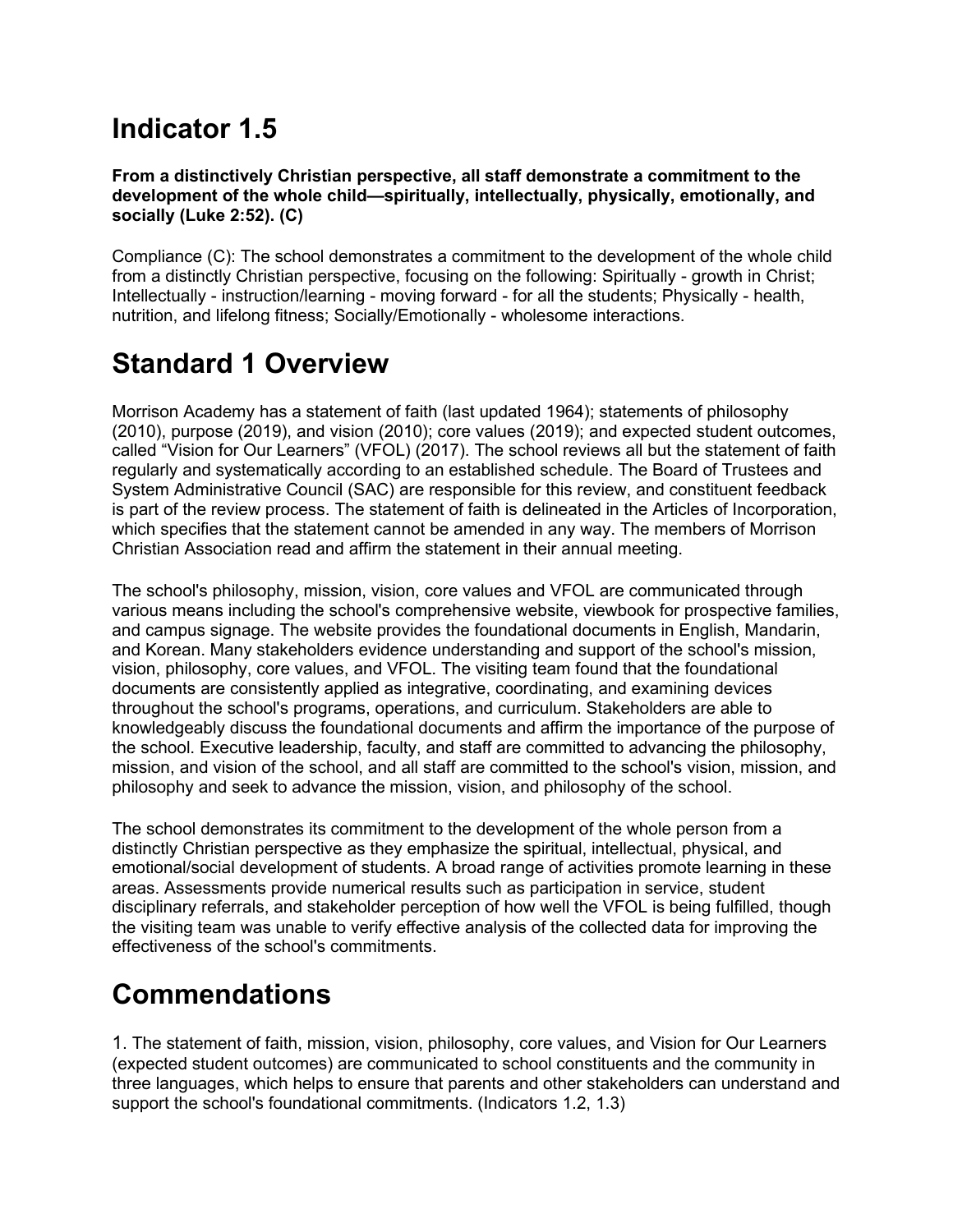# Indicator 1.5

**From a distinctively Christian perspective, all staff demonstrate a commitment to the development of the whole child—spiritually, intellectually, physically, emotionally, and socially (Luke 2:52). (C)**

Compliance (C): The school demonstrates a commitment to the development of the whole child from a distinctly Christian perspective, focusing on the following: Spiritually - growth in Christ; Intellectually - instruction/learning - moving forward - for all the students; Physically - health, nutrition, and lifelong fitness; Socially/Emotionally - wholesome interactions.

# Standard 1 Overview

Morrison Academy has a statement of faith (last updated 1964); statements of philosophy (2010), purpose (2019), and vision (2010); core values (2019); and expected student outcomes, called "Vision for Our Learners" (VFOL) (2017). The school reviews all but the statement of faith regularly and systematically according to an established schedule. The Board of Trustees and System Administrative Council (SAC) are responsible for this review, and constituent feedback is part of the review process. The statement of faith is delineated in the Articles of Incorporation, which specifies that the statement cannot be amended in any way. The members of Morrison Christian Association read and affirm the statement in their annual meeting.

The school's philosophy, mission, vision, core values and VFOL are communicated through various means including the school's comprehensive website, viewbook for prospective families, and campus signage. The website provides the foundational documents in English, Mandarin, and Korean. Many stakeholders evidence understanding and support of the school's mission, vision, philosophy, core values, and VFOL. The visiting team found that the foundational documents are consistently applied as integrative, coordinating, and examining devices throughout the school's programs, operations, and curriculum. Stakeholders are able to knowledgeably discuss the foundational documents and affirm the importance of the purpose of the school. Executive leadership, faculty, and staff are committed to advancing the philosophy, mission, and vision of the school, and all staff are committed to the school's vision, mission, and philosophy and seek to advance the mission, vision, and philosophy of the school.

The school demonstrates its commitment to the development of the whole person from a distinctly Christian perspective as they emphasize the spiritual, intellectual, physical, and emotional/social development of students. A broad range of activities promote learning in these areas. Assessments provide numerical results such as participation in service, student disciplinary referrals, and stakeholder perception of how well the VFOL is being fulfilled, though the visiting team was unable to verify effective analysis of the collected data for improving the effectiveness of the school's commitments.

# Commendations

1. The statement of faith, mission, vision, philosophy, core values, and Vision for Our Learners (expected student outcomes) are communicated to school constituents and the community in three languages, which helps to ensure that parents and other stakeholders can understand and support the school's foundational commitments. (Indicators 1.2, 1.3)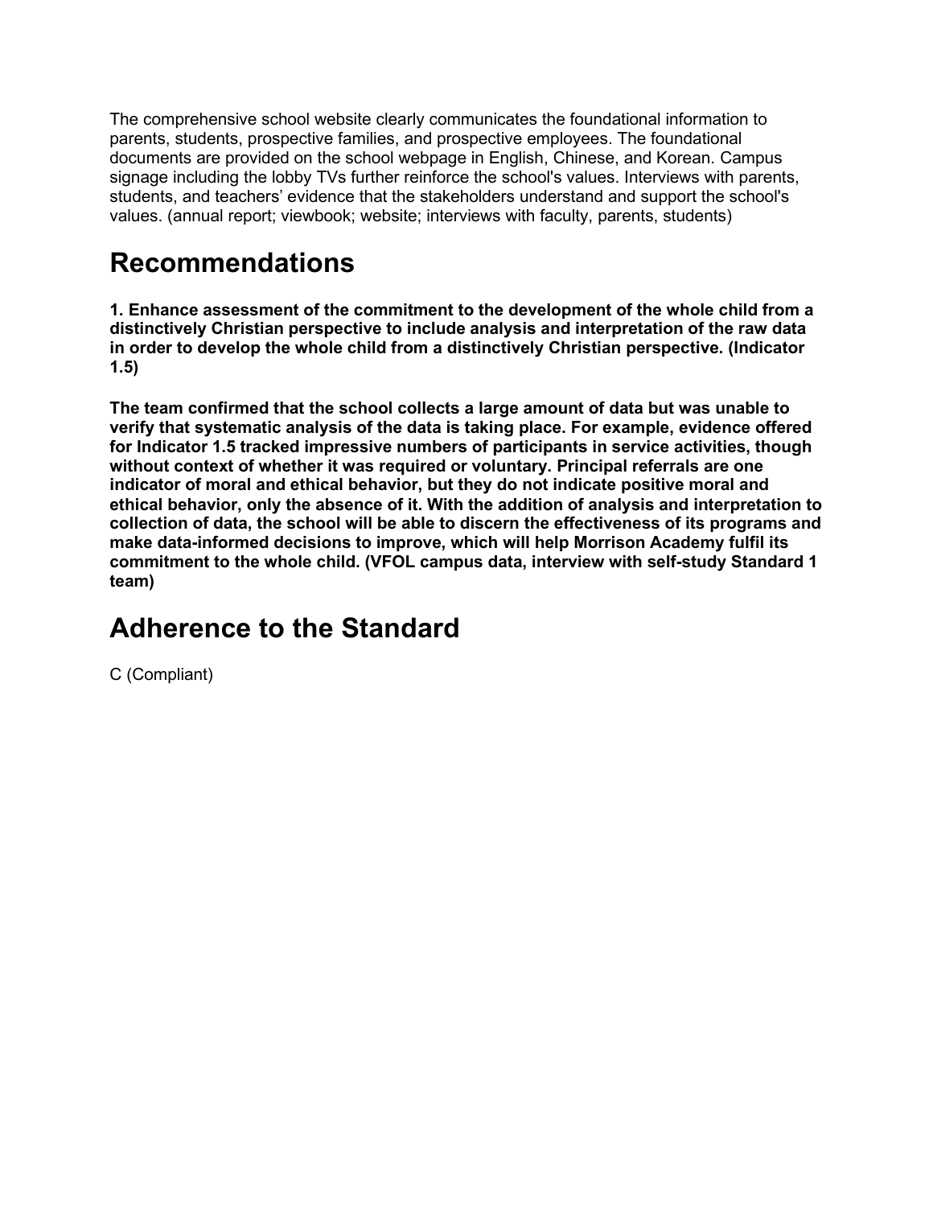The comprehensive school website clearly communicates the foundational information to parents, students, prospective families, and prospective employees. The foundational documents are provided on the school webpage in English, Chinese, and Korean. Campus signage including the lobby TVs further reinforce the school's values. Interviews with parents, students, and teachers' evidence that the stakeholders understand and support the school's values. (annual report; viewbook; website; interviews with faculty, parents, students)

# Recommendations

**1. Enhance assessment of the commitment to the development of the whole child from a distinctively Christian perspective to include analysis and interpretation of the raw data in order to develop the whole child from a distinctively Christian perspective. (Indicator 1.5)**

**The team confirmed that the school collects a large amount of data but was unable to verify that systematic analysis of the data is taking place. For example, evidence offered for Indicator 1.5 tracked impressive numbers of participants in service activities, though without context of whether it was required or voluntary. Principal referrals are one indicator of moral and ethical behavior, but they do not indicate positive moral and ethical behavior, only the absence of it. With the addition of analysis and interpretation to collection of data, the school will be able to discern the effectiveness of its programs and make data-informed decisions to improve, which will help Morrison Academy fulfil its commitment to the whole child. (VFOL campus data, interview with self-study Standard 1 team)**

# Adherence to the Standard

C (Compliant)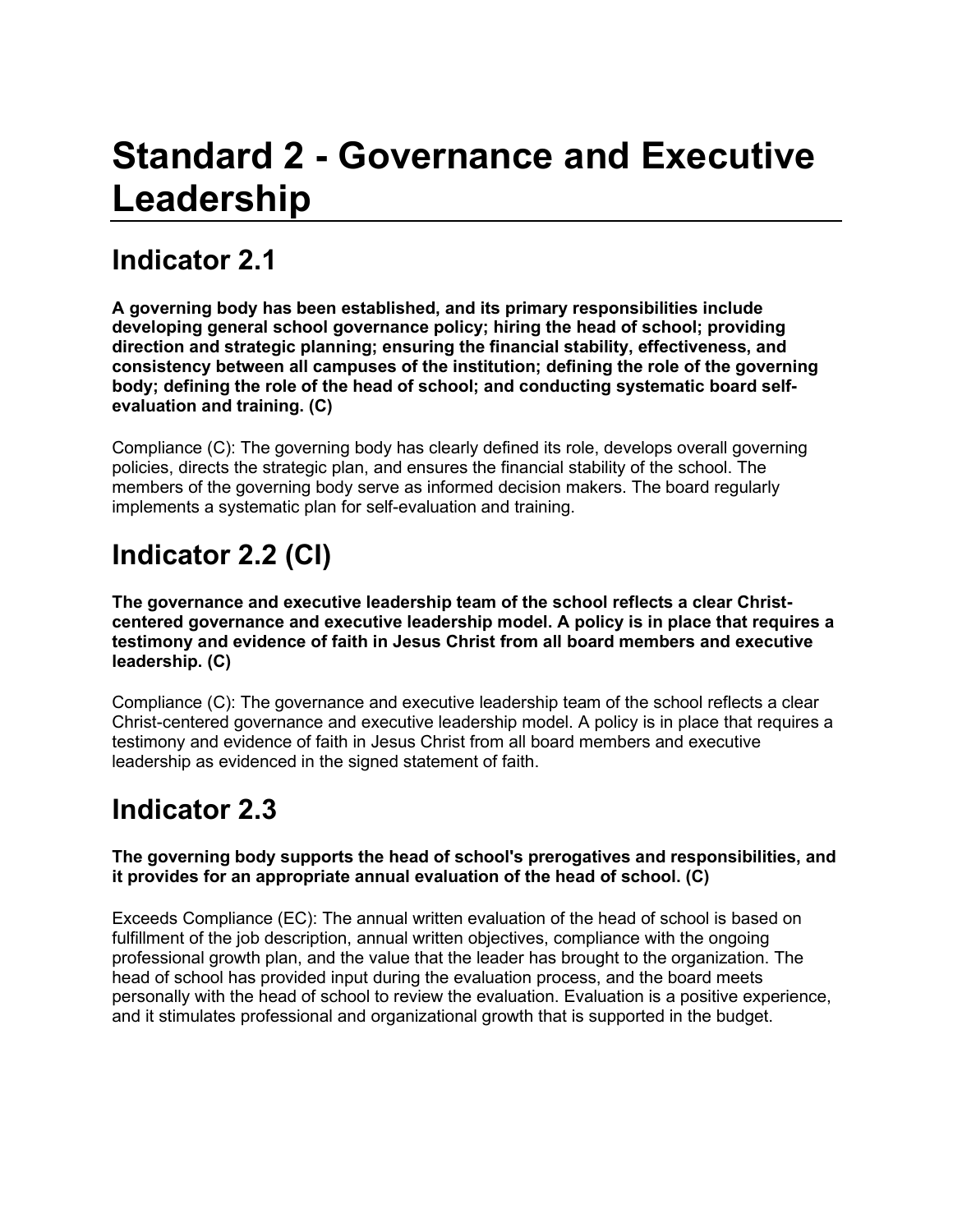# Standard 2 - Governance and Executive Leadership

## Indicator 2.1

**A governing body has been established, and its primary responsibilities include developing general school governance policy; hiring the head of school; providing direction and strategic planning; ensuring the financial stability, effectiveness, and consistency between all campuses of the institution; defining the role of the governing body; defining the role of the head of school; and conducting systematic board self-evaluation and training. (C)**

Compliance (C): The governing body has clearly defined its role, develops overall governing policies, directs the strategic plan, and ensures the financial stability of the school. The members of the governing body serve as informed decision makers. The board regularly implements a systematic plan for self-evaluation and training.

## Indicator 2.2 (CI)

**The governance and executive leadership team of the school reflects a clear Christ-centered governance and executive leadership model. A policy is in place that requires a testimony and evidence of faith in Jesus Christ from all board members and executive leadership. (C)**

Compliance (C): The governance and executive leadership team of the school reflects a clear Christ-centered governance and executive leadership model. A policy is in place that requires a testimony and evidence of faith in Jesus Christ from all board members and executive leadership as evidenced in the signed statement of faith.

## Indicator 2.3

**The governing body supports the head of school's prerogatives and responsibilities, and it provides for an appropriate annual evaluation of the head of school. (C)**

Exceeds Compliance (EC): The annual written evaluation of the head of school is based on fulfillment of the job description, annual written objectives, compliance with the ongoing professional growth plan, and the value that the leader has brought to the organization. The head of school has provided input during the evaluation process, and the board meets personally with the head of school to review the evaluation. Evaluation is a positive experience, and it stimulates professional and organizational growth that is supported in the budget.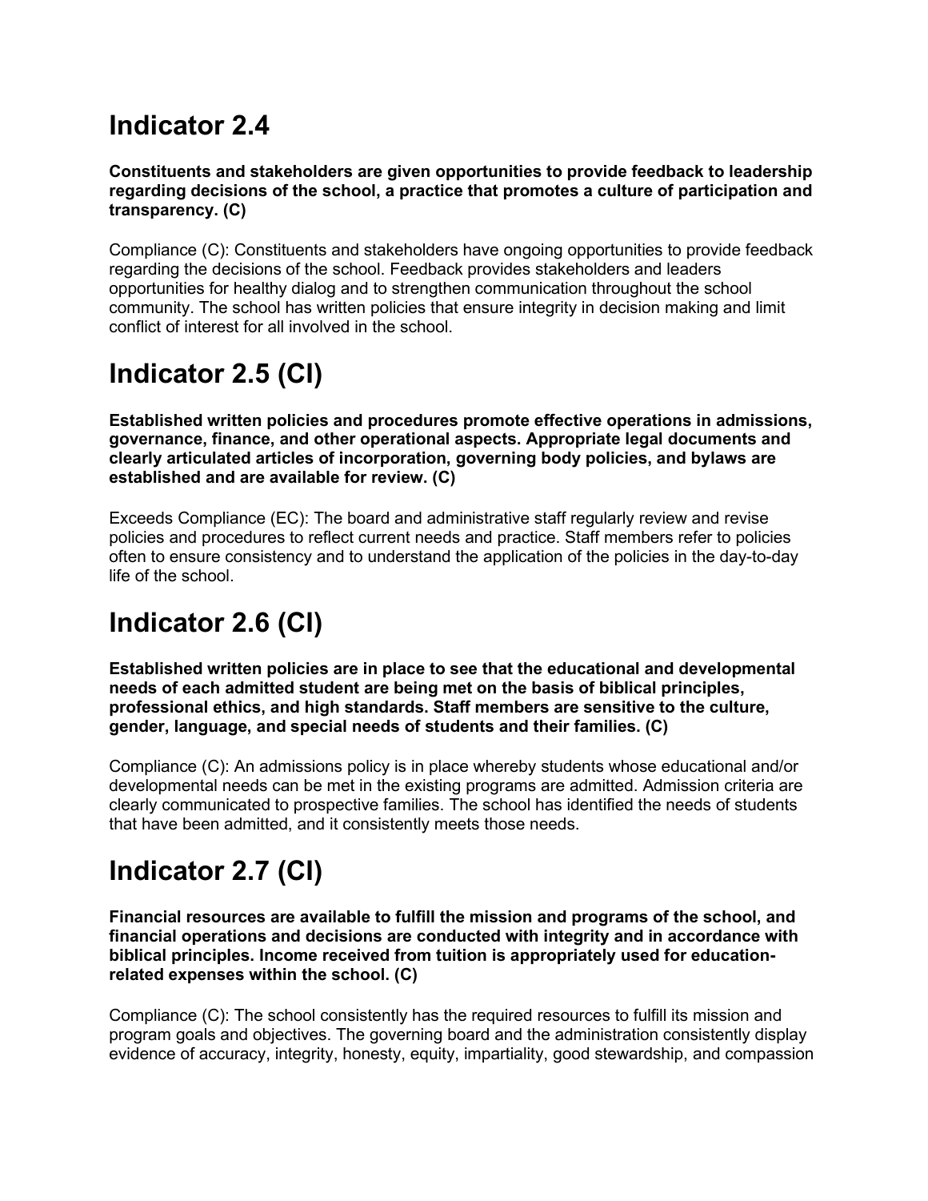# Indicator 2.4

**Constituents and stakeholders are given opportunities to provide feedback to leadership regarding decisions of the school, a practice that promotes a culture of participation and transparency. (C)**

Compliance (C): Constituents and stakeholders have ongoing opportunities to provide feedback regarding the decisions of the school. Feedback provides stakeholders and leaders opportunities for healthy dialog and to strengthen communication throughout the school community. The school has written policies that ensure integrity in decision making and limit conflict of interest for all involved in the school.

# Indicator 2.5 (CI)

**Established written policies and procedures promote effective operations in admissions, governance, finance, and other operational aspects. Appropriate legal documents and clearly articulated articles of incorporation, governing body policies, and bylaws are established and are available for review. (C)**

Exceeds Compliance (EC): The board and administrative staff regularly review and revise policies and procedures to reflect current needs and practice. Staff members refer to policies often to ensure consistency and to understand the application of the policies in the day-to-day life of the school.

# Indicator 2.6 (CI)

**Established written policies are in place to see that the educational and developmental needs of each admitted student are being met on the basis of biblical principles, professional ethics, and high standards. Staff members are sensitive to the culture, gender, language, and special needs of students and their families. (C)**

Compliance (C): An admissions policy is in place whereby students whose educational and/or developmental needs can be met in the existing programs are admitted. Admission criteria are clearly communicated to prospective families. The school has identified the needs of students that have been admitted, and it consistently meets those needs.

# Indicator 2.7 (CI)

**Financial resources are available to fulfill the mission and programs of the school, and financial operations and decisions are conducted with integrity and in accordance with biblical principles. Income received from tuition is appropriately used for education-related expenses within the school. (C)**

Compliance (C): The school consistently has the required resources to fulfill its mission and program goals and objectives. The governing board and the administration consistently display evidence of accuracy, integrity, honesty, equity, impartiality, good stewardship, and compassion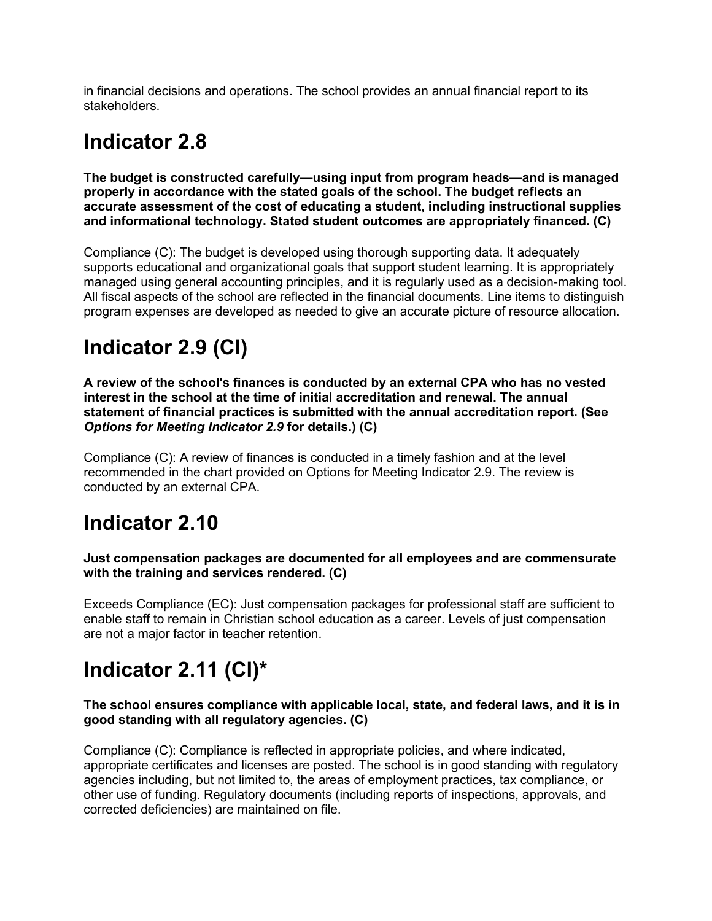in financial decisions and operations. The school provides an annual financial report to its stakeholders.

# Indicator 2.8

**The budget is constructed carefully—using input from program heads—and is managed properly in accordance with the stated goals of the school. The budget reflects an accurate assessment of the cost of educating a student, including instructional supplies and informational technology. Stated student outcomes are appropriately financed. (C)**

Compliance (C): The budget is developed using thorough supporting data. It adequately supports educational and organizational goals that support student learning. It is appropriately managed using general accounting principles, and it is regularly used as a decision-making tool. All fiscal aspects of the school are reflected in the financial documents. Line items to distinguish program expenses are developed as needed to give an accurate picture of resource allocation.

# Indicator 2.9 (CI)

**A review of the school's finances is conducted by an external CPA who has no vested interest in the school at the time of initial accreditation and renewal. The annual statement of financial practices is submitted with the annual accreditation report. (See *Options for Meeting Indicator 2.9* for details.) (C)**

Compliance (C): A review of finances is conducted in a timely fashion and at the level recommended in the chart provided on Options for Meeting Indicator 2.9. The review is conducted by an external CPA.

# Indicator 2.10

**Just compensation packages are documented for all employees and are commensurate with the training and services rendered. (C)**

Exceeds Compliance (EC): Just compensation packages for professional staff are sufficient to enable staff to remain in Christian school education as a career. Levels of just compensation are not a major factor in teacher retention.

# Indicator 2.11 (CI)*

**The school ensures compliance with applicable local, state, and federal laws, and it is in good standing with all regulatory agencies. (C)**

Compliance (C): Compliance is reflected in appropriate policies, and where indicated, appropriate certificates and licenses are posted. The school is in good standing with regulatory agencies including, but not limited to, the areas of employment practices, tax compliance, or other use of funding. Regulatory documents (including reports of inspections, approvals, and corrected deficiencies) are maintained on file.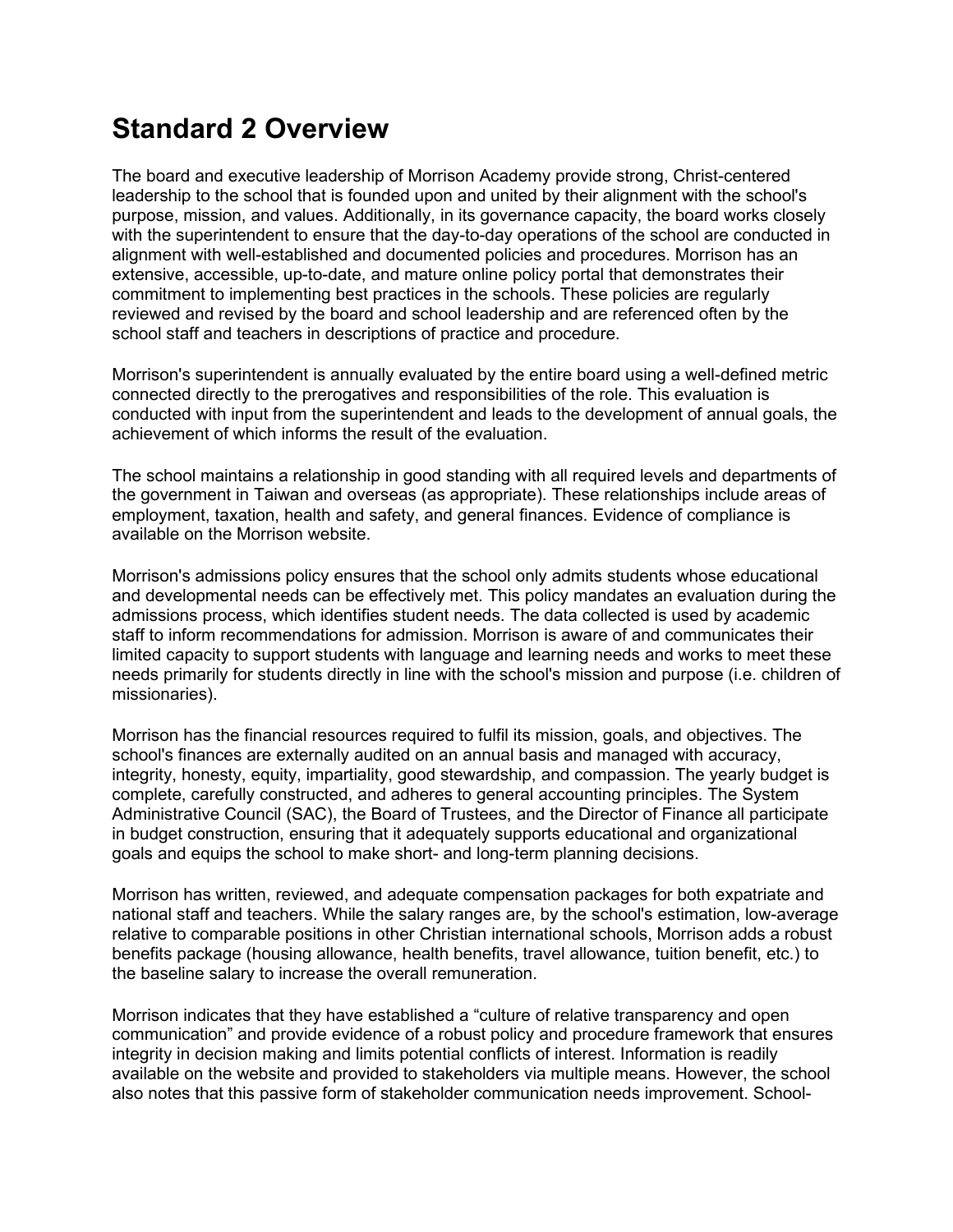# Standard 2 Overview

The board and executive leadership of Morrison Academy provide strong, Christ-centered leadership to the school that is founded upon and united by their alignment with the school's purpose, mission, and values. Additionally, in its governance capacity, the board works closely with the superintendent to ensure that the day-to-day operations of the school are conducted in alignment with well-established and documented policies and procedures. Morrison has an extensive, accessible, up-to-date, and mature online policy portal that demonstrates their commitment to implementing best practices in the schools. These policies are regularly reviewed and revised by the board and school leadership and are referenced often by the school staff and teachers in descriptions of practice and procedure.

Morrison's superintendent is annually evaluated by the entire board using a well-defined metric connected directly to the prerogatives and responsibilities of the role. This evaluation is conducted with input from the superintendent and leads to the development of annual goals, the achievement of which informs the result of the evaluation.

The school maintains a relationship in good standing with all required levels and departments of the government in Taiwan and overseas (as appropriate). These relationships include areas of employment, taxation, health and safety, and general finances. Evidence of compliance is available on the Morrison website.

Morrison's admissions policy ensures that the school only admits students whose educational and developmental needs can be effectively met. This policy mandates an evaluation during the admissions process, which identifies student needs. The data collected is used by academic staff to inform recommendations for admission. Morrison is aware of and communicates their limited capacity to support students with language and learning needs and works to meet these needs primarily for students directly in line with the school's mission and purpose (i.e. children of missionaries).

Morrison has the financial resources required to fulfil its mission, goals, and objectives. The school's finances are externally audited on an annual basis and managed with accuracy, integrity, honesty, equity, impartiality, good stewardship, and compassion. The yearly budget is complete, carefully constructed, and adheres to general accounting principles. The System Administrative Council (SAC), the Board of Trustees, and the Director of Finance all participate in budget construction, ensuring that it adequately supports educational and organizational goals and equips the school to make short- and long-term planning decisions.

Morrison has written, reviewed, and adequate compensation packages for both expatriate and national staff and teachers. While the salary ranges are, by the school's estimation, low-average relative to comparable positions in other Christian international schools, Morrison adds a robust benefits package (housing allowance, health benefits, travel allowance, tuition benefit, etc.) to the baseline salary to increase the overall remuneration.

Morrison indicates that they have established a "culture of relative transparency and open communication" and provide evidence of a robust policy and procedure framework that ensures integrity in decision making and limits potential conflicts of interest. Information is readily available on the website and provided to stakeholders via multiple means. However, the school also notes that this passive form of stakeholder communication needs improvement. School-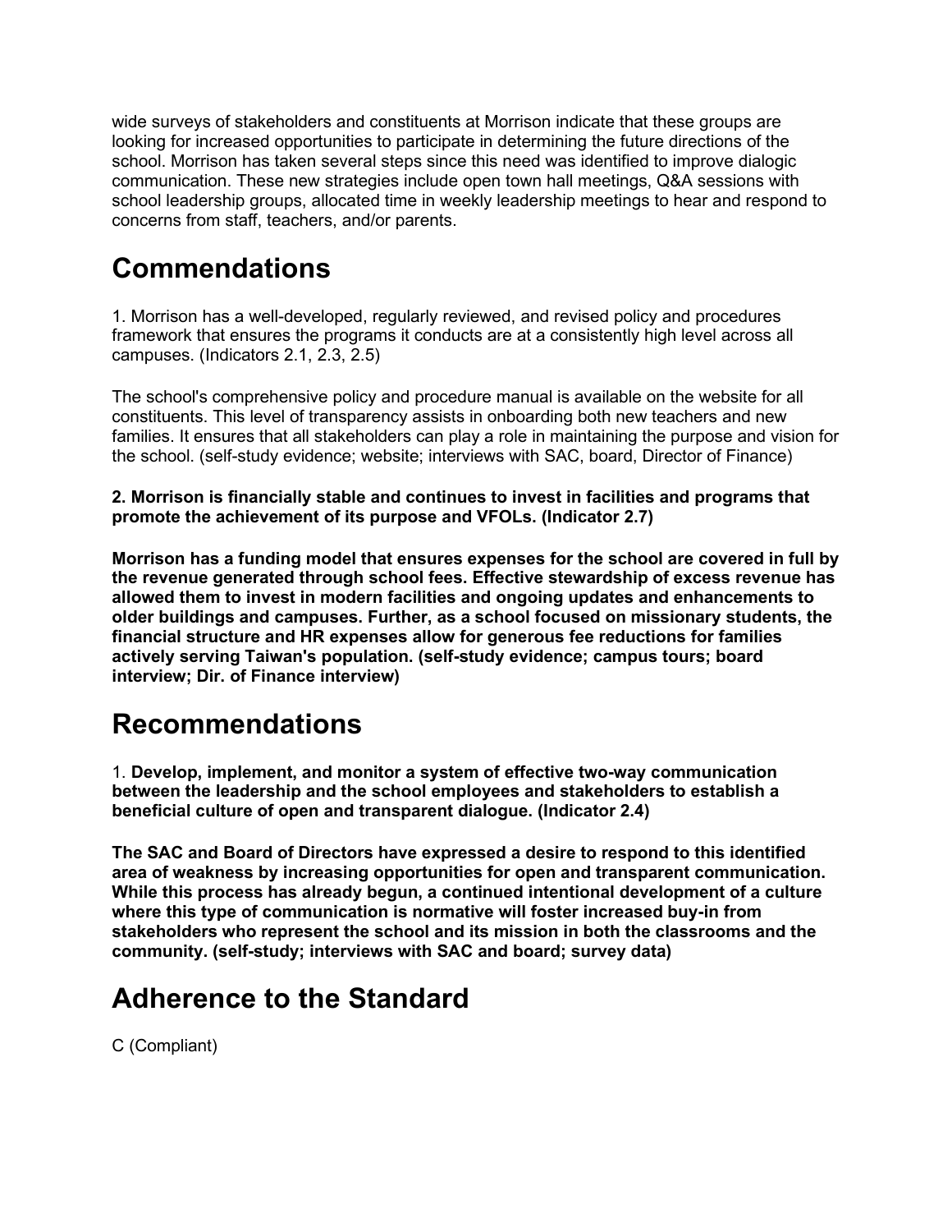wide surveys of stakeholders and constituents at Morrison indicate that these groups are looking for increased opportunities to participate in determining the future directions of the school. Morrison has taken several steps since this need was identified to improve dialogic communication. These new strategies include open town hall meetings, Q&A sessions with school leadership groups, allocated time in weekly leadership meetings to hear and respond to concerns from staff, teachers, and/or parents.

# Commendations

1. Morrison has a well-developed, regularly reviewed, and revised policy and procedures framework that ensures the programs it conducts are at a consistently high level across all campuses. (Indicators 2.1, 2.3, 2.5)

The school's comprehensive policy and procedure manual is available on the website for all constituents. This level of transparency assists in onboarding both new teachers and new families. It ensures that all stakeholders can play a role in maintaining the purpose and vision for the school. (self-study evidence; website; interviews with SAC, board, Director of Finance)

**2. Morrison is financially stable and continues to invest in facilities and programs that promote the achievement of its purpose and VFOLs. (Indicator 2.7)**

**Morrison has a funding model that ensures expenses for the school are covered in full by the revenue generated through school fees. Effective stewardship of excess revenue has allowed them to invest in modern facilities and ongoing updates and enhancements to older buildings and campuses. Further, as a school focused on missionary students, the financial structure and HR expenses allow for generous fee reductions for families actively serving Taiwan's population. (self-study evidence; campus tours; board interview; Dir. of Finance interview)**

# Recommendations

1. **Develop, implement, and monitor a system of effective two-way communication between the leadership and the school employees and stakeholders to establish a beneficial culture of open and transparent dialogue. (Indicator 2.4)**

**The SAC and Board of Directors have expressed a desire to respond to this identified area of weakness by increasing opportunities for open and transparent communication. While this process has already begun, a continued intentional development of a culture where this type of communication is normative will foster increased buy-in from stakeholders who represent the school and its mission in both the classrooms and the community. (self-study; interviews with SAC and board; survey data)**

# Adherence to the Standard

C (Compliant)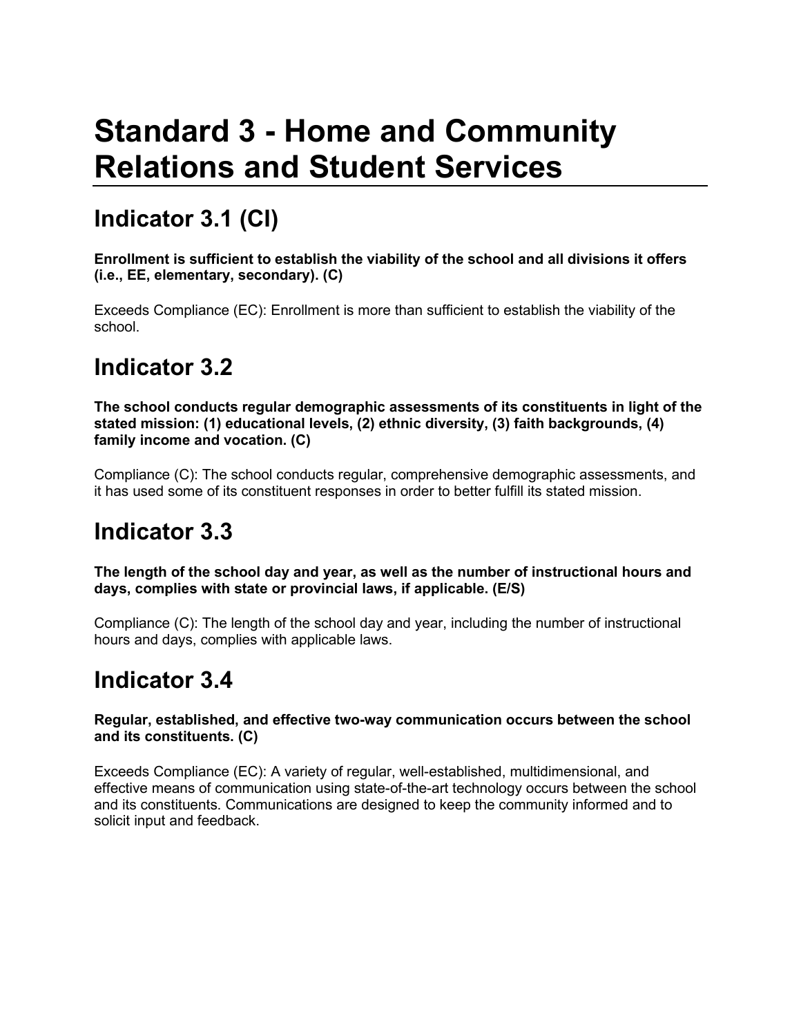# Standard 3 - Home and Community Relations and Student Services

## Indicator 3.1 (CI)

**Enrollment is sufficient to establish the viability of the school and all divisions it offers (i.e., EE, elementary, secondary). (C)**

Exceeds Compliance (EC): Enrollment is more than sufficient to establish the viability of the school.

## Indicator 3.2

**The school conducts regular demographic assessments of its constituents in light of the stated mission: (1) educational levels, (2) ethnic diversity, (3) faith backgrounds, (4) family income and vocation. (C)**

Compliance (C): The school conducts regular, comprehensive demographic assessments, and it has used some of its constituent responses in order to better fulfill its stated mission.

## Indicator 3.3

**The length of the school day and year, as well as the number of instructional hours and days, complies with state or provincial laws, if applicable. (E/S)**

Compliance (C): The length of the school day and year, including the number of instructional hours and days, complies with applicable laws.

## Indicator 3.4

**Regular, established, and effective two-way communication occurs between the school and its constituents. (C)**

Exceeds Compliance (EC): A variety of regular, well-established, multidimensional, and effective means of communication using state-of-the-art technology occurs between the school and its constituents. Communications are designed to keep the community informed and to solicit input and feedback.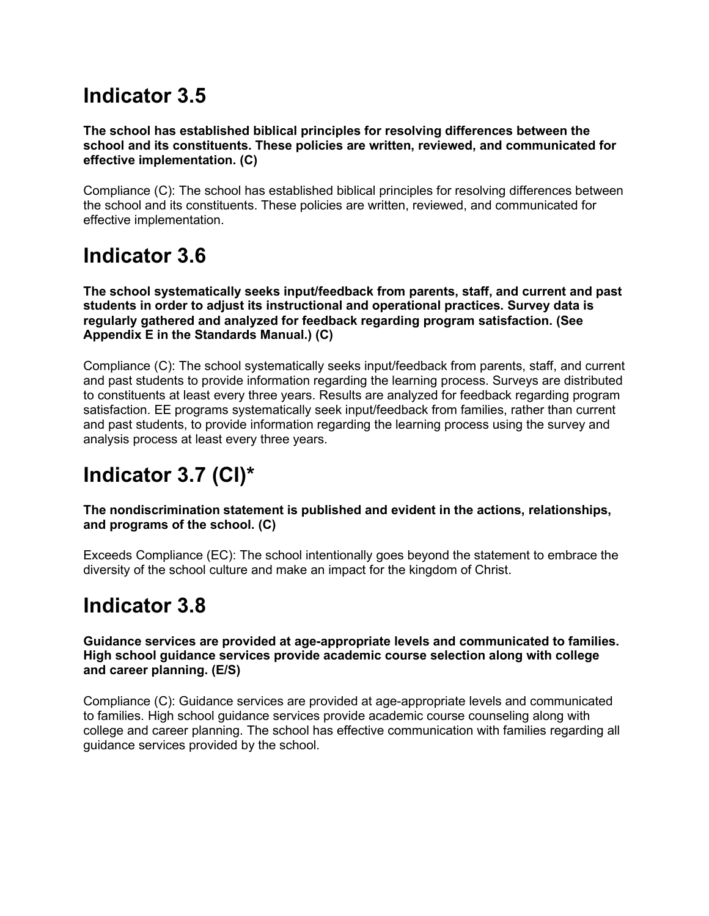# Indicator 3.5

**The school has established biblical principles for resolving differences between the school and its constituents. These policies are written, reviewed, and communicated for effective implementation. (C)**

Compliance (C): The school has established biblical principles for resolving differences between the school and its constituents. These policies are written, reviewed, and communicated for effective implementation.

# Indicator 3.6

**The school systematically seeks input/feedback from parents, staff, and current and past students in order to adjust its instructional and operational practices. Survey data is regularly gathered and analyzed for feedback regarding program satisfaction. (See Appendix E in the Standards Manual.) (C)**

Compliance (C): The school systematically seeks input/feedback from parents, staff, and current and past students to provide information regarding the learning process. Surveys are distributed to constituents at least every three years. Results are analyzed for feedback regarding program satisfaction. EE programs systematically seek input/feedback from families, rather than current and past students, to provide information regarding the learning process using the survey and analysis process at least every three years.

# Indicator 3.7 (CI)*

**The nondiscrimination statement is published and evident in the actions, relationships, and programs of the school. (C)**

Exceeds Compliance (EC): The school intentionally goes beyond the statement to embrace the diversity of the school culture and make an impact for the kingdom of Christ.

# Indicator 3.8

**Guidance services are provided at age-appropriate levels and communicated to families. High school guidance services provide academic course selection along with college and career planning. (E/S)**

Compliance (C): Guidance services are provided at age-appropriate levels and communicated to families. High school guidance services provide academic course counseling along with college and career planning. The school has effective communication with families regarding all guidance services provided by the school.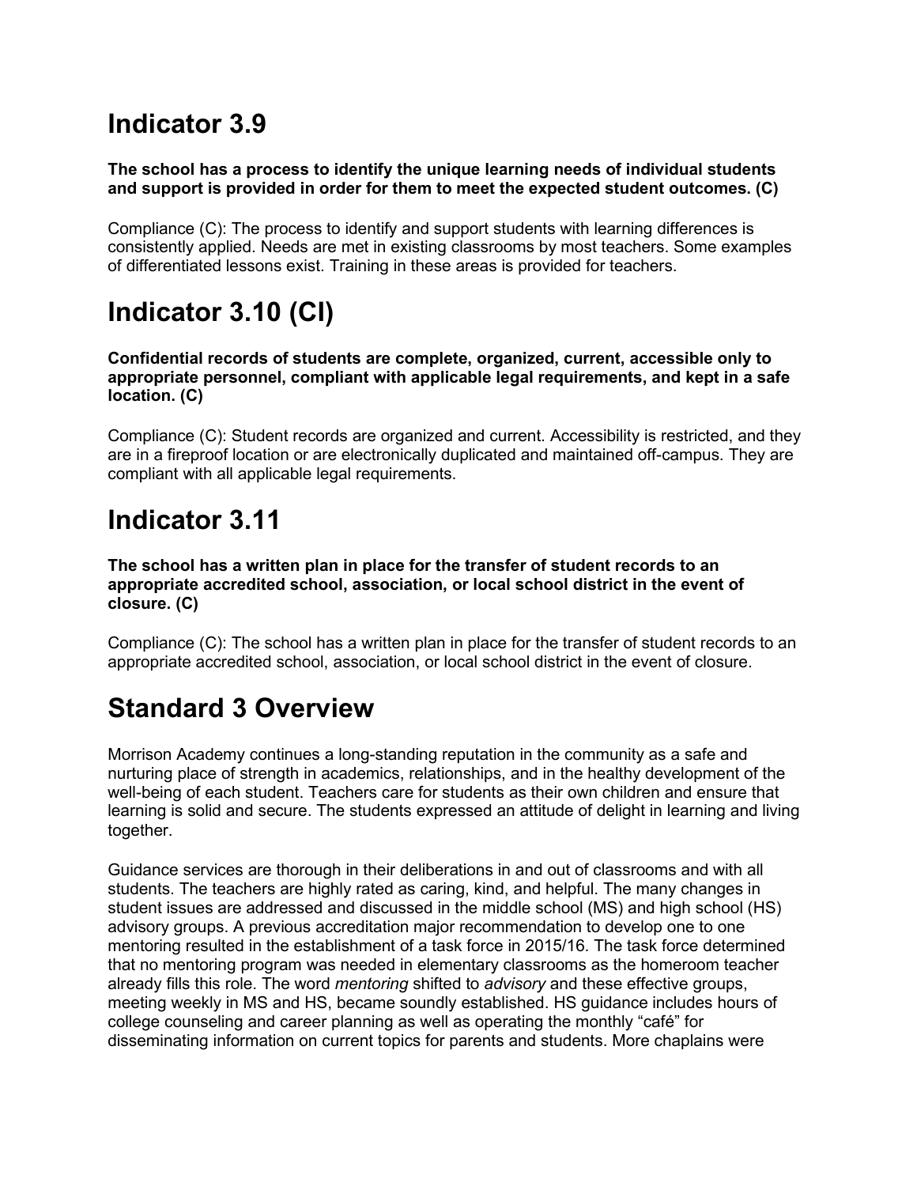## Indicator 3.9

**The school has a process to identify the unique learning needs of individual students and support is provided in order for them to meet the expected student outcomes. (C)**

Compliance (C): The process to identify and support students with learning differences is consistently applied. Needs are met in existing classrooms by most teachers. Some examples of differentiated lessons exist. Training in these areas is provided for teachers.

## Indicator 3.10 (CI)

**Confidential records of students are complete, organized, current, accessible only to appropriate personnel, compliant with applicable legal requirements, and kept in a safe location. (C)**

Compliance (C): Student records are organized and current. Accessibility is restricted, and they are in a fireproof location or are electronically duplicated and maintained off-campus. They are compliant with all applicable legal requirements.

## Indicator 3.11

**The school has a written plan in place for the transfer of student records to an appropriate accredited school, association, or local school district in the event of closure. (C)**

Compliance (C): The school has a written plan in place for the transfer of student records to an appropriate accredited school, association, or local school district in the event of closure.

## Standard 3 Overview

Morrison Academy continues a long-standing reputation in the community as a safe and nurturing place of strength in academics, relationships, and in the healthy development of the well-being of each student. Teachers care for students as their own children and ensure that learning is solid and secure. The students expressed an attitude of delight in learning and living together.

Guidance services are thorough in their deliberations in and out of classrooms and with all students. The teachers are highly rated as caring, kind, and helpful. The many changes in student issues are addressed and discussed in the middle school (MS) and high school (HS) advisory groups. A previous accreditation major recommendation to develop one to one mentoring resulted in the establishment of a task force in 2015/16. The task force determined that no mentoring program was needed in elementary classrooms as the homeroom teacher already fills this role. The word *mentoring* shifted to *advisory* and these effective groups, meeting weekly in MS and HS, became soundly established. HS guidance includes hours of college counseling and career planning as well as operating the monthly "café" for disseminating information on current topics for parents and students. More chaplains were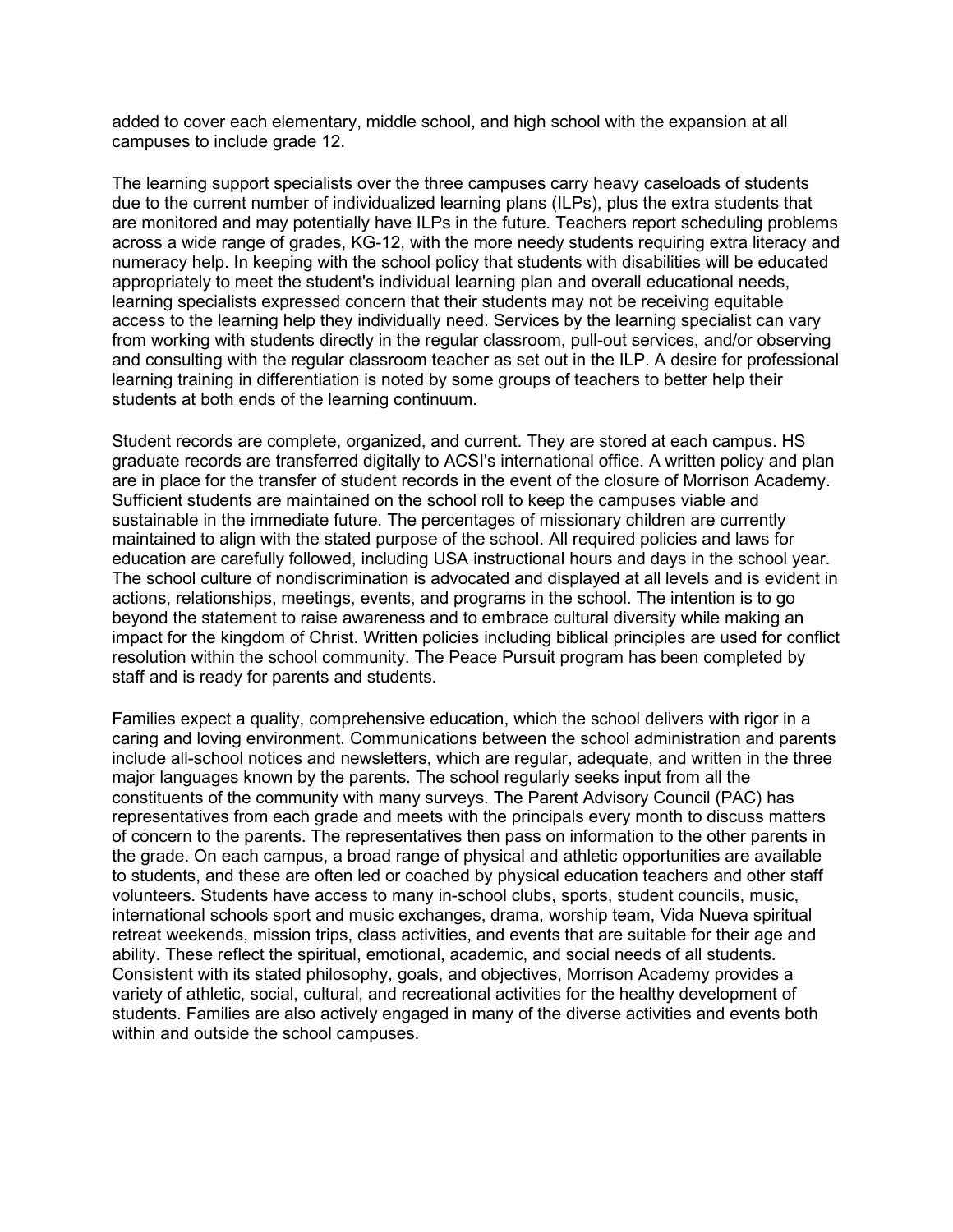added to cover each elementary, middle school, and high school with the expansion at all campuses to include grade 12.

The learning support specialists over the three campuses carry heavy caseloads of students due to the current number of individualized learning plans (ILPs), plus the extra students that are monitored and may potentially have ILPs in the future. Teachers report scheduling problems across a wide range of grades, KG-12, with the more needy students requiring extra literacy and numeracy help. In keeping with the school policy that students with disabilities will be educated appropriately to meet the student's individual learning plan and overall educational needs, learning specialists expressed concern that their students may not be receiving equitable access to the learning help they individually need. Services by the learning specialist can vary from working with students directly in the regular classroom, pull-out services, and/or observing and consulting with the regular classroom teacher as set out in the ILP. A desire for professional learning training in differentiation is noted by some groups of teachers to better help their students at both ends of the learning continuum.

Student records are complete, organized, and current. They are stored at each campus. HS graduate records are transferred digitally to ACSI's international office. A written policy and plan are in place for the transfer of student records in the event of the closure of Morrison Academy. Sufficient students are maintained on the school roll to keep the campuses viable and sustainable in the immediate future. The percentages of missionary children are currently maintained to align with the stated purpose of the school. All required policies and laws for education are carefully followed, including USA instructional hours and days in the school year. The school culture of nondiscrimination is advocated and displayed at all levels and is evident in actions, relationships, meetings, events, and programs in the school. The intention is to go beyond the statement to raise awareness and to embrace cultural diversity while making an impact for the kingdom of Christ. Written policies including biblical principles are used for conflict resolution within the school community. The Peace Pursuit program has been completed by staff and is ready for parents and students.

Families expect a quality, comprehensive education, which the school delivers with rigor in a caring and loving environment. Communications between the school administration and parents include all-school notices and newsletters, which are regular, adequate, and written in the three major languages known by the parents. The school regularly seeks input from all the constituents of the community with many surveys. The Parent Advisory Council (PAC) has representatives from each grade and meets with the principals every month to discuss matters of concern to the parents. The representatives then pass on information to the other parents in the grade. On each campus, a broad range of physical and athletic opportunities are available to students, and these are often led or coached by physical education teachers and other staff volunteers. Students have access to many in-school clubs, sports, student councils, music, international schools sport and music exchanges, drama, worship team, Vida Nueva spiritual retreat weekends, mission trips, class activities, and events that are suitable for their age and ability. These reflect the spiritual, emotional, academic, and social needs of all students. Consistent with its stated philosophy, goals, and objectives, Morrison Academy provides a variety of athletic, social, cultural, and recreational activities for the healthy development of students. Families are also actively engaged in many of the diverse activities and events both within and outside the school campuses.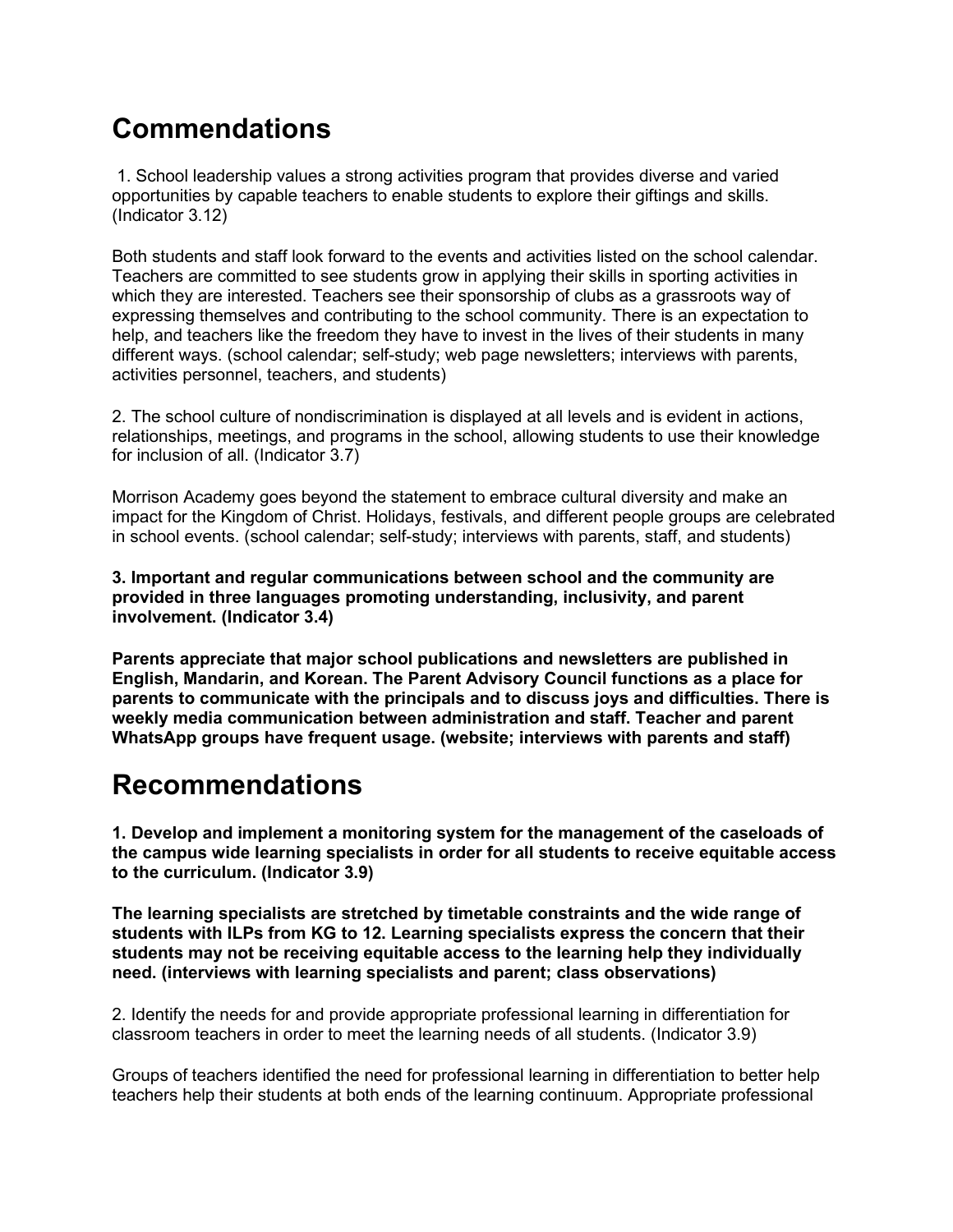# Commendations

1. School leadership values a strong activities program that provides diverse and varied opportunities by capable teachers to enable students to explore their giftings and skills. (Indicator 3.12)

Both students and staff look forward to the events and activities listed on the school calendar. Teachers are committed to see students grow in applying their skills in sporting activities in which they are interested. Teachers see their sponsorship of clubs as a grassroots way of expressing themselves and contributing to the school community. There is an expectation to help, and teachers like the freedom they have to invest in the lives of their students in many different ways. (school calendar; self-study; web page newsletters; interviews with parents, activities personnel, teachers, and students)

2. The school culture of nondiscrimination is displayed at all levels and is evident in actions, relationships, meetings, and programs in the school, allowing students to use their knowledge for inclusion of all. (Indicator 3.7)

Morrison Academy goes beyond the statement to embrace cultural diversity and make an impact for the Kingdom of Christ. Holidays, festivals, and different people groups are celebrated in school events. (school calendar; self-study; interviews with parents, staff, and students)

**3. Important and regular communications between school and the community are provided in three languages promoting understanding, inclusivity, and parent involvement. (Indicator 3.4)**

**Parents appreciate that major school publications and newsletters are published in English, Mandarin, and Korean. The Parent Advisory Council functions as a place for parents to communicate with the principals and to discuss joys and difficulties. There is weekly media communication between administration and staff. Teacher and parent WhatsApp groups have frequent usage. (website; interviews with parents and staff)**

# Recommendations

**1. Develop and implement a monitoring system for the management of the caseloads of the campus wide learning specialists in order for all students to receive equitable access to the curriculum. (Indicator 3.9)**

**The learning specialists are stretched by timetable constraints and the wide range of students with ILPs from KG to 12. Learning specialists express the concern that their students may not be receiving equitable access to the learning help they individually need. (interviews with learning specialists and parent; class observations)**

2. Identify the needs for and provide appropriate professional learning in differentiation for classroom teachers in order to meet the learning needs of all students. (Indicator 3.9)

Groups of teachers identified the need for professional learning in differentiation to better help teachers help their students at both ends of the learning continuum. Appropriate professional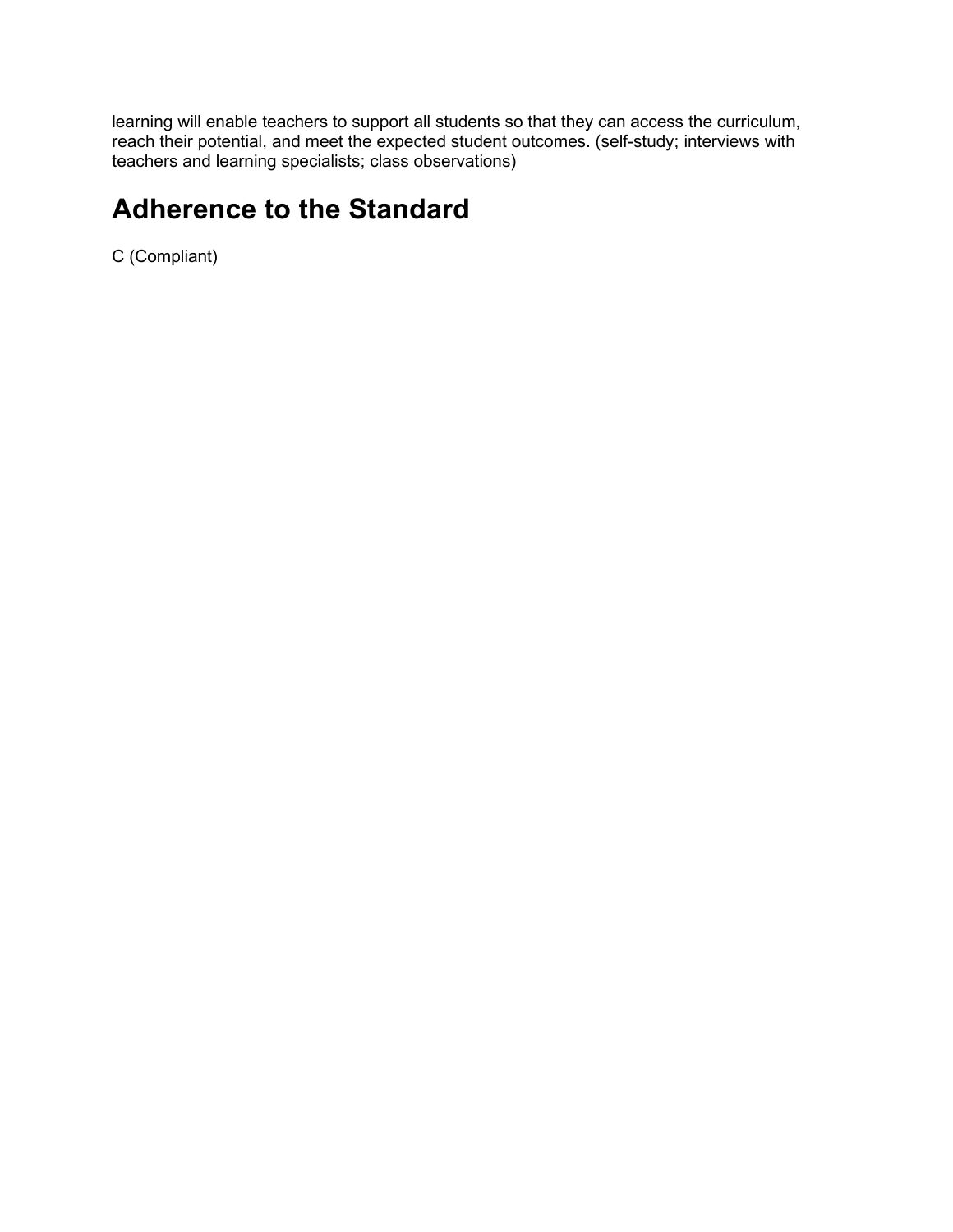learning will enable teachers to support all students so that they can access the curriculum, reach their potential, and meet the expected student outcomes. (self-study; interviews with teachers and learning specialists; class observations)

## Adherence to the Standard

C (Compliant)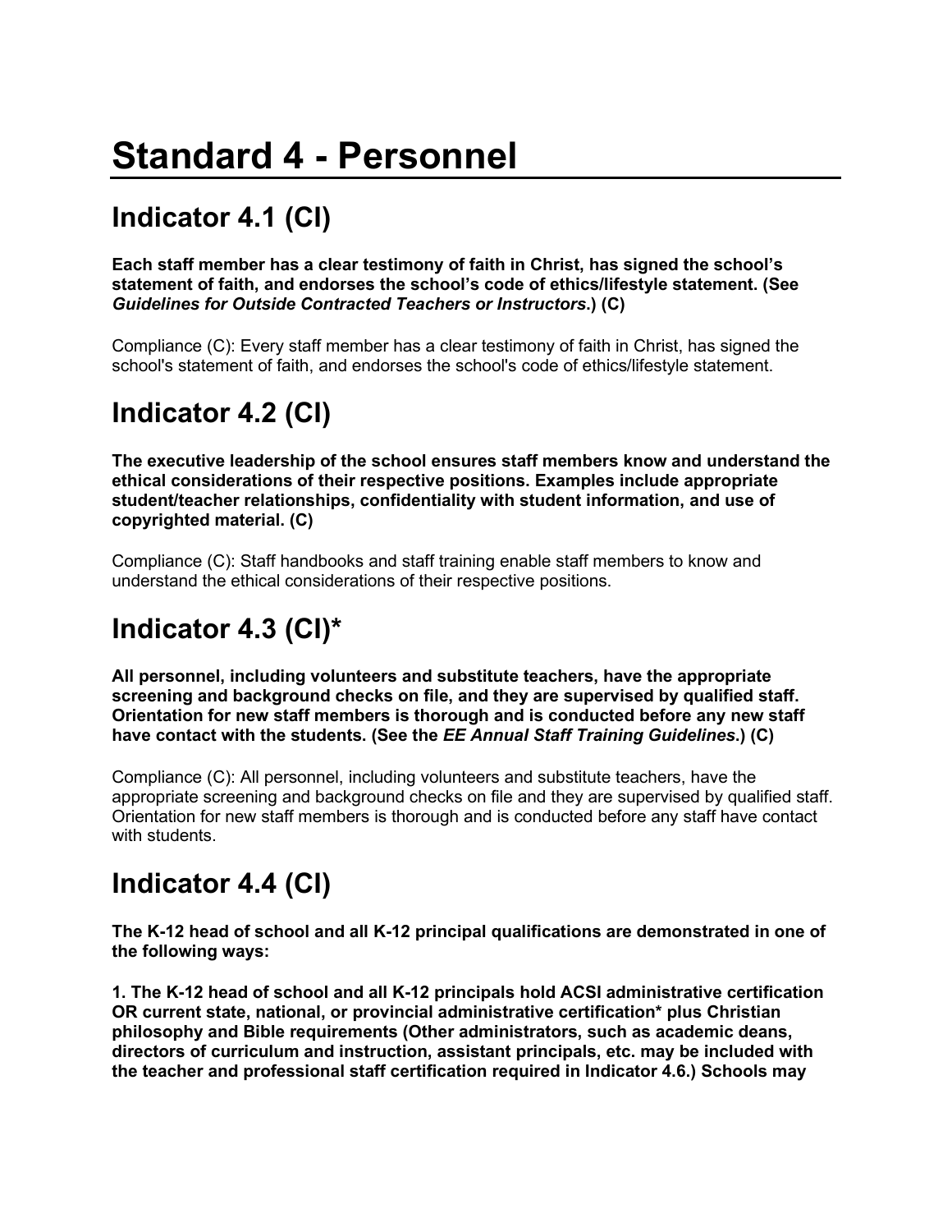# Standard 4 - Personnel

## Indicator 4.1 (CI)

**Each staff member has a clear testimony of faith in Christ, has signed the school's statement of faith, and endorses the school's code of ethics/lifestyle statement. (See *Guidelines for Outside Contracted Teachers or Instructors*.) (C)**

Compliance (C): Every staff member has a clear testimony of faith in Christ, has signed the school's statement of faith, and endorses the school's code of ethics/lifestyle statement.

## Indicator 4.2 (CI)

**The executive leadership of the school ensures staff members know and understand the ethical considerations of their respective positions. Examples include appropriate student/teacher relationships, confidentiality with student information, and use of copyrighted material. (C)**

Compliance (C): Staff handbooks and staff training enable staff members to know and understand the ethical considerations of their respective positions.

## Indicator 4.3 (CI)*

**All personnel, including volunteers and substitute teachers, have the appropriate screening and background checks on file, and they are supervised by qualified staff. Orientation for new staff members is thorough and is conducted before any new staff have contact with the students. (See the *EE Annual Staff Training Guidelines*.) (C)**

Compliance (C): All personnel, including volunteers and substitute teachers, have the appropriate screening and background checks on file and they are supervised by qualified staff. Orientation for new staff members is thorough and is conducted before any staff have contact with students.

## Indicator 4.4 (CI)

**The K-12 head of school and all K-12 principal qualifications are demonstrated in one of the following ways:**

**1. The K-12 head of school and all K-12 principals hold ACSI administrative certification OR current state, national, or provincial administrative certification* plus Christian philosophy and Bible requirements (Other administrators, such as academic deans, directors of curriculum and instruction, assistant principals, etc. may be included with the teacher and professional staff certification required in Indicator 4.6.) Schools may**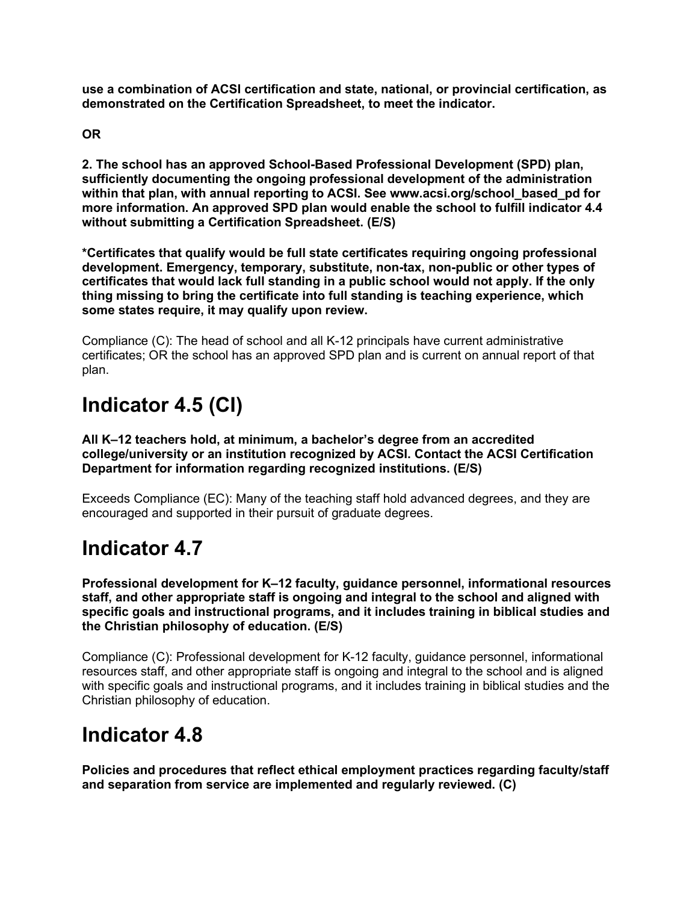**use a combination of ACSI certification and state, national, or provincial certification, as demonstrated on the Certification Spreadsheet, to meet the indicator.**

**OR**

**2. The school has an approved School-Based Professional Development (SPD) plan, sufficiently documenting the ongoing professional development of the administration within that plan, with annual reporting to ACSI. See www.acsi.org/school_based_pd for more information. An approved SPD plan would enable the school to fulfill indicator 4.4 without submitting a Certification Spreadsheet. (E/S)**

**\*Certificates that qualify would be full state certificates requiring ongoing professional development. Emergency, temporary, substitute, non-tax, non-public or other types of certificates that would lack full standing in a public school would not apply. If the only thing missing to bring the certificate into full standing is teaching experience, which some states require, it may qualify upon review.**

Compliance (C): The head of school and all K-12 principals have current administrative certificates; OR the school has an approved SPD plan and is current on annual report of that plan.

# Indicator 4.5 (CI)

**All K–12 teachers hold, at minimum, a bachelor's degree from an accredited college/university or an institution recognized by ACSI. Contact the ACSI Certification Department for information regarding recognized institutions. (E/S)**

Exceeds Compliance (EC): Many of the teaching staff hold advanced degrees, and they are encouraged and supported in their pursuit of graduate degrees.

# Indicator 4.7

**Professional development for K–12 faculty, guidance personnel, informational resources staff, and other appropriate staff is ongoing and integral to the school and aligned with specific goals and instructional programs, and it includes training in biblical studies and the Christian philosophy of education. (E/S)**

Compliance (C): Professional development for K-12 faculty, guidance personnel, informational resources staff, and other appropriate staff is ongoing and integral to the school and is aligned with specific goals and instructional programs, and it includes training in biblical studies and the Christian philosophy of education.

# Indicator 4.8

**Policies and procedures that reflect ethical employment practices regarding faculty/staff and separation from service are implemented and regularly reviewed. (C)**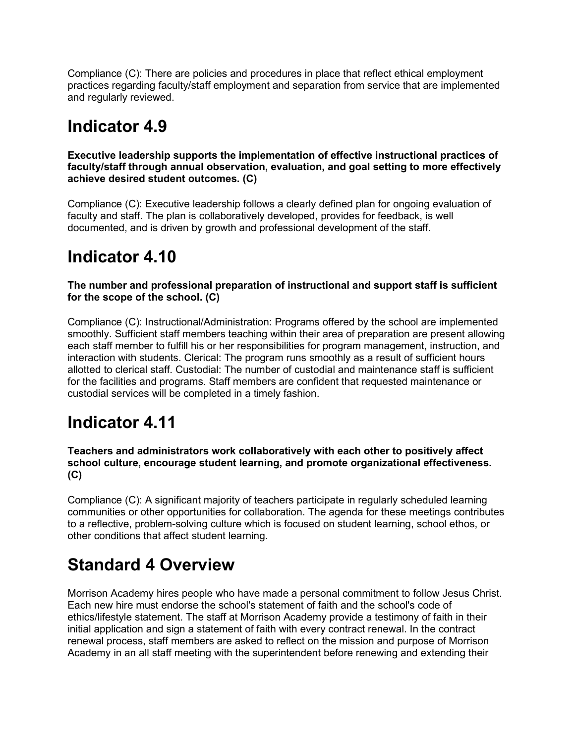Compliance (C): There are policies and procedures in place that reflect ethical employment practices regarding faculty/staff employment and separation from service that are implemented and regularly reviewed.

# Indicator 4.9

**Executive leadership supports the implementation of effective instructional practices of faculty/staff through annual observation, evaluation, and goal setting to more effectively achieve desired student outcomes. (C)**

Compliance (C): Executive leadership follows a clearly defined plan for ongoing evaluation of faculty and staff. The plan is collaboratively developed, provides for feedback, is well documented, and is driven by growth and professional development of the staff.

# Indicator 4.10

**The number and professional preparation of instructional and support staff is sufficient for the scope of the school. (C)**

Compliance (C): Instructional/Administration: Programs offered by the school are implemented smoothly. Sufficient staff members teaching within their area of preparation are present allowing each staff member to fulfill his or her responsibilities for program management, instruction, and interaction with students. Clerical: The program runs smoothly as a result of sufficient hours allotted to clerical staff. Custodial: The number of custodial and maintenance staff is sufficient for the facilities and programs. Staff members are confident that requested maintenance or custodial services will be completed in a timely fashion.

# Indicator 4.11

**Teachers and administrators work collaboratively with each other to positively affect school culture, encourage student learning, and promote organizational effectiveness. (C)**

Compliance (C): A significant majority of teachers participate in regularly scheduled learning communities or other opportunities for collaboration. The agenda for these meetings contributes to a reflective, problem-solving culture which is focused on student learning, school ethos, or other conditions that affect student learning.

# Standard 4 Overview

Morrison Academy hires people who have made a personal commitment to follow Jesus Christ. Each new hire must endorse the school's statement of faith and the school's code of ethics/lifestyle statement. The staff at Morrison Academy provide a testimony of faith in their initial application and sign a statement of faith with every contract renewal. In the contract renewal process, staff members are asked to reflect on the mission and purpose of Morrison Academy in an all staff meeting with the superintendent before renewing and extending their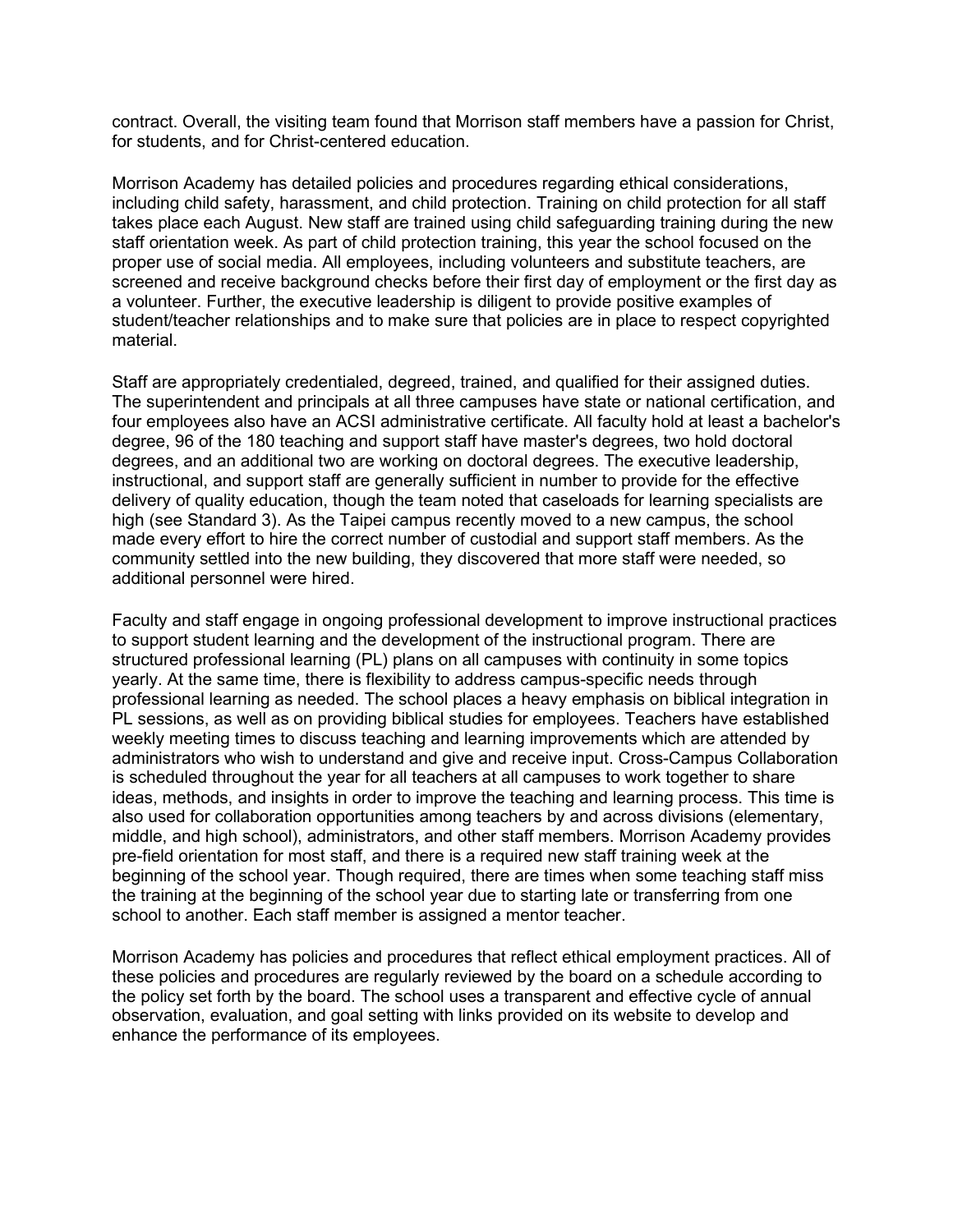contract. Overall, the visiting team found that Morrison staff members have a passion for Christ, for students, and for Christ-centered education.

Morrison Academy has detailed policies and procedures regarding ethical considerations, including child safety, harassment, and child protection. Training on child protection for all staff takes place each August. New staff are trained using child safeguarding training during the new staff orientation week. As part of child protection training, this year the school focused on the proper use of social media. All employees, including volunteers and substitute teachers, are screened and receive background checks before their first day of employment or the first day as a volunteer. Further, the executive leadership is diligent to provide positive examples of student/teacher relationships and to make sure that policies are in place to respect copyrighted material.

Staff are appropriately credentialed, degreed, trained, and qualified for their assigned duties. The superintendent and principals at all three campuses have state or national certification, and four employees also have an ACSI administrative certificate. All faculty hold at least a bachelor's degree, 96 of the 180 teaching and support staff have master's degrees, two hold doctoral degrees, and an additional two are working on doctoral degrees. The executive leadership, instructional, and support staff are generally sufficient in number to provide for the effective delivery of quality education, though the team noted that caseloads for learning specialists are high (see Standard 3). As the Taipei campus recently moved to a new campus, the school made every effort to hire the correct number of custodial and support staff members. As the community settled into the new building, they discovered that more staff were needed, so additional personnel were hired.

Faculty and staff engage in ongoing professional development to improve instructional practices to support student learning and the development of the instructional program. There are structured professional learning (PL) plans on all campuses with continuity in some topics yearly. At the same time, there is flexibility to address campus-specific needs through professional learning as needed. The school places a heavy emphasis on biblical integration in PL sessions, as well as on providing biblical studies for employees. Teachers have established weekly meeting times to discuss teaching and learning improvements which are attended by administrators who wish to understand and give and receive input. Cross-Campus Collaboration is scheduled throughout the year for all teachers at all campuses to work together to share ideas, methods, and insights in order to improve the teaching and learning process. This time is also used for collaboration opportunities among teachers by and across divisions (elementary, middle, and high school), administrators, and other staff members. Morrison Academy provides pre-field orientation for most staff, and there is a required new staff training week at the beginning of the school year. Though required, there are times when some teaching staff miss the training at the beginning of the school year due to starting late or transferring from one school to another. Each staff member is assigned a mentor teacher.

Morrison Academy has policies and procedures that reflect ethical employment practices. All of these policies and procedures are regularly reviewed by the board on a schedule according to the policy set forth by the board. The school uses a transparent and effective cycle of annual observation, evaluation, and goal setting with links provided on its website to develop and enhance the performance of its employees.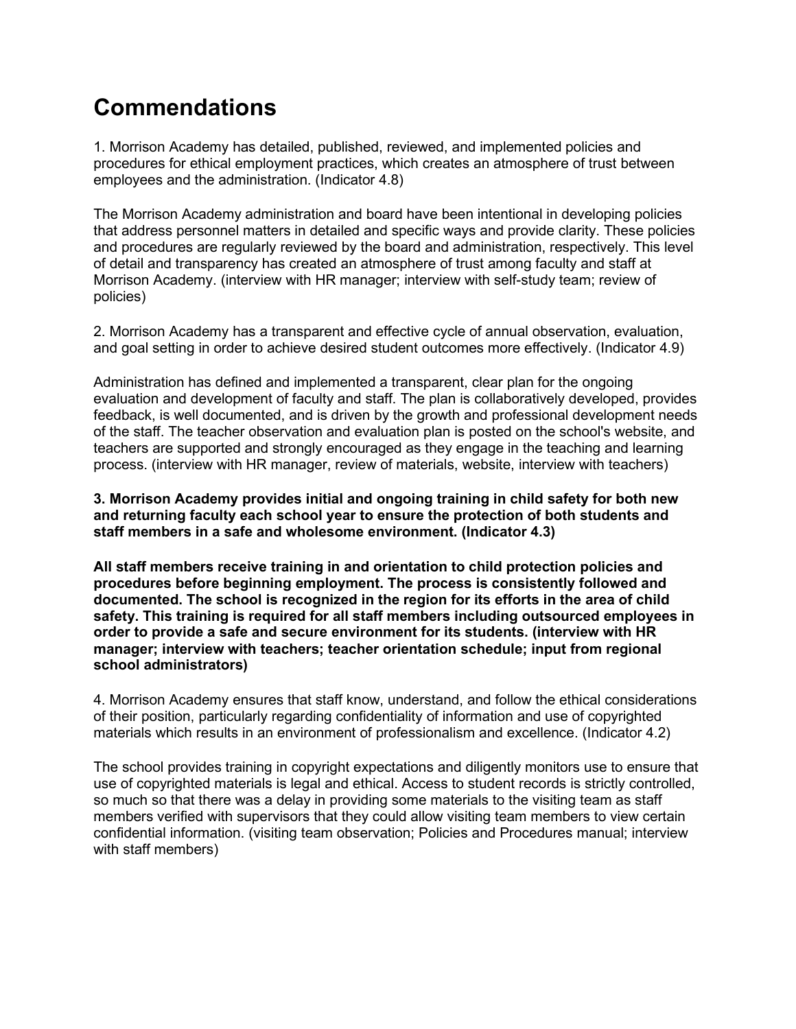# Commendations

1. Morrison Academy has detailed, published, reviewed, and implemented policies and procedures for ethical employment practices, which creates an atmosphere of trust between employees and the administration. (Indicator 4.8)

The Morrison Academy administration and board have been intentional in developing policies that address personnel matters in detailed and specific ways and provide clarity. These policies and procedures are regularly reviewed by the board and administration, respectively. This level of detail and transparency has created an atmosphere of trust among faculty and staff at Morrison Academy. (interview with HR manager; interview with self-study team; review of policies)

2. Morrison Academy has a transparent and effective cycle of annual observation, evaluation, and goal setting in order to achieve desired student outcomes more effectively. (Indicator 4.9)

Administration has defined and implemented a transparent, clear plan for the ongoing evaluation and development of faculty and staff. The plan is collaboratively developed, provides feedback, is well documented, and is driven by the growth and professional development needs of the staff. The teacher observation and evaluation plan is posted on the school's website, and teachers are supported and strongly encouraged as they engage in the teaching and learning process. (interview with HR manager, review of materials, website, interview with teachers)

**3. Morrison Academy provides initial and ongoing training in child safety for both new and returning faculty each school year to ensure the protection of both students and staff members in a safe and wholesome environment. (Indicator 4.3)**

**All staff members receive training in and orientation to child protection policies and procedures before beginning employment. The process is consistently followed and documented. The school is recognized in the region for its efforts in the area of child safety. This training is required for all staff members including outsourced employees in order to provide a safe and secure environment for its students. (interview with HR manager; interview with teachers; teacher orientation schedule; input from regional school administrators)**

4. Morrison Academy ensures that staff know, understand, and follow the ethical considerations of their position, particularly regarding confidentiality of information and use of copyrighted materials which results in an environment of professionalism and excellence. (Indicator 4.2)

The school provides training in copyright expectations and diligently monitors use to ensure that use of copyrighted materials is legal and ethical. Access to student records is strictly controlled, so much so that there was a delay in providing some materials to the visiting team as staff members verified with supervisors that they could allow visiting team members to view certain confidential information. (visiting team observation; Policies and Procedures manual; interview with staff members)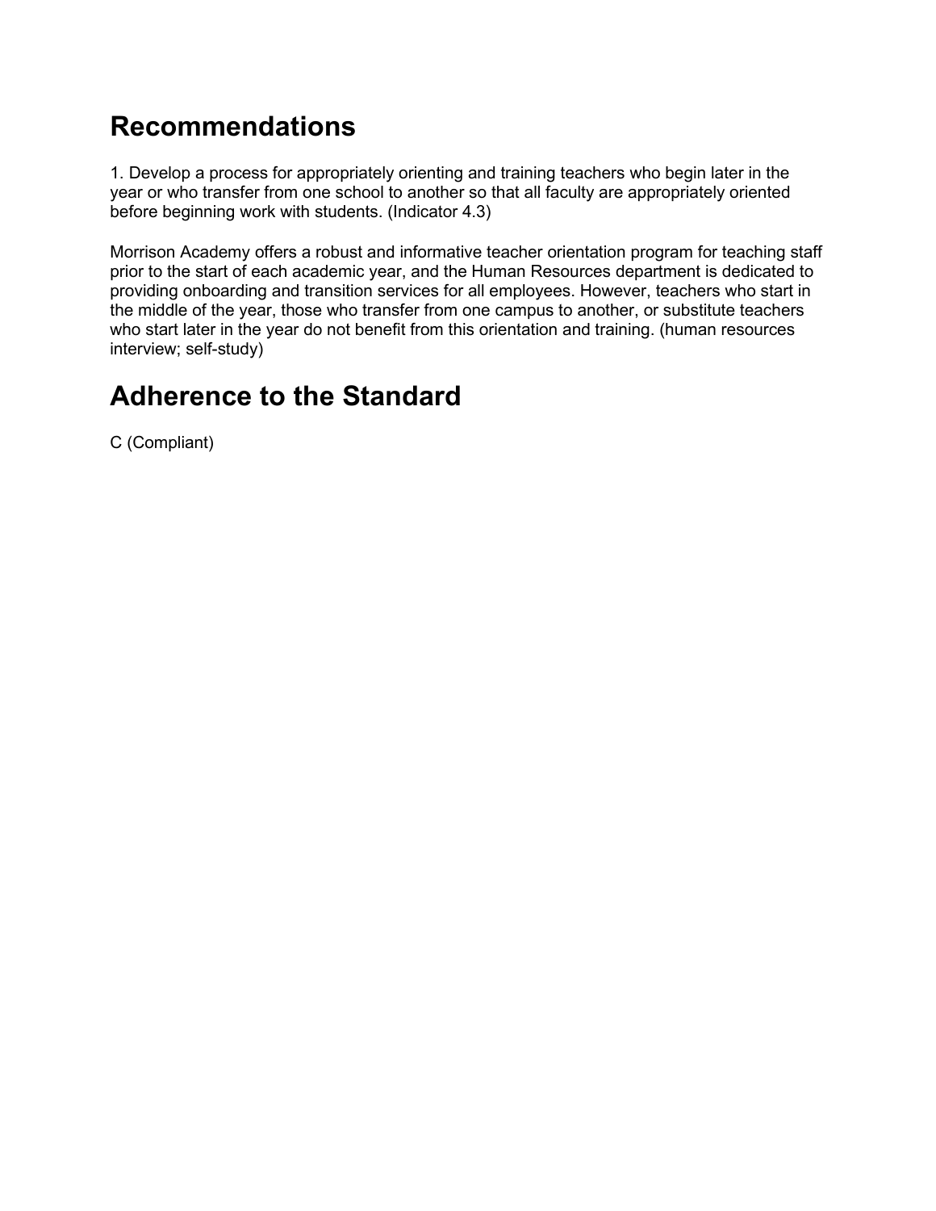# Recommendations

1. Develop a process for appropriately orienting and training teachers who begin later in the year or who transfer from one school to another so that all faculty are appropriately oriented before beginning work with students. (Indicator 4.3)

Morrison Academy offers a robust and informative teacher orientation program for teaching staff prior to the start of each academic year, and the Human Resources department is dedicated to providing onboarding and transition services for all employees. However, teachers who start in the middle of the year, those who transfer from one campus to another, or substitute teachers who start later in the year do not benefit from this orientation and training. (human resources interview; self-study)

# Adherence to the Standard

C (Compliant)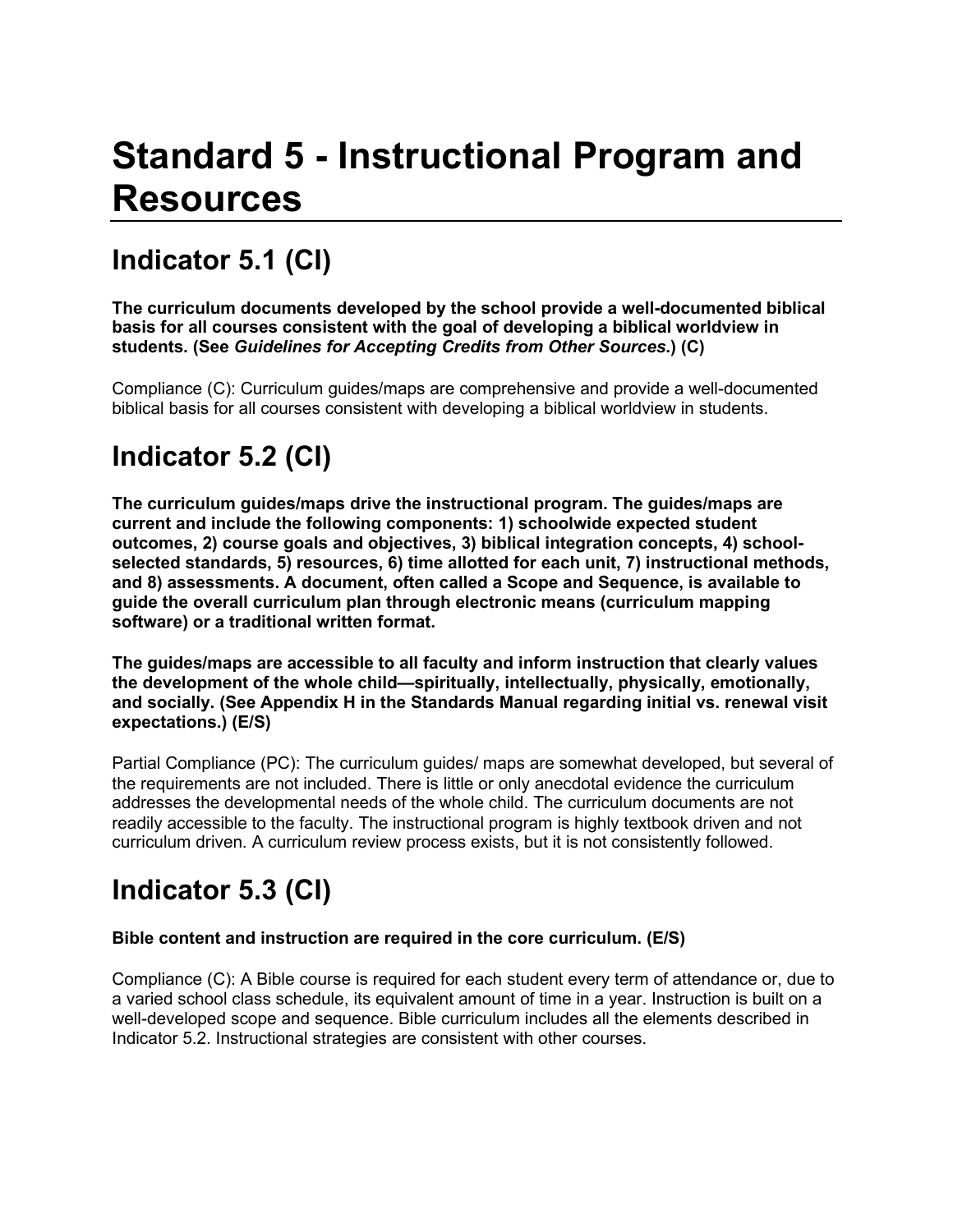# Standard 5 - Instructional Program and Resources

## Indicator 5.1 (CI)

**The curriculum documents developed by the school provide a well-documented biblical basis for all courses consistent with the goal of developing a biblical worldview in students. (See *Guidelines for Accepting Credits from Other Sources*.) (C)**

Compliance (C): Curriculum guides/maps are comprehensive and provide a well-documented biblical basis for all courses consistent with developing a biblical worldview in students.

## Indicator 5.2 (CI)

**The curriculum guides/maps drive the instructional program. The guides/maps are current and include the following components: 1) schoolwide expected student outcomes, 2) course goals and objectives, 3) biblical integration concepts, 4) school-selected standards, 5) resources, 6) time allotted for each unit, 7) instructional methods, and 8) assessments. A document, often called a Scope and Sequence, is available to guide the overall curriculum plan through electronic means (curriculum mapping software) or a traditional written format.**

**The guides/maps are accessible to all faculty and inform instruction that clearly values the development of the whole child—spiritually, intellectually, physically, emotionally, and socially. (See Appendix H in the Standards Manual regarding initial vs. renewal visit expectations.) (E/S)**

Partial Compliance (PC): The curriculum guides/ maps are somewhat developed, but several of the requirements are not included. There is little or only anecdotal evidence the curriculum addresses the developmental needs of the whole child. The curriculum documents are not readily accessible to the faculty. The instructional program is highly textbook driven and not curriculum driven. A curriculum review process exists, but it is not consistently followed.

## Indicator 5.3 (CI)

**Bible content and instruction are required in the core curriculum. (E/S)**

Compliance (C): A Bible course is required for each student every term of attendance or, due to a varied school class schedule, its equivalent amount of time in a year. Instruction is built on a well-developed scope and sequence. Bible curriculum includes all the elements described in Indicator 5.2. Instructional strategies are consistent with other courses.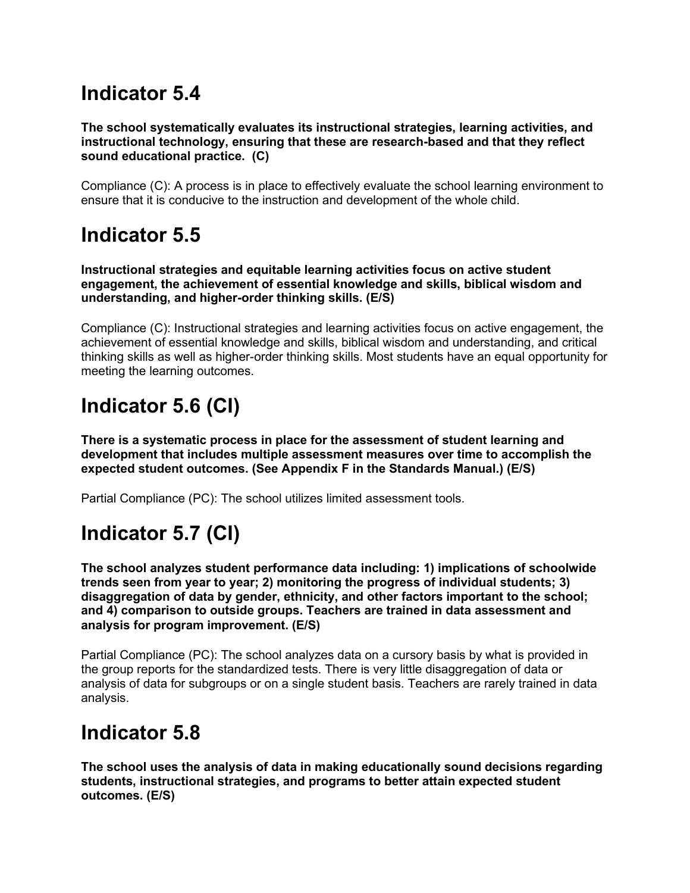# Indicator 5.4

**The school systematically evaluates its instructional strategies, learning activities, and instructional technology, ensuring that these are research-based and that they reflect sound educational practice. (C)**

Compliance (C): A process is in place to effectively evaluate the school learning environment to ensure that it is conducive to the instruction and development of the whole child.

# Indicator 5.5

**Instructional strategies and equitable learning activities focus on active student engagement, the achievement of essential knowledge and skills, biblical wisdom and understanding, and higher-order thinking skills. (E/S)**

Compliance (C): Instructional strategies and learning activities focus on active engagement, the achievement of essential knowledge and skills, biblical wisdom and understanding, and critical thinking skills as well as higher-order thinking skills. Most students have an equal opportunity for meeting the learning outcomes.

# Indicator 5.6 (CI)

**There is a systematic process in place for the assessment of student learning and development that includes multiple assessment measures over time to accomplish the expected student outcomes. (See Appendix F in the Standards Manual.) (E/S)**

Partial Compliance (PC): The school utilizes limited assessment tools.

# Indicator 5.7 (CI)

**The school analyzes student performance data including: 1) implications of schoolwide trends seen from year to year; 2) monitoring the progress of individual students; 3) disaggregation of data by gender, ethnicity, and other factors important to the school; and 4) comparison to outside groups. Teachers are trained in data assessment and analysis for program improvement. (E/S)**

Partial Compliance (PC): The school analyzes data on a cursory basis by what is provided in the group reports for the standardized tests. There is very little disaggregation of data or analysis of data for subgroups or on a single student basis. Teachers are rarely trained in data analysis.

# Indicator 5.8

**The school uses the analysis of data in making educationally sound decisions regarding students, instructional strategies, and programs to better attain expected student outcomes. (E/S)**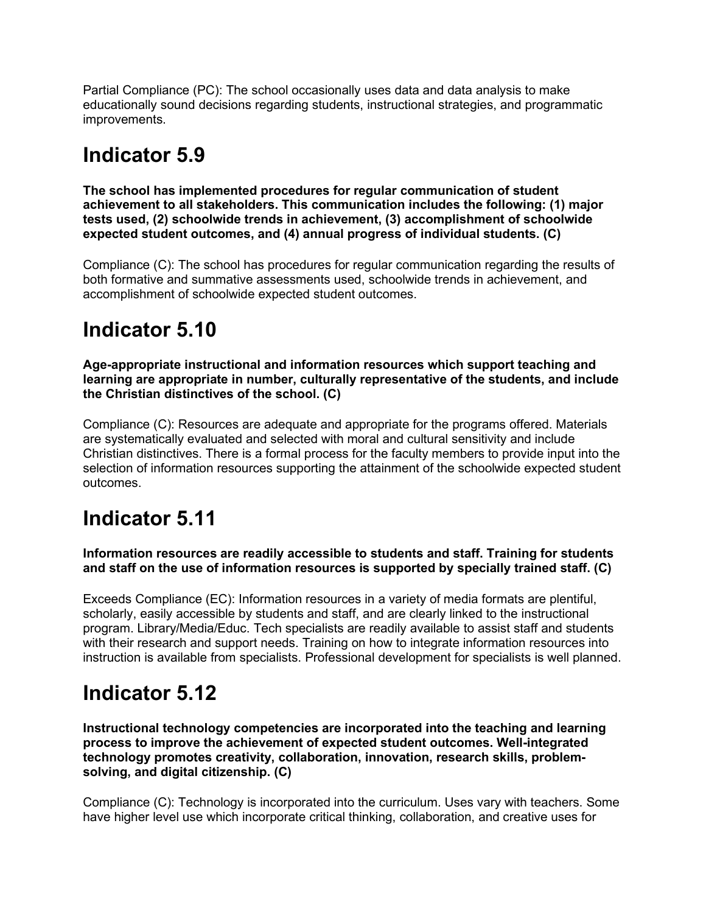Partial Compliance (PC): The school occasionally uses data and data analysis to make educationally sound decisions regarding students, instructional strategies, and programmatic improvements.

# Indicator 5.9

**The school has implemented procedures for regular communication of student achievement to all stakeholders. This communication includes the following: (1) major tests used, (2) schoolwide trends in achievement, (3) accomplishment of schoolwide expected student outcomes, and (4) annual progress of individual students. (C)**

Compliance (C): The school has procedures for regular communication regarding the results of both formative and summative assessments used, schoolwide trends in achievement, and accomplishment of schoolwide expected student outcomes.

# Indicator 5.10

**Age-appropriate instructional and information resources which support teaching and learning are appropriate in number, culturally representative of the students, and include the Christian distinctives of the school. (C)**

Compliance (C): Resources are adequate and appropriate for the programs offered. Materials are systematically evaluated and selected with moral and cultural sensitivity and include Christian distinctives. There is a formal process for the faculty members to provide input into the selection of information resources supporting the attainment of the schoolwide expected student outcomes.

# Indicator 5.11

**Information resources are readily accessible to students and staff. Training for students and staff on the use of information resources is supported by specially trained staff. (C)**

Exceeds Compliance (EC): Information resources in a variety of media formats are plentiful, scholarly, easily accessible by students and staff, and are clearly linked to the instructional program. Library/Media/Educ. Tech specialists are readily available to assist staff and students with their research and support needs. Training on how to integrate information resources into instruction is available from specialists. Professional development for specialists is well planned.

# Indicator 5.12

**Instructional technology competencies are incorporated into the teaching and learning process to improve the achievement of expected student outcomes. Well-integrated technology promotes creativity, collaboration, innovation, research skills, problem-solving, and digital citizenship. (C)**

Compliance (C): Technology is incorporated into the curriculum. Uses vary with teachers. Some have higher level use which incorporate critical thinking, collaboration, and creative uses for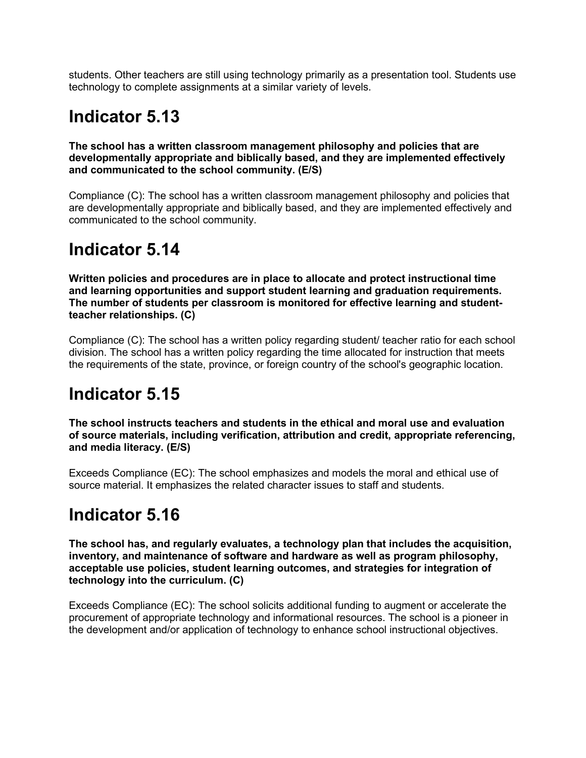students. Other teachers are still using technology primarily as a presentation tool. Students use technology to complete assignments at a similar variety of levels.

# Indicator 5.13

**The school has a written classroom management philosophy and policies that are developmentally appropriate and biblically based, and they are implemented effectively and communicated to the school community. (E/S)**

Compliance (C): The school has a written classroom management philosophy and policies that are developmentally appropriate and biblically based, and they are implemented effectively and communicated to the school community.

# Indicator 5.14

**Written policies and procedures are in place to allocate and protect instructional time and learning opportunities and support student learning and graduation requirements. The number of students per classroom is monitored for effective learning and student-teacher relationships. (C)**

Compliance (C): The school has a written policy regarding student/ teacher ratio for each school division. The school has a written policy regarding the time allocated for instruction that meets the requirements of the state, province, or foreign country of the school's geographic location.

# Indicator 5.15

**The school instructs teachers and students in the ethical and moral use and evaluation of source materials, including verification, attribution and credit, appropriate referencing, and media literacy. (E/S)**

Exceeds Compliance (EC): The school emphasizes and models the moral and ethical use of source material. It emphasizes the related character issues to staff and students.

# Indicator 5.16

**The school has, and regularly evaluates, a technology plan that includes the acquisition, inventory, and maintenance of software and hardware as well as program philosophy, acceptable use policies, student learning outcomes, and strategies for integration of technology into the curriculum. (C)**

Exceeds Compliance (EC): The school solicits additional funding to augment or accelerate the procurement of appropriate technology and informational resources. The school is a pioneer in the development and/or application of technology to enhance school instructional objectives.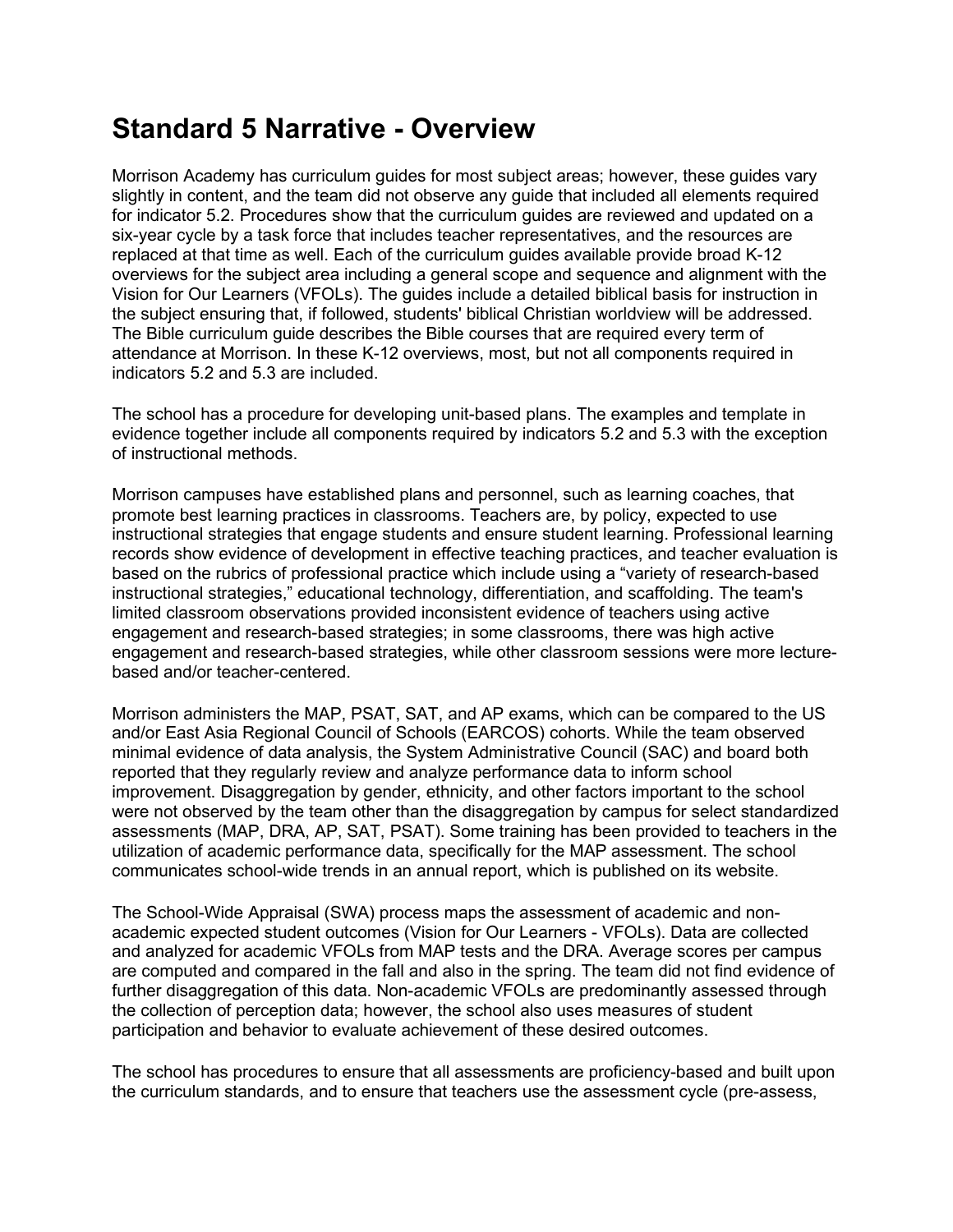# Standard 5 Narrative - Overview

Morrison Academy has curriculum guides for most subject areas; however, these guides vary slightly in content, and the team did not observe any guide that included all elements required for indicator 5.2. Procedures show that the curriculum guides are reviewed and updated on a six-year cycle by a task force that includes teacher representatives, and the resources are replaced at that time as well. Each of the curriculum guides available provide broad K-12 overviews for the subject area including a general scope and sequence and alignment with the Vision for Our Learners (VFOLs). The guides include a detailed biblical basis for instruction in the subject ensuring that, if followed, students' biblical Christian worldview will be addressed. The Bible curriculum guide describes the Bible courses that are required every term of attendance at Morrison. In these K-12 overviews, most, but not all components required in indicators 5.2 and 5.3 are included.

The school has a procedure for developing unit-based plans. The examples and template in evidence together include all components required by indicators 5.2 and 5.3 with the exception of instructional methods.

Morrison campuses have established plans and personnel, such as learning coaches, that promote best learning practices in classrooms. Teachers are, by policy, expected to use instructional strategies that engage students and ensure student learning. Professional learning records show evidence of development in effective teaching practices, and teacher evaluation is based on the rubrics of professional practice which include using a "variety of research-based instructional strategies," educational technology, differentiation, and scaffolding. The team's limited classroom observations provided inconsistent evidence of teachers using active engagement and research-based strategies; in some classrooms, there was high active engagement and research-based strategies, while other classroom sessions were more lecture-based and/or teacher-centered.

Morrison administers the MAP, PSAT, SAT, and AP exams, which can be compared to the US and/or East Asia Regional Council of Schools (EARCOS) cohorts. While the team observed minimal evidence of data analysis, the System Administrative Council (SAC) and board both reported that they regularly review and analyze performance data to inform school improvement. Disaggregation by gender, ethnicity, and other factors important to the school were not observed by the team other than the disaggregation by campus for select standardized assessments (MAP, DRA, AP, SAT, PSAT). Some training has been provided to teachers in the utilization of academic performance data, specifically for the MAP assessment. The school communicates school-wide trends in an annual report, which is published on its website.

The School-Wide Appraisal (SWA) process maps the assessment of academic and non-academic expected student outcomes (Vision for Our Learners - VFOLs). Data are collected and analyzed for academic VFOLs from MAP tests and the DRA. Average scores per campus are computed and compared in the fall and also in the spring. The team did not find evidence of further disaggregation of this data. Non-academic VFOLs are predominantly assessed through the collection of perception data; however, the school also uses measures of student participation and behavior to evaluate achievement of these desired outcomes.

The school has procedures to ensure that all assessments are proficiency-based and built upon the curriculum standards, and to ensure that teachers use the assessment cycle (pre-assess,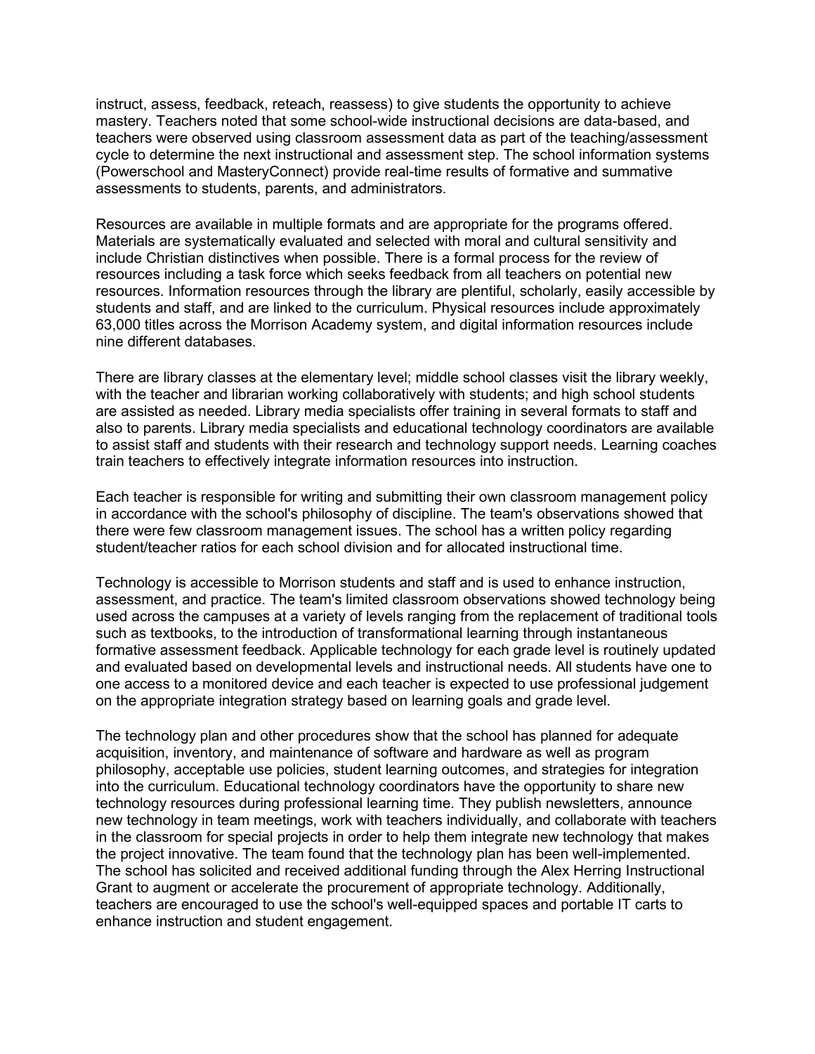instruct, assess, feedback, reteach, reassess) to give students the opportunity to achieve mastery. Teachers noted that some school-wide instructional decisions are data-based, and teachers were observed using classroom assessment data as part of the teaching/assessment cycle to determine the next instructional and assessment step. The school information systems (Powerschool and MasteryConnect) provide real-time results of formative and summative assessments to students, parents, and administrators.

Resources are available in multiple formats and are appropriate for the programs offered. Materials are systematically evaluated and selected with moral and cultural sensitivity and include Christian distinctives when possible. There is a formal process for the review of resources including a task force which seeks feedback from all teachers on potential new resources. Information resources through the library are plentiful, scholarly, easily accessible by students and staff, and are linked to the curriculum. Physical resources include approximately 63,000 titles across the Morrison Academy system, and digital information resources include nine different databases.

There are library classes at the elementary level; middle school classes visit the library weekly, with the teacher and librarian working collaboratively with students; and high school students are assisted as needed. Library media specialists offer training in several formats to staff and also to parents. Library media specialists and educational technology coordinators are available to assist staff and students with their research and technology support needs. Learning coaches train teachers to effectively integrate information resources into instruction.

Each teacher is responsible for writing and submitting their own classroom management policy in accordance with the school's philosophy of discipline. The team's observations showed that there were few classroom management issues. The school has a written policy regarding student/teacher ratios for each school division and for allocated instructional time.

Technology is accessible to Morrison students and staff and is used to enhance instruction, assessment, and practice. The team's limited classroom observations showed technology being used across the campuses at a variety of levels ranging from the replacement of traditional tools such as textbooks, to the introduction of transformational learning through instantaneous formative assessment feedback. Applicable technology for each grade level is routinely updated and evaluated based on developmental levels and instructional needs. All students have one to one access to a monitored device and each teacher is expected to use professional judgement on the appropriate integration strategy based on learning goals and grade level.

The technology plan and other procedures show that the school has planned for adequate acquisition, inventory, and maintenance of software and hardware as well as program philosophy, acceptable use policies, student learning outcomes, and strategies for integration into the curriculum. Educational technology coordinators have the opportunity to share new technology resources during professional learning time. They publish newsletters, announce new technology in team meetings, work with teachers individually, and collaborate with teachers in the classroom for special projects in order to help them integrate new technology that makes the project innovative. The team found that the technology plan has been well-implemented. The school has solicited and received additional funding through the Alex Herring Instructional Grant to augment or accelerate the procurement of appropriate technology. Additionally, teachers are encouraged to use the school's well-equipped spaces and portable IT carts to enhance instruction and student engagement.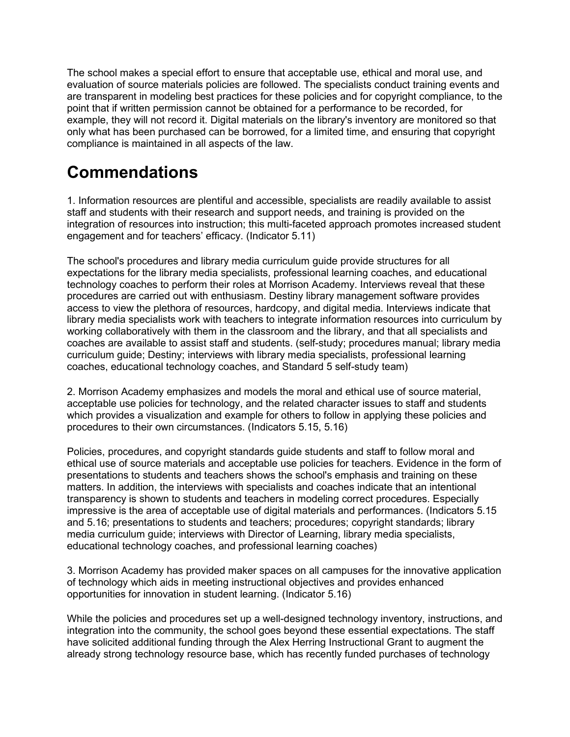The school makes a special effort to ensure that acceptable use, ethical and moral use, and evaluation of source materials policies are followed. The specialists conduct training events and are transparent in modeling best practices for these policies and for copyright compliance, to the point that if written permission cannot be obtained for a performance to be recorded, for example, they will not record it. Digital materials on the library's inventory are monitored so that only what has been purchased can be borrowed, for a limited time, and ensuring that copyright compliance is maintained in all aspects of the law.

# Commendations

1. Information resources are plentiful and accessible, specialists are readily available to assist staff and students with their research and support needs, and training is provided on the integration of resources into instruction; this multi-faceted approach promotes increased student engagement and for teachers' efficacy. (Indicator 5.11)

The school's procedures and library media curriculum guide provide structures for all expectations for the library media specialists, professional learning coaches, and educational technology coaches to perform their roles at Morrison Academy. Interviews reveal that these procedures are carried out with enthusiasm. Destiny library management software provides access to view the plethora of resources, hardcopy, and digital media. Interviews indicate that library media specialists work with teachers to integrate information resources into curriculum by working collaboratively with them in the classroom and the library, and that all specialists and coaches are available to assist staff and students. (self-study; procedures manual; library media curriculum guide; Destiny; interviews with library media specialists, professional learning coaches, educational technology coaches, and Standard 5 self-study team)

2. Morrison Academy emphasizes and models the moral and ethical use of source material, acceptable use policies for technology, and the related character issues to staff and students which provides a visualization and example for others to follow in applying these policies and procedures to their own circumstances. (Indicators 5.15, 5.16)

Policies, procedures, and copyright standards guide students and staff to follow moral and ethical use of source materials and acceptable use policies for teachers. Evidence in the form of presentations to students and teachers shows the school's emphasis and training on these matters. In addition, the interviews with specialists and coaches indicate that an intentional transparency is shown to students and teachers in modeling correct procedures. Especially impressive is the area of acceptable use of digital materials and performances. (Indicators 5.15 and 5.16; presentations to students and teachers; procedures; copyright standards; library media curriculum guide; interviews with Director of Learning, library media specialists, educational technology coaches, and professional learning coaches)

3. Morrison Academy has provided maker spaces on all campuses for the innovative application of technology which aids in meeting instructional objectives and provides enhanced opportunities for innovation in student learning. (Indicator 5.16)

While the policies and procedures set up a well-designed technology inventory, instructions, and integration into the community, the school goes beyond these essential expectations. The staff have solicited additional funding through the Alex Herring Instructional Grant to augment the already strong technology resource base, which has recently funded purchases of technology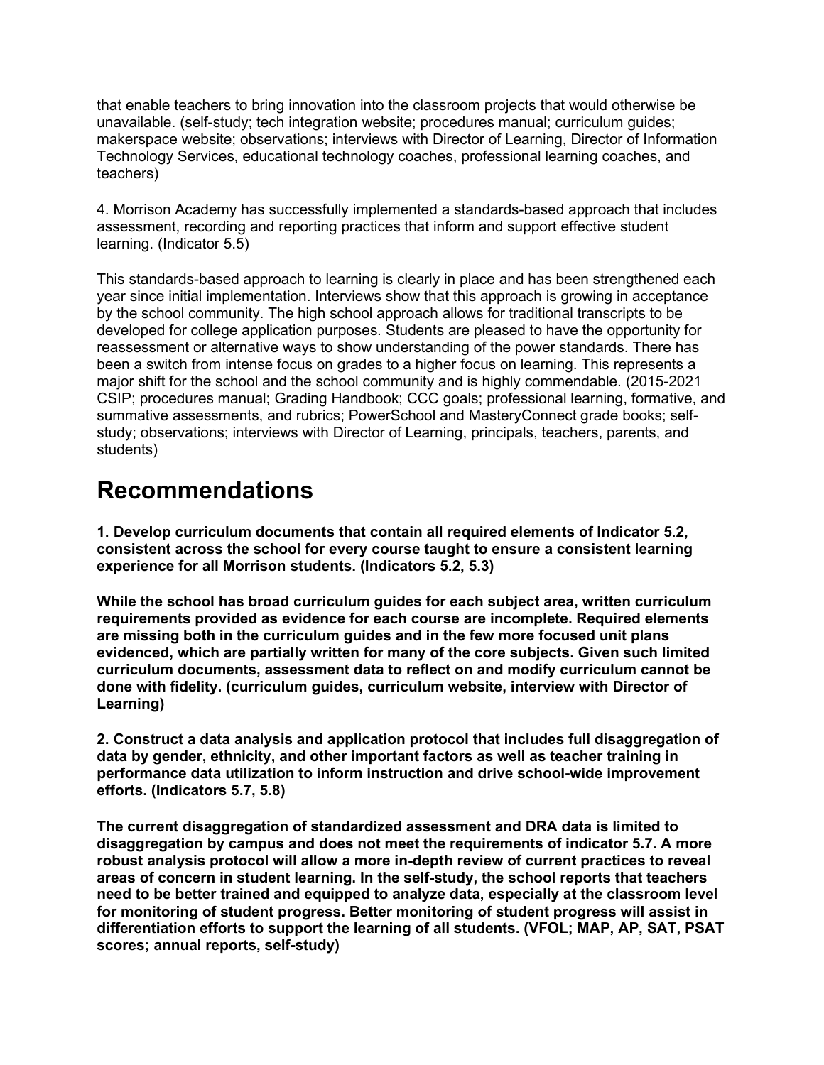that enable teachers to bring innovation into the classroom projects that would otherwise be unavailable. (self-study; tech integration website; procedures manual; curriculum guides; makerspace website; observations; interviews with Director of Learning, Director of Information Technology Services, educational technology coaches, professional learning coaches, and teachers)

4. Morrison Academy has successfully implemented a standards-based approach that includes assessment, recording and reporting practices that inform and support effective student learning. (Indicator 5.5)

This standards-based approach to learning is clearly in place and has been strengthened each year since initial implementation. Interviews show that this approach is growing in acceptance by the school community. The high school approach allows for traditional transcripts to be developed for college application purposes. Students are pleased to have the opportunity for reassessment or alternative ways to show understanding of the power standards. There has been a switch from intense focus on grades to a higher focus on learning. This represents a major shift for the school and the school community and is highly commendable. (2015-2021 CSIP; procedures manual; Grading Handbook; CCC goals; professional learning, formative, and summative assessments, and rubrics; PowerSchool and MasteryConnect grade books; self-study; observations; interviews with Director of Learning, principals, teachers, parents, and students)

# Recommendations

**1. Develop curriculum documents that contain all required elements of Indicator 5.2, consistent across the school for every course taught to ensure a consistent learning experience for all Morrison students. (Indicators 5.2, 5.3)**

**While the school has broad curriculum guides for each subject area, written curriculum requirements provided as evidence for each course are incomplete. Required elements are missing both in the curriculum guides and in the few more focused unit plans evidenced, which are partially written for many of the core subjects. Given such limited curriculum documents, assessment data to reflect on and modify curriculum cannot be done with fidelity. (curriculum guides, curriculum website, interview with Director of Learning)**

**2. Construct a data analysis and application protocol that includes full disaggregation of data by gender, ethnicity, and other important factors as well as teacher training in performance data utilization to inform instruction and drive school-wide improvement efforts. (Indicators 5.7, 5.8)**

**The current disaggregation of standardized assessment and DRA data is limited to disaggregation by campus and does not meet the requirements of indicator 5.7. A more robust analysis protocol will allow a more in-depth review of current practices to reveal areas of concern in student learning. In the self-study, the school reports that teachers need to be better trained and equipped to analyze data, especially at the classroom level for monitoring of student progress. Better monitoring of student progress will assist in differentiation efforts to support the learning of all students. (VFOL; MAP, AP, SAT, PSAT scores; annual reports, self-study)**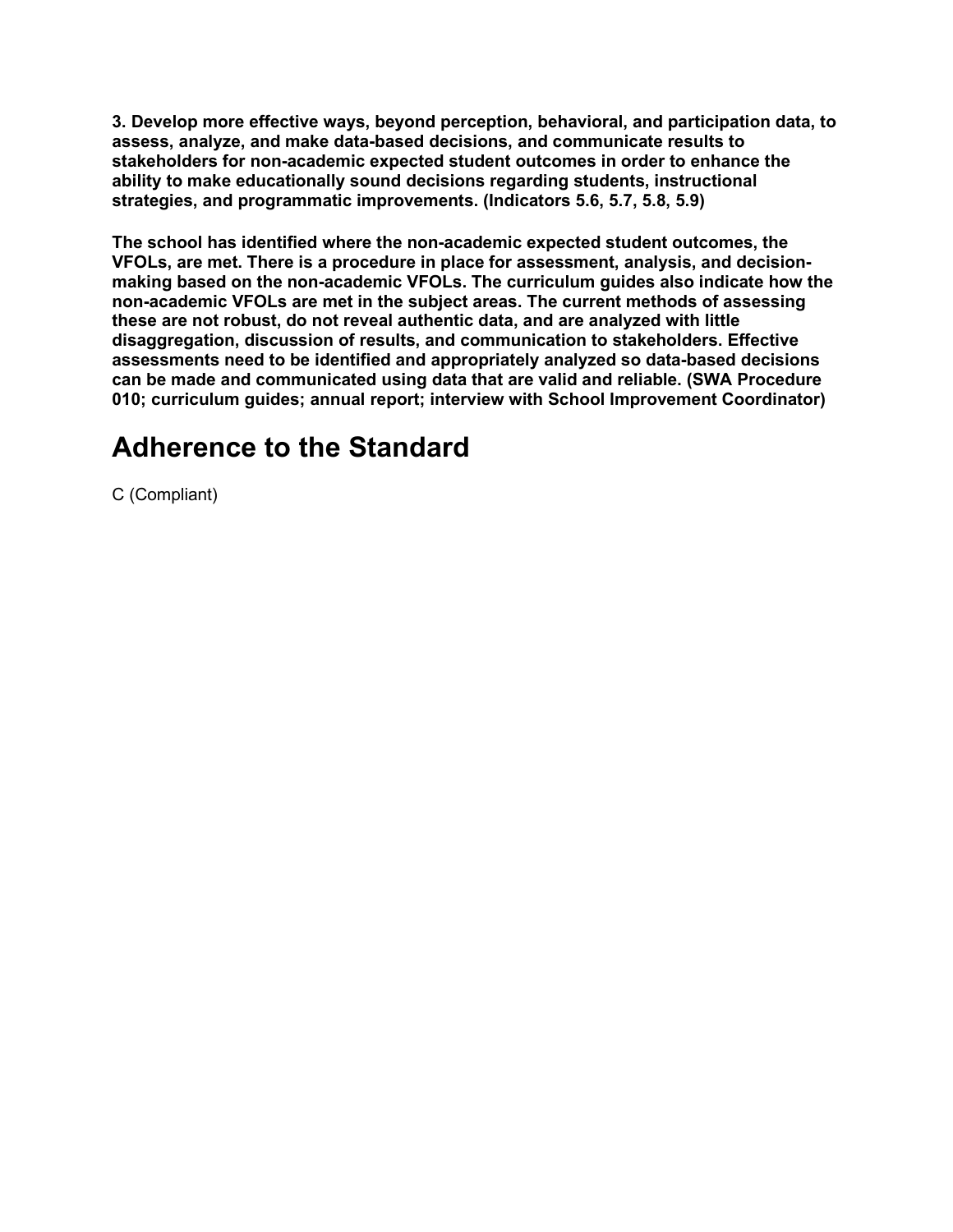**3. Develop more effective ways, beyond perception, behavioral, and participation data, to assess, analyze, and make data-based decisions, and communicate results to stakeholders for non-academic expected student outcomes in order to enhance the ability to make educationally sound decisions regarding students, instructional strategies, and programmatic improvements. (Indicators 5.6, 5.7, 5.8, 5.9)**

**The school has identified where the non-academic expected student outcomes, the VFOLs, are met. There is a procedure in place for assessment, analysis, and decision-making based on the non-academic VFOLs. The curriculum guides also indicate how the non-academic VFOLs are met in the subject areas. The current methods of assessing these are not robust, do not reveal authentic data, and are analyzed with little disaggregation, discussion of results, and communication to stakeholders. Effective assessments need to be identified and appropriately analyzed so data-based decisions can be made and communicated using data that are valid and reliable. (SWA Procedure 010; curriculum guides; annual report; interview with School Improvement Coordinator)**

## Adherence to the Standard

C (Compliant)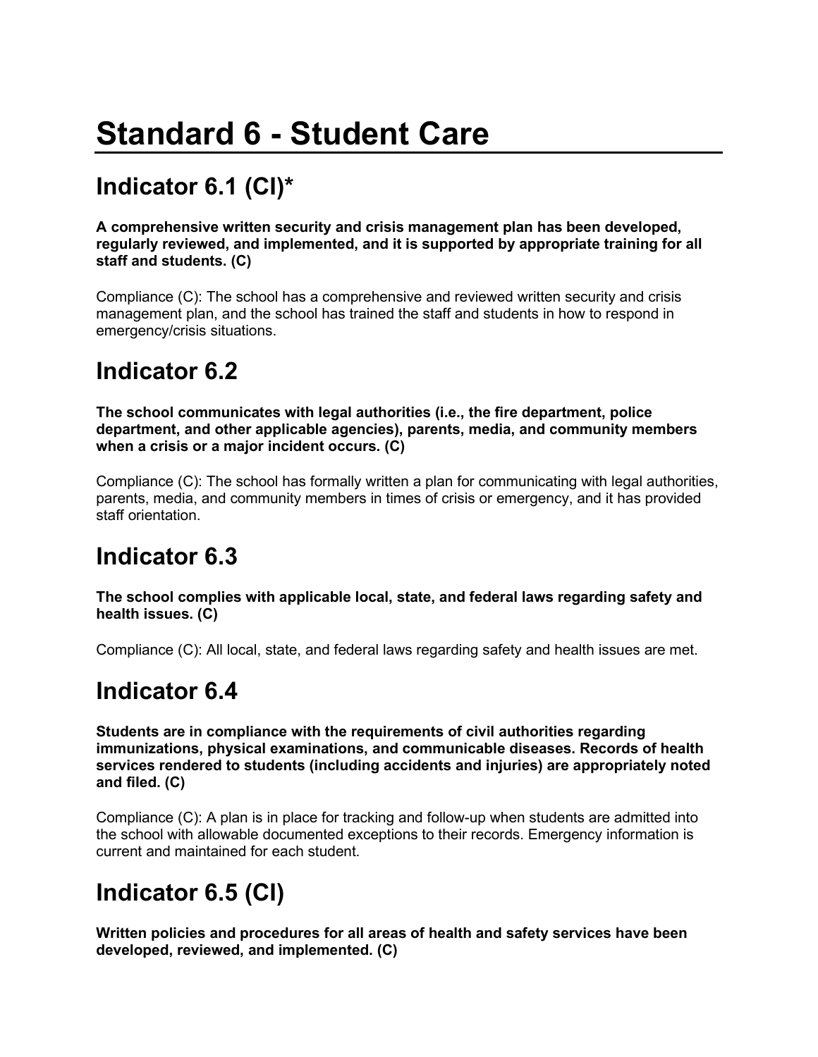# Standard 6 - Student Care

## Indicator 6.1 (CI)*

**A comprehensive written security and crisis management plan has been developed, regularly reviewed, and implemented, and it is supported by appropriate training for all staff and students. (C)**

Compliance (C): The school has a comprehensive and reviewed written security and crisis management plan, and the school has trained the staff and students in how to respond in emergency/crisis situations.

## Indicator 6.2

**The school communicates with legal authorities (i.e., the fire department, police department, and other applicable agencies), parents, media, and community members when a crisis or a major incident occurs. (C)**

Compliance (C): The school has formally written a plan for communicating with legal authorities, parents, media, and community members in times of crisis or emergency, and it has provided staff orientation.

## Indicator 6.3

**The school complies with applicable local, state, and federal laws regarding safety and health issues. (C)**

Compliance (C): All local, state, and federal laws regarding safety and health issues are met.

## Indicator 6.4

**Students are in compliance with the requirements of civil authorities regarding immunizations, physical examinations, and communicable diseases. Records of health services rendered to students (including accidents and injuries) are appropriately noted and filed. (C)**

Compliance (C): A plan is in place for tracking and follow-up when students are admitted into the school with allowable documented exceptions to their records. Emergency information is current and maintained for each student.

## Indicator 6.5 (CI)

**Written policies and procedures for all areas of health and safety services have been developed, reviewed, and implemented. (C)**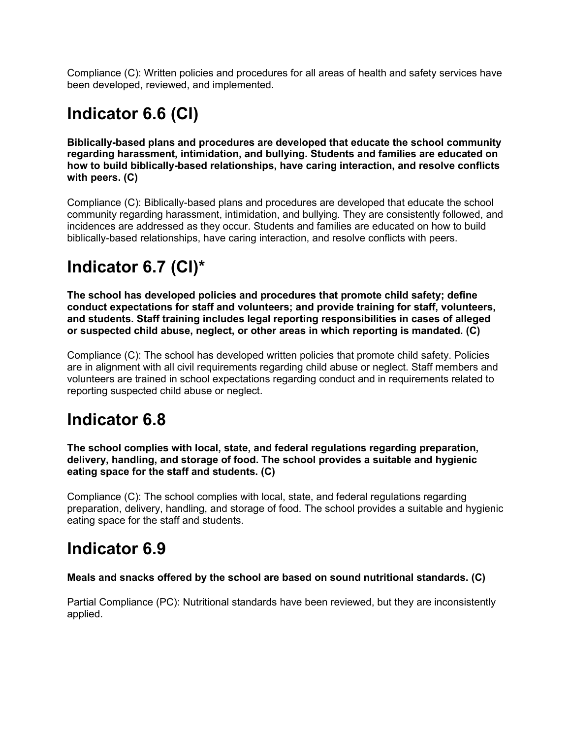Compliance (C): Written policies and procedures for all areas of health and safety services have been developed, reviewed, and implemented.

## Indicator 6.6 (CI)

**Biblically-based plans and procedures are developed that educate the school community regarding harassment, intimidation, and bullying. Students and families are educated on how to build biblically-based relationships, have caring interaction, and resolve conflicts with peers. (C)**

Compliance (C): Biblically-based plans and procedures are developed that educate the school community regarding harassment, intimidation, and bullying. They are consistently followed, and incidences are addressed as they occur. Students and families are educated on how to build biblically-based relationships, have caring interaction, and resolve conflicts with peers.

## Indicator 6.7 (CI)*

**The school has developed policies and procedures that promote child safety; define conduct expectations for staff and volunteers; and provide training for staff, volunteers, and students. Staff training includes legal reporting responsibilities in cases of alleged or suspected child abuse, neglect, or other areas in which reporting is mandated. (C)**

Compliance (C): The school has developed written policies that promote child safety. Policies are in alignment with all civil requirements regarding child abuse or neglect. Staff members and volunteers are trained in school expectations regarding conduct and in requirements related to reporting suspected child abuse or neglect.

## Indicator 6.8

**The school complies with local, state, and federal regulations regarding preparation, delivery, handling, and storage of food. The school provides a suitable and hygienic eating space for the staff and students. (C)**

Compliance (C): The school complies with local, state, and federal regulations regarding preparation, delivery, handling, and storage of food. The school provides a suitable and hygienic eating space for the staff and students.

## Indicator 6.9

**Meals and snacks offered by the school are based on sound nutritional standards. (C)**

Partial Compliance (PC): Nutritional standards have been reviewed, but they are inconsistently applied.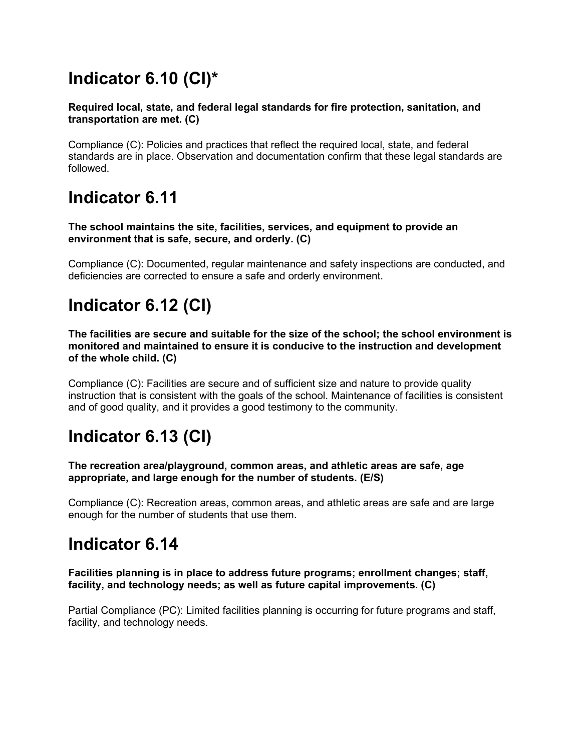# Indicator 6.10 (CI)*

**Required local, state, and federal legal standards for fire protection, sanitation, and transportation are met. (C)**

Compliance (C): Policies and practices that reflect the required local, state, and federal standards are in place. Observation and documentation confirm that these legal standards are followed.

# Indicator 6.11

**The school maintains the site, facilities, services, and equipment to provide an environment that is safe, secure, and orderly. (C)**

Compliance (C): Documented, regular maintenance and safety inspections are conducted, and deficiencies are corrected to ensure a safe and orderly environment.

# Indicator 6.12 (CI)

**The facilities are secure and suitable for the size of the school; the school environment is monitored and maintained to ensure it is conducive to the instruction and development of the whole child. (C)**

Compliance (C): Facilities are secure and of sufficient size and nature to provide quality instruction that is consistent with the goals of the school. Maintenance of facilities is consistent and of good quality, and it provides a good testimony to the community.

# Indicator 6.13 (CI)

**The recreation area/playground, common areas, and athletic areas are safe, age appropriate, and large enough for the number of students. (E/S)**

Compliance (C): Recreation areas, common areas, and athletic areas are safe and are large enough for the number of students that use them.

# Indicator 6.14

**Facilities planning is in place to address future programs; enrollment changes; staff, facility, and technology needs; as well as future capital improvements. (C)**

Partial Compliance (PC): Limited facilities planning is occurring for future programs and staff, facility, and technology needs.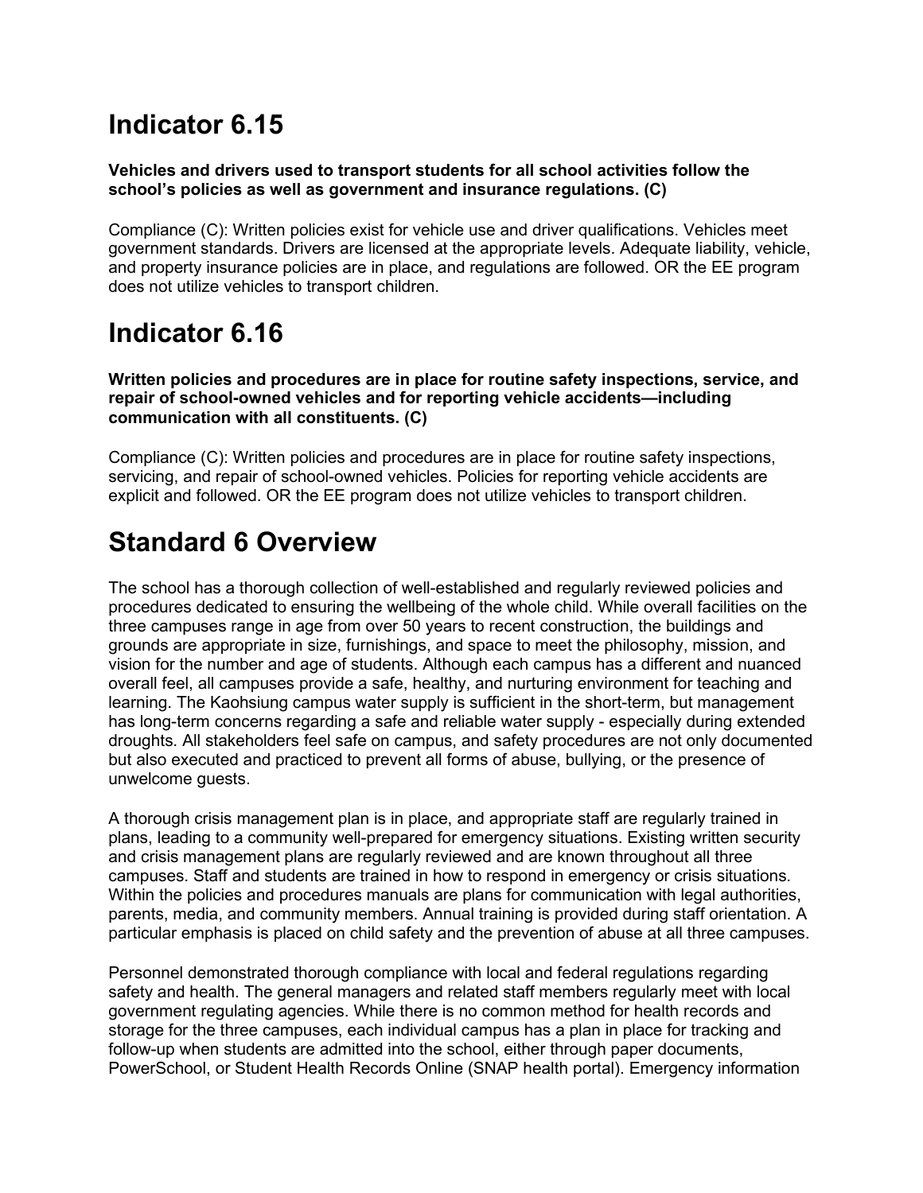# Indicator 6.15

**Vehicles and drivers used to transport students for all school activities follow the school's policies as well as government and insurance regulations. (C)**

Compliance (C): Written policies exist for vehicle use and driver qualifications. Vehicles meet government standards. Drivers are licensed at the appropriate levels. Adequate liability, vehicle, and property insurance policies are in place, and regulations are followed. OR the EE program does not utilize vehicles to transport children.

# Indicator 6.16

**Written policies and procedures are in place for routine safety inspections, service, and repair of school-owned vehicles and for reporting vehicle accidents—including communication with all constituents. (C)**

Compliance (C): Written policies and procedures are in place for routine safety inspections, servicing, and repair of school-owned vehicles. Policies for reporting vehicle accidents are explicit and followed. OR the EE program does not utilize vehicles to transport children.

# Standard 6 Overview

The school has a thorough collection of well-established and regularly reviewed policies and procedures dedicated to ensuring the wellbeing of the whole child. While overall facilities on the three campuses range in age from over 50 years to recent construction, the buildings and grounds are appropriate in size, furnishings, and space to meet the philosophy, mission, and vision for the number and age of students. Although each campus has a different and nuanced overall feel, all campuses provide a safe, healthy, and nurturing environment for teaching and learning. The Kaohsiung campus water supply is sufficient in the short-term, but management has long-term concerns regarding a safe and reliable water supply - especially during extended droughts. All stakeholders feel safe on campus, and safety procedures are not only documented but also executed and practiced to prevent all forms of abuse, bullying, or the presence of unwelcome guests.

A thorough crisis management plan is in place, and appropriate staff are regularly trained in plans, leading to a community well-prepared for emergency situations. Existing written security and crisis management plans are regularly reviewed and are known throughout all three campuses. Staff and students are trained in how to respond in emergency or crisis situations. Within the policies and procedures manuals are plans for communication with legal authorities, parents, media, and community members. Annual training is provided during staff orientation. A particular emphasis is placed on child safety and the prevention of abuse at all three campuses.

Personnel demonstrated thorough compliance with local and federal regulations regarding safety and health. The general managers and related staff members regularly meet with local government regulating agencies. While there is no common method for health records and storage for the three campuses, each individual campus has a plan in place for tracking and follow-up when students are admitted into the school, either through paper documents, PowerSchool, or Student Health Records Online (SNAP health portal). Emergency information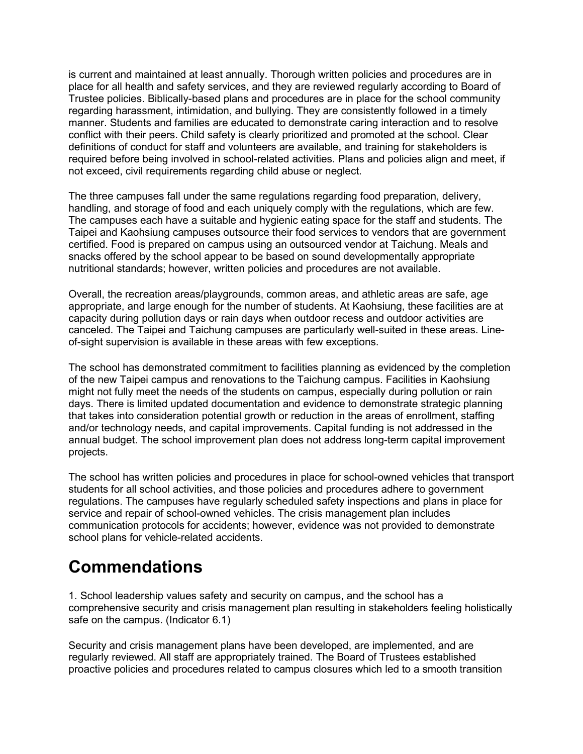is current and maintained at least annually. Thorough written policies and procedures are in place for all health and safety services, and they are reviewed regularly according to Board of Trustee policies. Biblically-based plans and procedures are in place for the school community regarding harassment, intimidation, and bullying. They are consistently followed in a timely manner. Students and families are educated to demonstrate caring interaction and to resolve conflict with their peers. Child safety is clearly prioritized and promoted at the school. Clear definitions of conduct for staff and volunteers are available, and training for stakeholders is required before being involved in school-related activities. Plans and policies align and meet, if not exceed, civil requirements regarding child abuse or neglect.

The three campuses fall under the same regulations regarding food preparation, delivery, handling, and storage of food and each uniquely comply with the regulations, which are few. The campuses each have a suitable and hygienic eating space for the staff and students. The Taipei and Kaohsiung campuses outsource their food services to vendors that are government certified. Food is prepared on campus using an outsourced vendor at Taichung. Meals and snacks offered by the school appear to be based on sound developmentally appropriate nutritional standards; however, written policies and procedures are not available.

Overall, the recreation areas/playgrounds, common areas, and athletic areas are safe, age appropriate, and large enough for the number of students. At Kaohsiung, these facilities are at capacity during pollution days or rain days when outdoor recess and outdoor activities are canceled. The Taipei and Taichung campuses are particularly well-suited in these areas. Line-of-sight supervision is available in these areas with few exceptions.

The school has demonstrated commitment to facilities planning as evidenced by the completion of the new Taipei campus and renovations to the Taichung campus. Facilities in Kaohsiung might not fully meet the needs of the students on campus, especially during pollution or rain days. There is limited updated documentation and evidence to demonstrate strategic planning that takes into consideration potential growth or reduction in the areas of enrollment, staffing and/or technology needs, and capital improvements. Capital funding is not addressed in the annual budget. The school improvement plan does not address long-term capital improvement projects.

The school has written policies and procedures in place for school-owned vehicles that transport students for all school activities, and those policies and procedures adhere to government regulations. The campuses have regularly scheduled safety inspections and plans in place for service and repair of school-owned vehicles. The crisis management plan includes communication protocols for accidents; however, evidence was not provided to demonstrate school plans for vehicle-related accidents.

# Commendations

1. School leadership values safety and security on campus, and the school has a comprehensive security and crisis management plan resulting in stakeholders feeling holistically safe on the campus. (Indicator 6.1)

Security and crisis management plans have been developed, are implemented, and are regularly reviewed. All staff are appropriately trained. The Board of Trustees established proactive policies and procedures related to campus closures which led to a smooth transition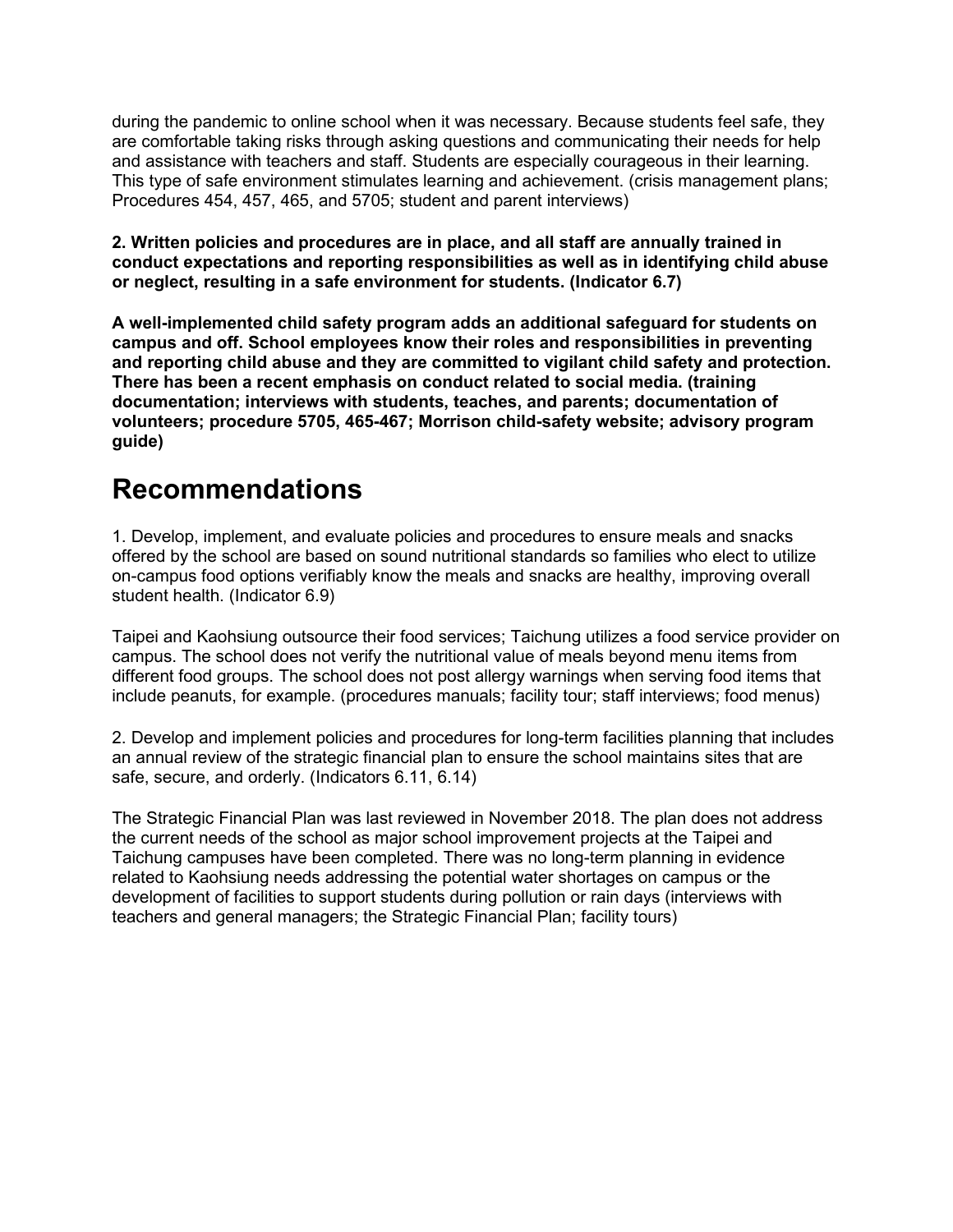during the pandemic to online school when it was necessary. Because students feel safe, they are comfortable taking risks through asking questions and communicating their needs for help and assistance with teachers and staff. Students are especially courageous in their learning. This type of safe environment stimulates learning and achievement. (crisis management plans; Procedures 454, 457, 465, and 5705; student and parent interviews)

**2. Written policies and procedures are in place, and all staff are annually trained in conduct expectations and reporting responsibilities as well as in identifying child abuse or neglect, resulting in a safe environment for students. (Indicator 6.7)**

**A well-implemented child safety program adds an additional safeguard for students on campus and off. School employees know their roles and responsibilities in preventing and reporting child abuse and they are committed to vigilant child safety and protection. There has been a recent emphasis on conduct related to social media. (training documentation; interviews with students, teaches, and parents; documentation of volunteers; procedure 5705, 465-467; Morrison child-safety website; advisory program guide)**

# Recommendations

1. Develop, implement, and evaluate policies and procedures to ensure meals and snacks offered by the school are based on sound nutritional standards so families who elect to utilize on-campus food options verifiably know the meals and snacks are healthy, improving overall student health. (Indicator 6.9)

Taipei and Kaohsiung outsource their food services; Taichung utilizes a food service provider on campus. The school does not verify the nutritional value of meals beyond menu items from different food groups. The school does not post allergy warnings when serving food items that include peanuts, for example. (procedures manuals; facility tour; staff interviews; food menus)

2. Develop and implement policies and procedures for long-term facilities planning that includes an annual review of the strategic financial plan to ensure the school maintains sites that are safe, secure, and orderly. (Indicators 6.11, 6.14)

The Strategic Financial Plan was last reviewed in November 2018. The plan does not address the current needs of the school as major school improvement projects at the Taipei and Taichung campuses have been completed. There was no long-term planning in evidence related to Kaohsiung needs addressing the potential water shortages on campus or the development of facilities to support students during pollution or rain days (interviews with teachers and general managers; the Strategic Financial Plan; facility tours)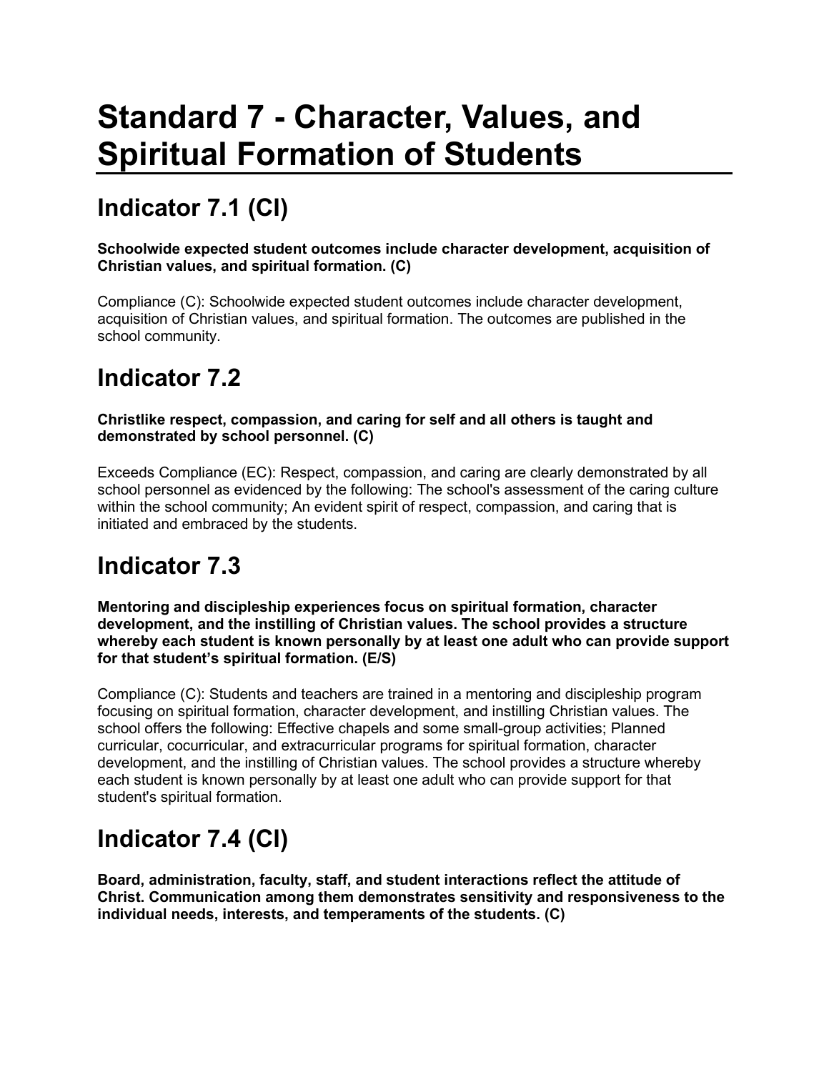# Standard 7 - Character, Values, and Spiritual Formation of Students

## Indicator 7.1 (CI)

**Schoolwide expected student outcomes include character development, acquisition of Christian values, and spiritual formation. (C)**

Compliance (C): Schoolwide expected student outcomes include character development, acquisition of Christian values, and spiritual formation. The outcomes are published in the school community.

## Indicator 7.2

**Christlike respect, compassion, and caring for self and all others is taught and demonstrated by school personnel. (C)**

Exceeds Compliance (EC): Respect, compassion, and caring are clearly demonstrated by all school personnel as evidenced by the following: The school's assessment of the caring culture within the school community; An evident spirit of respect, compassion, and caring that is initiated and embraced by the students.

## Indicator 7.3

**Mentoring and discipleship experiences focus on spiritual formation, character development, and the instilling of Christian values. The school provides a structure whereby each student is known personally by at least one adult who can provide support for that student's spiritual formation. (E/S)**

Compliance (C): Students and teachers are trained in a mentoring and discipleship program focusing on spiritual formation, character development, and instilling Christian values. The school offers the following: Effective chapels and some small-group activities; Planned curricular, cocurricular, and extracurricular programs for spiritual formation, character development, and the instilling of Christian values. The school provides a structure whereby each student is known personally by at least one adult who can provide support for that student's spiritual formation.

## Indicator 7.4 (CI)

**Board, administration, faculty, staff, and student interactions reflect the attitude of Christ. Communication among them demonstrates sensitivity and responsiveness to the individual needs, interests, and temperaments of the students. (C)**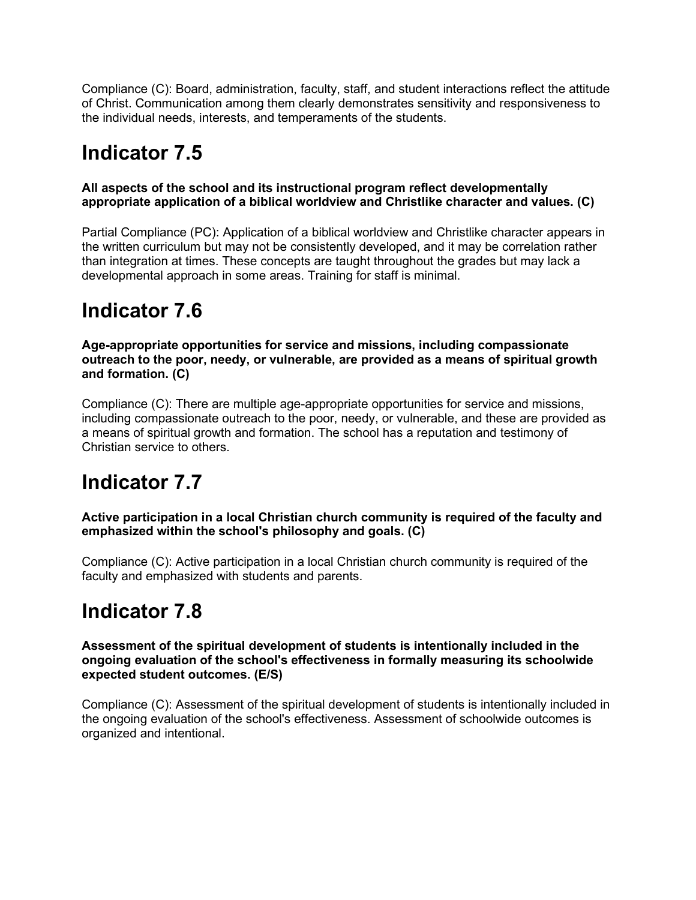Compliance (C): Board, administration, faculty, staff, and student interactions reflect the attitude of Christ. Communication among them clearly demonstrates sensitivity and responsiveness to the individual needs, interests, and temperaments of the students.

# Indicator 7.5

**All aspects of the school and its instructional program reflect developmentally appropriate application of a biblical worldview and Christlike character and values. (C)**

Partial Compliance (PC): Application of a biblical worldview and Christlike character appears in the written curriculum but may not be consistently developed, and it may be correlation rather than integration at times. These concepts are taught throughout the grades but may lack a developmental approach in some areas. Training for staff is minimal.

# Indicator 7.6

**Age-appropriate opportunities for service and missions, including compassionate outreach to the poor, needy, or vulnerable, are provided as a means of spiritual growth and formation. (C)**

Compliance (C): There are multiple age-appropriate opportunities for service and missions, including compassionate outreach to the poor, needy, or vulnerable, and these are provided as a means of spiritual growth and formation. The school has a reputation and testimony of Christian service to others.

# Indicator 7.7

**Active participation in a local Christian church community is required of the faculty and emphasized within the school's philosophy and goals. (C)**

Compliance (C): Active participation in a local Christian church community is required of the faculty and emphasized with students and parents.

# Indicator 7.8

**Assessment of the spiritual development of students is intentionally included in the ongoing evaluation of the school's effectiveness in formally measuring its schoolwide expected student outcomes. (E/S)**

Compliance (C): Assessment of the spiritual development of students is intentionally included in the ongoing evaluation of the school's effectiveness. Assessment of schoolwide outcomes is organized and intentional.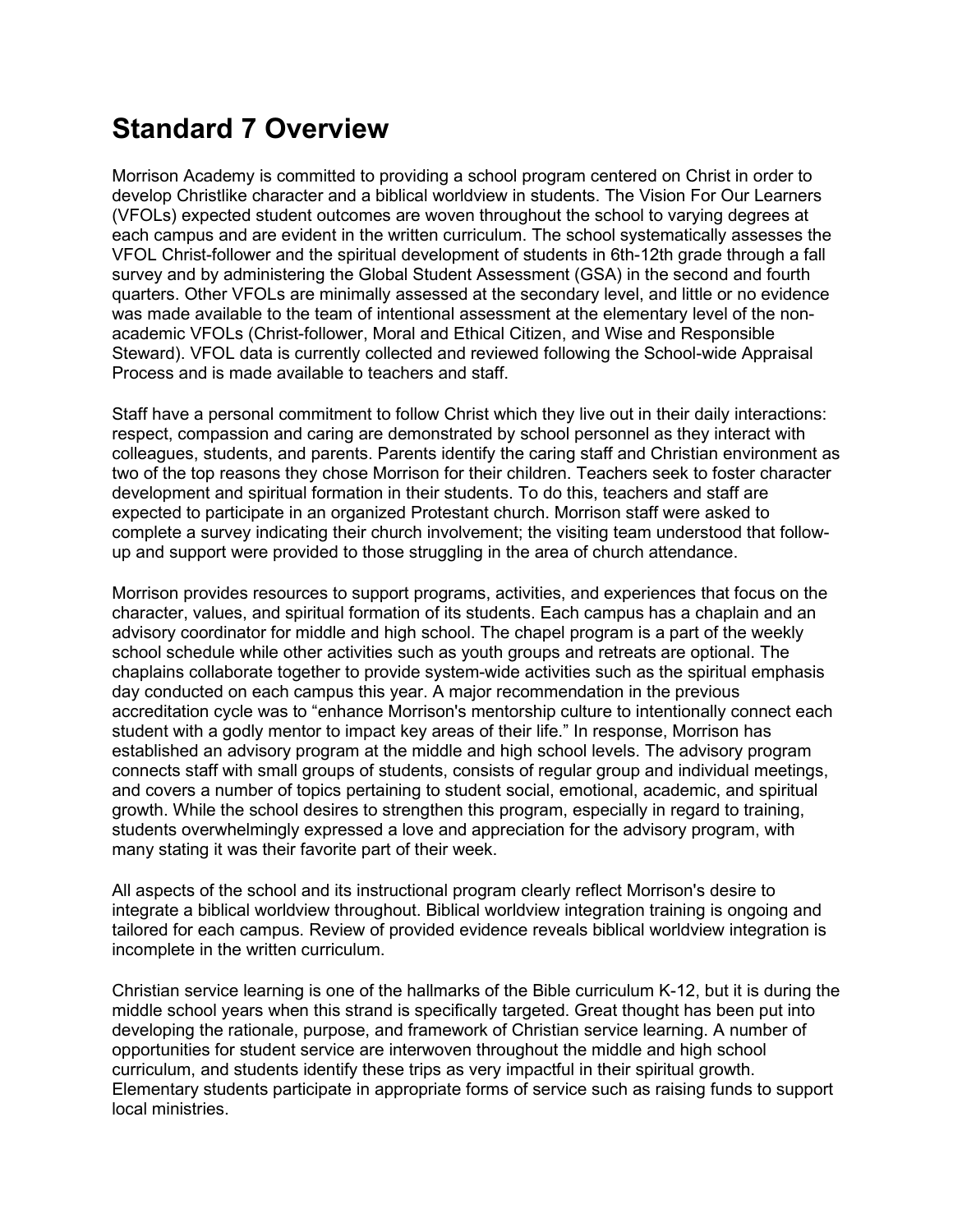# Standard 7 Overview

Morrison Academy is committed to providing a school program centered on Christ in order to develop Christlike character and a biblical worldview in students. The Vision For Our Learners (VFOLs) expected student outcomes are woven throughout the school to varying degrees at each campus and are evident in the written curriculum. The school systematically assesses the VFOL Christ-follower and the spiritual development of students in 6th-12th grade through a fall survey and by administering the Global Student Assessment (GSA) in the second and fourth quarters. Other VFOLs are minimally assessed at the secondary level, and little or no evidence was made available to the team of intentional assessment at the elementary level of the non-academic VFOLs (Christ-follower, Moral and Ethical Citizen, and Wise and Responsible Steward). VFOL data is currently collected and reviewed following the School-wide Appraisal Process and is made available to teachers and staff.

Staff have a personal commitment to follow Christ which they live out in their daily interactions: respect, compassion and caring are demonstrated by school personnel as they interact with colleagues, students, and parents. Parents identify the caring staff and Christian environment as two of the top reasons they chose Morrison for their children. Teachers seek to foster character development and spiritual formation in their students. To do this, teachers and staff are expected to participate in an organized Protestant church. Morrison staff were asked to complete a survey indicating their church involvement; the visiting team understood that follow-up and support were provided to those struggling in the area of church attendance.

Morrison provides resources to support programs, activities, and experiences that focus on the character, values, and spiritual formation of its students. Each campus has a chaplain and an advisory coordinator for middle and high school. The chapel program is a part of the weekly school schedule while other activities such as youth groups and retreats are optional. The chaplains collaborate together to provide system-wide activities such as the spiritual emphasis day conducted on each campus this year. A major recommendation in the previous accreditation cycle was to "enhance Morrison's mentorship culture to intentionally connect each student with a godly mentor to impact key areas of their life." In response, Morrison has established an advisory program at the middle and high school levels. The advisory program connects staff with small groups of students, consists of regular group and individual meetings, and covers a number of topics pertaining to student social, emotional, academic, and spiritual growth. While the school desires to strengthen this program, especially in regard to training, students overwhelmingly expressed a love and appreciation for the advisory program, with many stating it was their favorite part of their week.

All aspects of the school and its instructional program clearly reflect Morrison's desire to integrate a biblical worldview throughout. Biblical worldview integration training is ongoing and tailored for each campus. Review of provided evidence reveals biblical worldview integration is incomplete in the written curriculum.

Christian service learning is one of the hallmarks of the Bible curriculum K-12, but it is during the middle school years when this strand is specifically targeted. Great thought has been put into developing the rationale, purpose, and framework of Christian service learning. A number of opportunities for student service are interwoven throughout the middle and high school curriculum, and students identify these trips as very impactful in their spiritual growth. Elementary students participate in appropriate forms of service such as raising funds to support local ministries.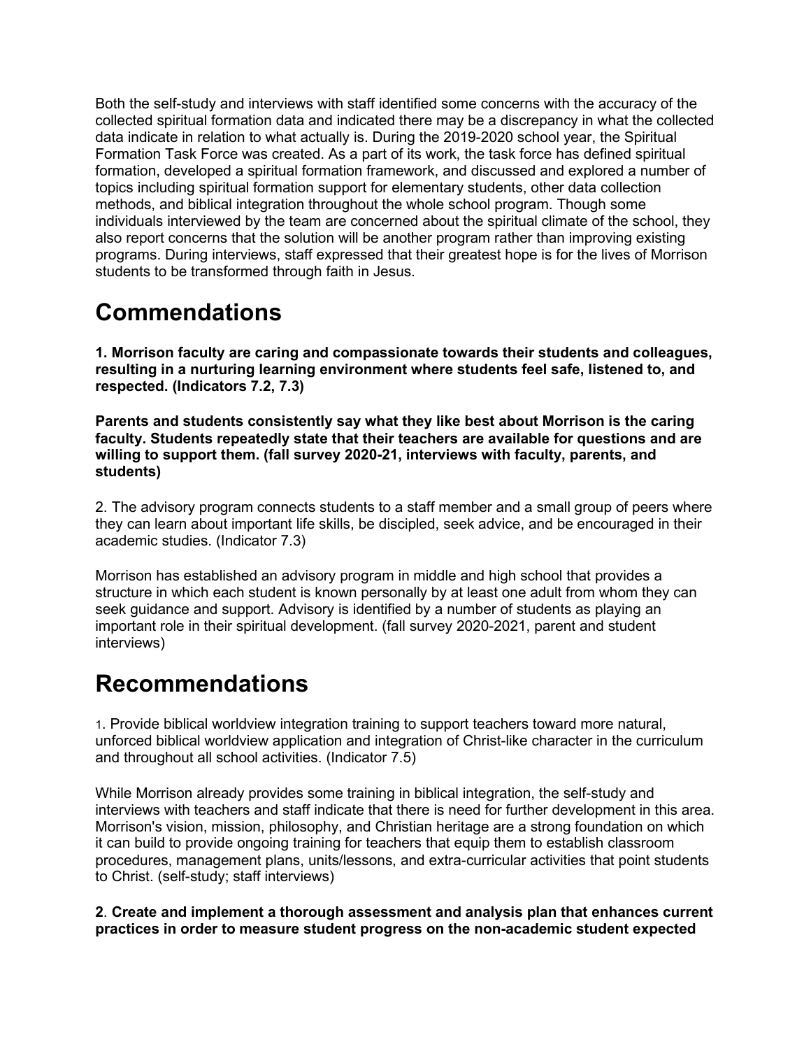Both the self-study and interviews with staff identified some concerns with the accuracy of the collected spiritual formation data and indicated there may be a discrepancy in what the collected data indicate in relation to what actually is. During the 2019-2020 school year, the Spiritual Formation Task Force was created. As a part of its work, the task force has defined spiritual formation, developed a spiritual formation framework, and discussed and explored a number of topics including spiritual formation support for elementary students, other data collection methods, and biblical integration throughout the whole school program. Though some individuals interviewed by the team are concerned about the spiritual climate of the school, they also report concerns that the solution will be another program rather than improving existing programs. During interviews, staff expressed that their greatest hope is for the lives of Morrison students to be transformed through faith in Jesus.

# Commendations

**1. Morrison faculty are caring and compassionate towards their students and colleagues, resulting in a nurturing learning environment where students feel safe, listened to, and respected. (Indicators 7.2, 7.3)**

**Parents and students consistently say what they like best about Morrison is the caring faculty. Students repeatedly state that their teachers are available for questions and are willing to support them. (fall survey 2020-21, interviews with faculty, parents, and students)**

2. The advisory program connects students to a staff member and a small group of peers where they can learn about important life skills, be discipled, seek advice, and be encouraged in their academic studies. (Indicator 7.3)

Morrison has established an advisory program in middle and high school that provides a structure in which each student is known personally by at least one adult from whom they can seek guidance and support. Advisory is identified by a number of students as playing an important role in their spiritual development. (fall survey 2020-2021, parent and student interviews)

# Recommendations

1. Provide biblical worldview integration training to support teachers toward more natural, unforced biblical worldview application and integration of Christ-like character in the curriculum and throughout all school activities. (Indicator 7.5)

While Morrison already provides some training in biblical integration, the self-study and interviews with teachers and staff indicate that there is need for further development in this area. Morrison's vision, mission, philosophy, and Christian heritage are a strong foundation on which it can build to provide ongoing training for teachers that equip them to establish classroom procedures, management plans, units/lessons, and extra-curricular activities that point students to Christ. (self-study; staff interviews)

**2**. **Create and implement a thorough assessment and analysis plan that enhances current practices in order to measure student progress on the non-academic student expected**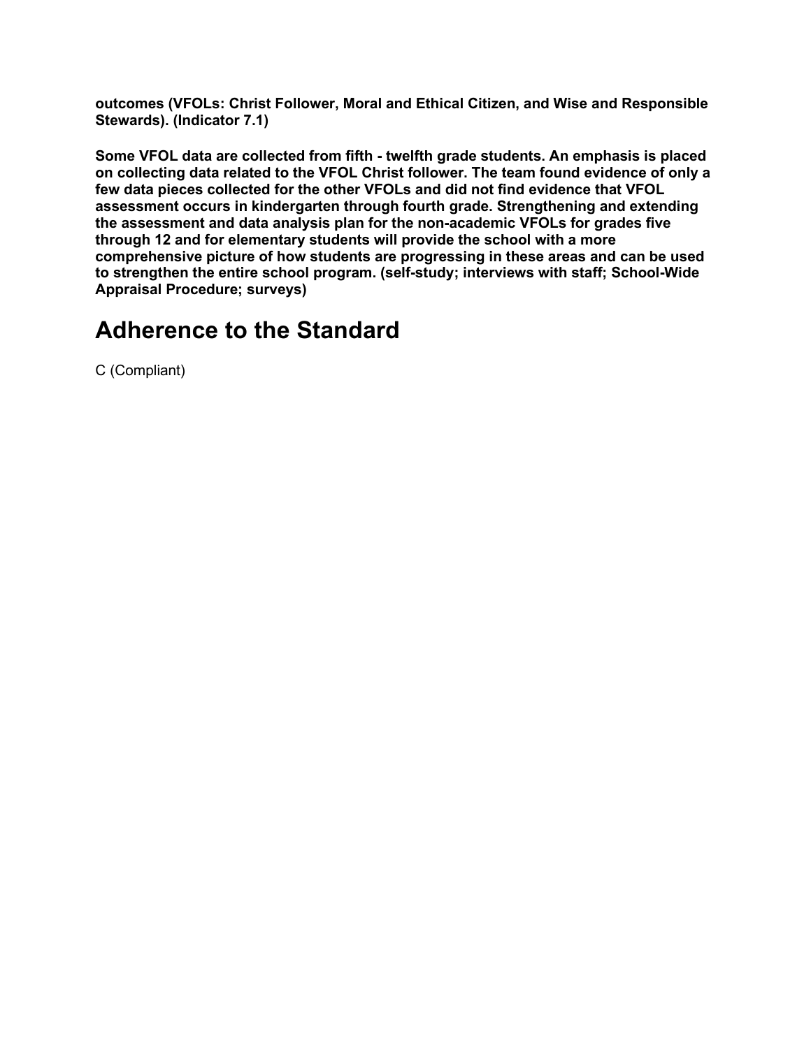**outcomes (VFOLs: Christ Follower, Moral and Ethical Citizen, and Wise and Responsible Stewards). (Indicator 7.1)**

**Some VFOL data are collected from fifth - twelfth grade students. An emphasis is placed on collecting data related to the VFOL Christ follower. The team found evidence of only a few data pieces collected for the other VFOLs and did not find evidence that VFOL assessment occurs in kindergarten through fourth grade. Strengthening and extending the assessment and data analysis plan for the non-academic VFOLs for grades five through 12 and for elementary students will provide the school with a more comprehensive picture of how students are progressing in these areas and can be used to strengthen the entire school program. (self-study; interviews with staff; School-Wide Appraisal Procedure; surveys)**

# Adherence to the Standard

C (Compliant)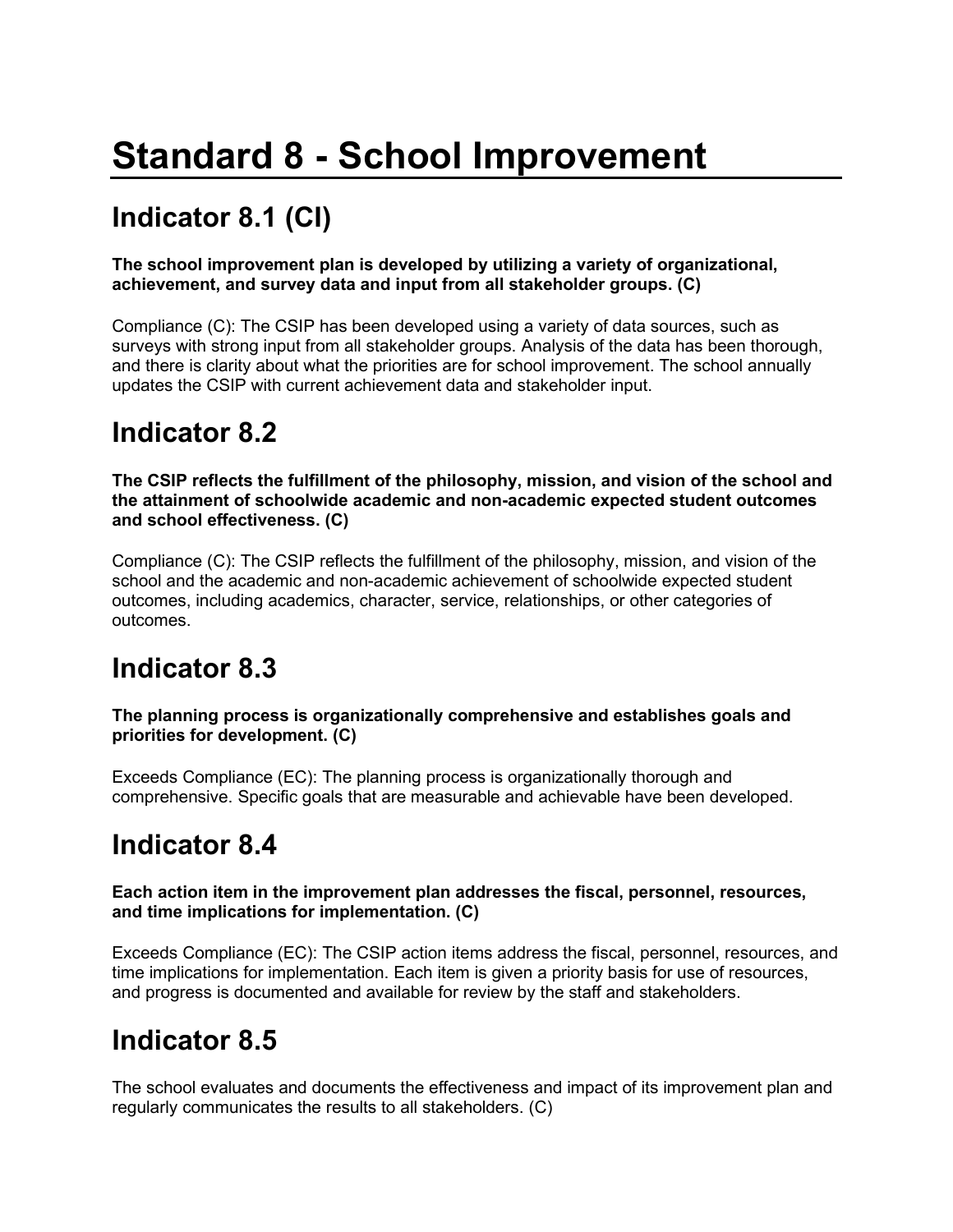# Standard 8 - School Improvement

## Indicator 8.1 (CI)

**The school improvement plan is developed by utilizing a variety of organizational, achievement, and survey data and input from all stakeholder groups. (C)**

Compliance (C): The CSIP has been developed using a variety of data sources, such as surveys with strong input from all stakeholder groups. Analysis of the data has been thorough, and there is clarity about what the priorities are for school improvement. The school annually updates the CSIP with current achievement data and stakeholder input.

## Indicator 8.2

**The CSIP reflects the fulfillment of the philosophy, mission, and vision of the school and the attainment of schoolwide academic and non-academic expected student outcomes and school effectiveness. (C)**

Compliance (C): The CSIP reflects the fulfillment of the philosophy, mission, and vision of the school and the academic and non-academic achievement of schoolwide expected student outcomes, including academics, character, service, relationships, or other categories of outcomes.

## Indicator 8.3

**The planning process is organizationally comprehensive and establishes goals and priorities for development. (C)**

Exceeds Compliance (EC): The planning process is organizationally thorough and comprehensive. Specific goals that are measurable and achievable have been developed.

## Indicator 8.4

**Each action item in the improvement plan addresses the fiscal, personnel, resources, and time implications for implementation. (C)**

Exceeds Compliance (EC): The CSIP action items address the fiscal, personnel, resources, and time implications for implementation. Each item is given a priority basis for use of resources, and progress is documented and available for review by the staff and stakeholders.

## Indicator 8.5

The school evaluates and documents the effectiveness and impact of its improvement plan and regularly communicates the results to all stakeholders. (C)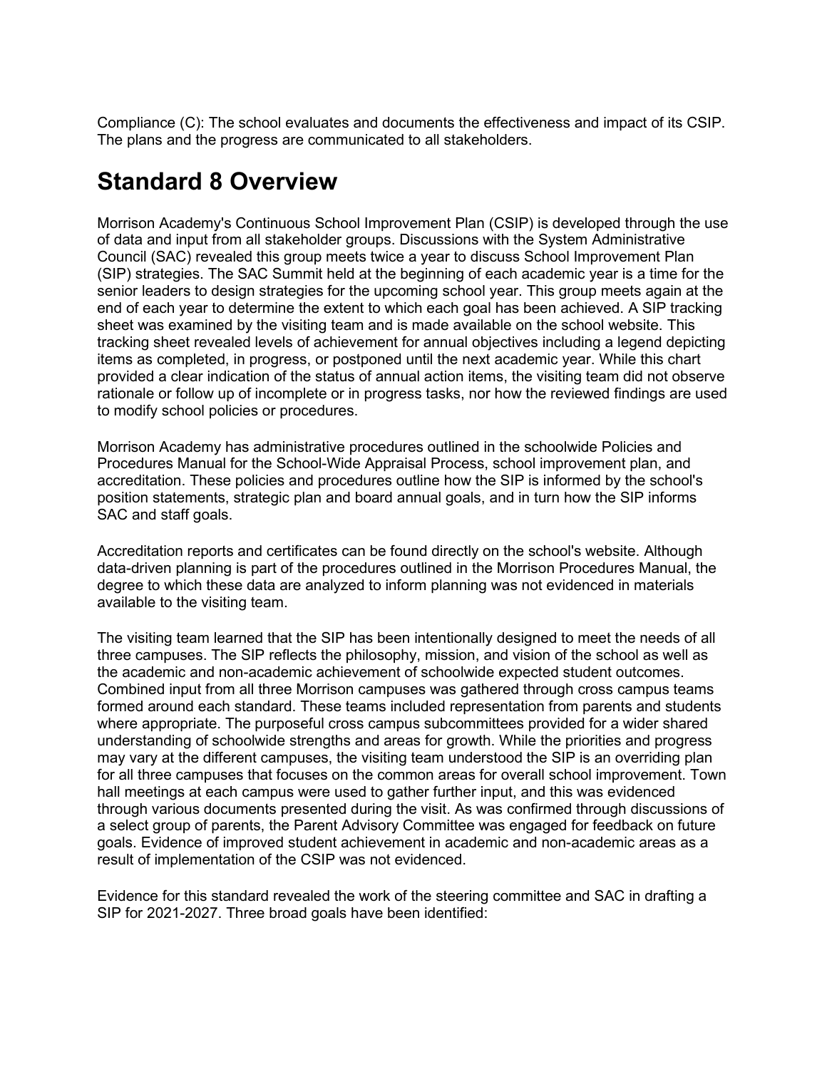Compliance (C): The school evaluates and documents the effectiveness and impact of its CSIP. The plans and the progress are communicated to all stakeholders.

# Standard 8 Overview

Morrison Academy's Continuous School Improvement Plan (CSIP) is developed through the use of data and input from all stakeholder groups. Discussions with the System Administrative Council (SAC) revealed this group meets twice a year to discuss School Improvement Plan (SIP) strategies. The SAC Summit held at the beginning of each academic year is a time for the senior leaders to design strategies for the upcoming school year. This group meets again at the end of each year to determine the extent to which each goal has been achieved. A SIP tracking sheet was examined by the visiting team and is made available on the school website. This tracking sheet revealed levels of achievement for annual objectives including a legend depicting items as completed, in progress, or postponed until the next academic year. While this chart provided a clear indication of the status of annual action items, the visiting team did not observe rationale or follow up of incomplete or in progress tasks, nor how the reviewed findings are used to modify school policies or procedures.

Morrison Academy has administrative procedures outlined in the schoolwide Policies and Procedures Manual for the School-Wide Appraisal Process, school improvement plan, and accreditation. These policies and procedures outline how the SIP is informed by the school's position statements, strategic plan and board annual goals, and in turn how the SIP informs SAC and staff goals.

Accreditation reports and certificates can be found directly on the school's website. Although data-driven planning is part of the procedures outlined in the Morrison Procedures Manual, the degree to which these data are analyzed to inform planning was not evidenced in materials available to the visiting team.

The visiting team learned that the SIP has been intentionally designed to meet the needs of all three campuses. The SIP reflects the philosophy, mission, and vision of the school as well as the academic and non-academic achievement of schoolwide expected student outcomes. Combined input from all three Morrison campuses was gathered through cross campus teams formed around each standard. These teams included representation from parents and students where appropriate. The purposeful cross campus subcommittees provided for a wider shared understanding of schoolwide strengths and areas for growth. While the priorities and progress may vary at the different campuses, the visiting team understood the SIP is an overriding plan for all three campuses that focuses on the common areas for overall school improvement. Town hall meetings at each campus were used to gather further input, and this was evidenced through various documents presented during the visit. As was confirmed through discussions of a select group of parents, the Parent Advisory Committee was engaged for feedback on future goals. Evidence of improved student achievement in academic and non-academic areas as a result of implementation of the CSIP was not evidenced.

Evidence for this standard revealed the work of the steering committee and SAC in drafting a SIP for 2021-2027. Three broad goals have been identified: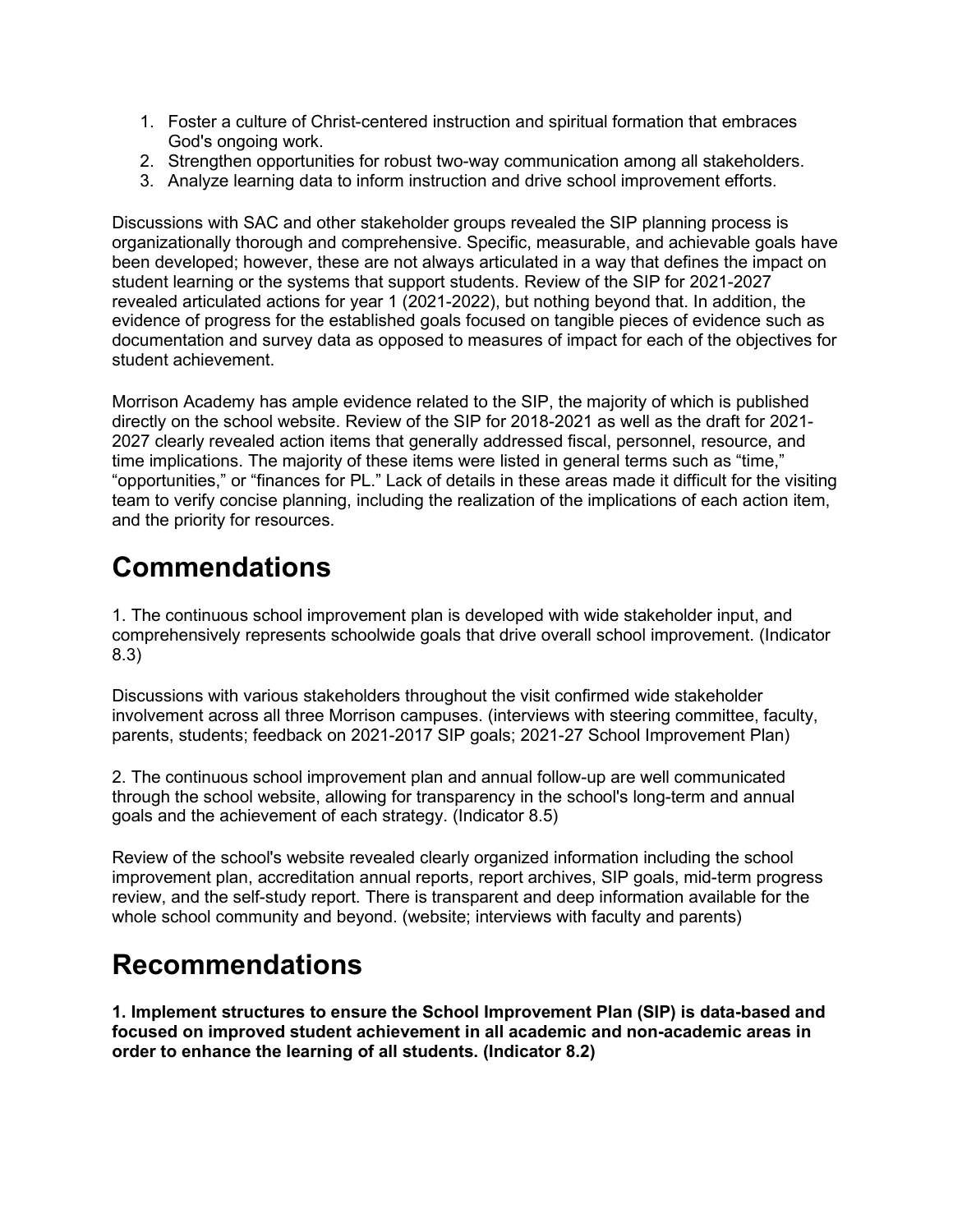1. Foster a culture of Christ-centered instruction and spiritual formation that embraces God's ongoing work.
2. Strengthen opportunities for robust two-way communication among all stakeholders.
3. Analyze learning data to inform instruction and drive school improvement efforts.

Discussions with SAC and other stakeholder groups revealed the SIP planning process is organizationally thorough and comprehensive. Specific, measurable, and achievable goals have been developed; however, these are not always articulated in a way that defines the impact on student learning or the systems that support students. Review of the SIP for 2021-2027 revealed articulated actions for year 1 (2021-2022), but nothing beyond that. In addition, the evidence of progress for the established goals focused on tangible pieces of evidence such as documentation and survey data as opposed to measures of impact for each of the objectives for student achievement.

Morrison Academy has ample evidence related to the SIP, the majority of which is published directly on the school website. Review of the SIP for 2018-2021 as well as the draft for 2021-2027 clearly revealed action items that generally addressed fiscal, personnel, resource, and time implications. The majority of these items were listed in general terms such as "time," "opportunities," or "finances for PL." Lack of details in these areas made it difficult for the visiting team to verify concise planning, including the realization of the implications of each action item, and the priority for resources.

# Commendations

1. The continuous school improvement plan is developed with wide stakeholder input, and comprehensively represents schoolwide goals that drive overall school improvement. (Indicator 8.3)

Discussions with various stakeholders throughout the visit confirmed wide stakeholder involvement across all three Morrison campuses. (interviews with steering committee, faculty, parents, students; feedback on 2021-2017 SIP goals; 2021-27 School Improvement Plan)

2. The continuous school improvement plan and annual follow-up are well communicated through the school website, allowing for transparency in the school's long-term and annual goals and the achievement of each strategy. (Indicator 8.5)

Review of the school's website revealed clearly organized information including the school improvement plan, accreditation annual reports, report archives, SIP goals, mid-term progress review, and the self-study report. There is transparent and deep information available for the whole school community and beyond. (website; interviews with faculty and parents)

# Recommendations

**1. Implement structures to ensure the School Improvement Plan (SIP) is data-based and focused on improved student achievement in all academic and non-academic areas in order to enhance the learning of all students. (Indicator 8.2)**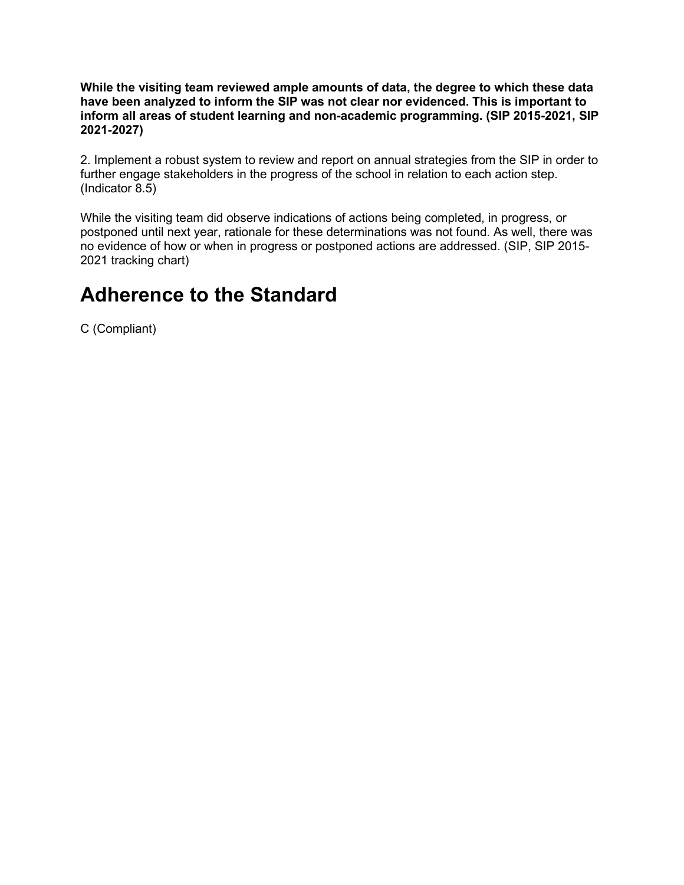**While the visiting team reviewed ample amounts of data, the degree to which these data have been analyzed to inform the SIP was not clear nor evidenced. This is important to inform all areas of student learning and non-academic programming. (SIP 2015-2021, SIP 2021-2027)**

2. Implement a robust system to review and report on annual strategies from the SIP in order to further engage stakeholders in the progress of the school in relation to each action step. (Indicator 8.5)

While the visiting team did observe indications of actions being completed, in progress, or postponed until next year, rationale for these determinations was not found. As well, there was no evidence of how or when in progress or postponed actions are addressed. (SIP, SIP 2015-2021 tracking chart)

# Adherence to the Standard

C (Compliant)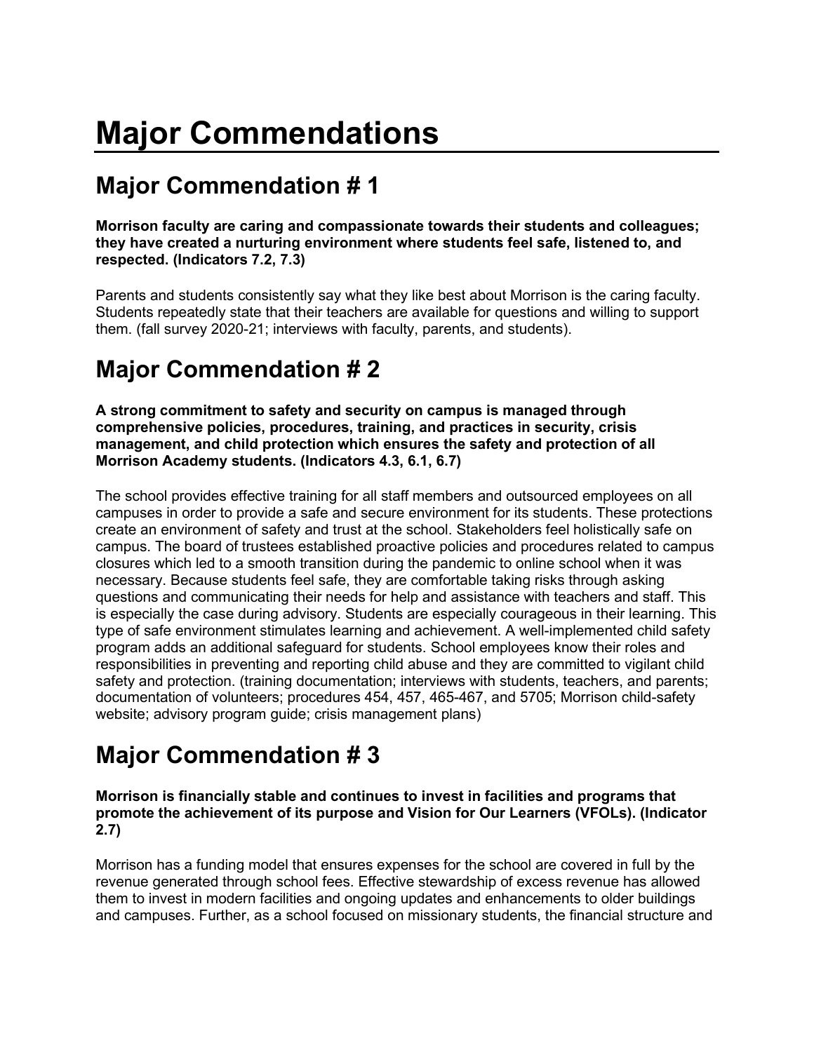# Major Commendations

## Major Commendation # 1

**Morrison faculty are caring and compassionate towards their students and colleagues; they have created a nurturing environment where students feel safe, listened to, and respected. (Indicators 7.2, 7.3)**

Parents and students consistently say what they like best about Morrison is the caring faculty. Students repeatedly state that their teachers are available for questions and willing to support them. (fall survey 2020-21; interviews with faculty, parents, and students).

## Major Commendation # 2

**A strong commitment to safety and security on campus is managed through comprehensive policies, procedures, training, and practices in security, crisis management, and child protection which ensures the safety and protection of all Morrison Academy students. (Indicators 4.3, 6.1, 6.7)**

The school provides effective training for all staff members and outsourced employees on all campuses in order to provide a safe and secure environment for its students. These protections create an environment of safety and trust at the school. Stakeholders feel holistically safe on campus. The board of trustees established proactive policies and procedures related to campus closures which led to a smooth transition during the pandemic to online school when it was necessary. Because students feel safe, they are comfortable taking risks through asking questions and communicating their needs for help and assistance with teachers and staff. This is especially the case during advisory. Students are especially courageous in their learning. This type of safe environment stimulates learning and achievement. A well-implemented child safety program adds an additional safeguard for students. School employees know their roles and responsibilities in preventing and reporting child abuse and they are committed to vigilant child safety and protection. (training documentation; interviews with students, teachers, and parents; documentation of volunteers; procedures 454, 457, 465-467, and 5705; Morrison child-safety website; advisory program guide; crisis management plans)

## Major Commendation # 3

**Morrison is financially stable and continues to invest in facilities and programs that promote the achievement of its purpose and Vision for Our Learners (VFOLs). (Indicator 2.7)**

Morrison has a funding model that ensures expenses for the school are covered in full by the revenue generated through school fees. Effective stewardship of excess revenue has allowed them to invest in modern facilities and ongoing updates and enhancements to older buildings and campuses. Further, as a school focused on missionary students, the financial structure and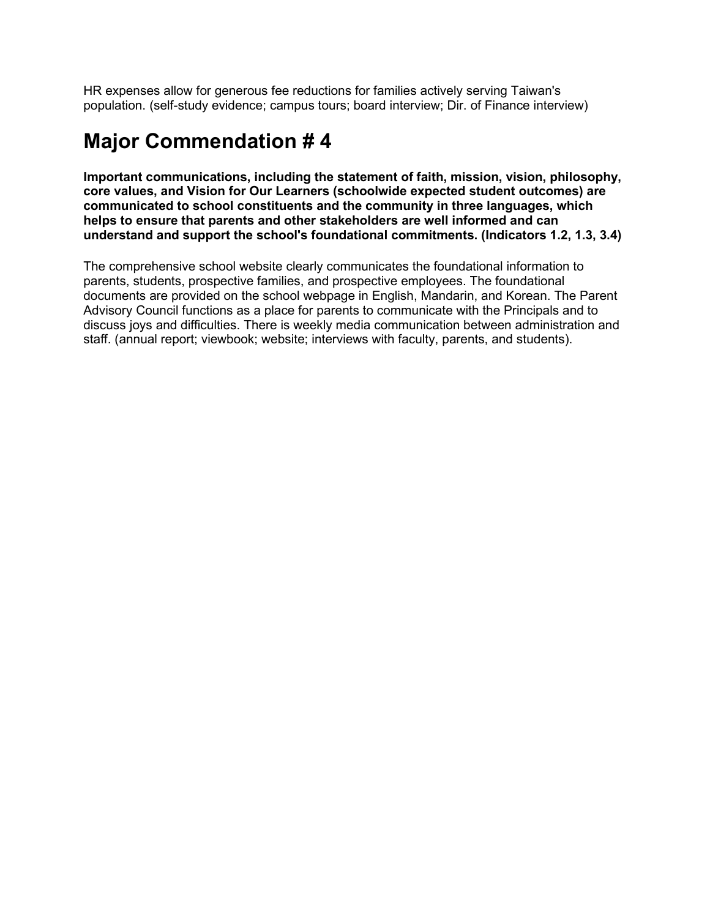HR expenses allow for generous fee reductions for families actively serving Taiwan's population. (self-study evidence; campus tours; board interview; Dir. of Finance interview)

# Major Commendation # 4

**Important communications, including the statement of faith, mission, vision, philosophy, core values, and Vision for Our Learners (schoolwide expected student outcomes) are communicated to school constituents and the community in three languages, which helps to ensure that parents and other stakeholders are well informed and can understand and support the school's foundational commitments. (Indicators 1.2, 1.3, 3.4)**

The comprehensive school website clearly communicates the foundational information to parents, students, prospective families, and prospective employees. The foundational documents are provided on the school webpage in English, Mandarin, and Korean. The Parent Advisory Council functions as a place for parents to communicate with the Principals and to discuss joys and difficulties. There is weekly media communication between administration and staff. (annual report; viewbook; website; interviews with faculty, parents, and students).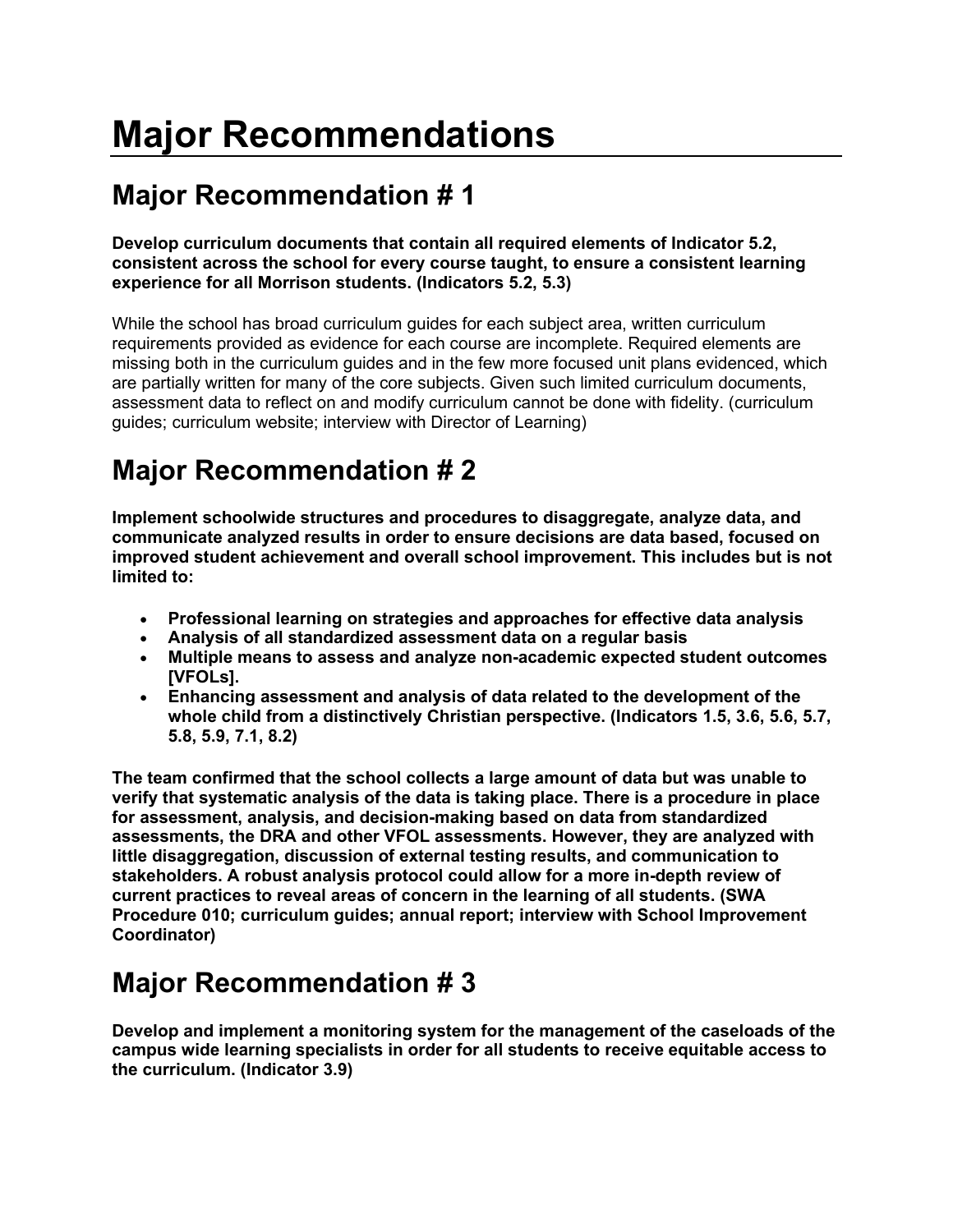# Major Recommendations

## Major Recommendation # 1

**Develop curriculum documents that contain all required elements of Indicator 5.2, consistent across the school for every course taught, to ensure a consistent learning experience for all Morrison students. (Indicators 5.2, 5.3)**

While the school has broad curriculum guides for each subject area, written curriculum requirements provided as evidence for each course are incomplete. Required elements are missing both in the curriculum guides and in the few more focused unit plans evidenced, which are partially written for many of the core subjects. Given such limited curriculum documents, assessment data to reflect on and modify curriculum cannot be done with fidelity. (curriculum guides; curriculum website; interview with Director of Learning)

## Major Recommendation # 2

**Implement schoolwide structures and procedures to disaggregate, analyze data, and communicate analyzed results in order to ensure decisions are data based, focused on improved student achievement and overall school improvement. This includes but is not limited to:**

- **Professional learning on strategies and approaches for effective data analysis**
- **Analysis of all standardized assessment data on a regular basis**
- **Multiple means to assess and analyze non-academic expected student outcomes [VFOLs].**
- **Enhancing assessment and analysis of data related to the development of the whole child from a distinctively Christian perspective. (Indicators 1.5, 3.6, 5.6, 5.7, 5.8, 5.9, 7.1, 8.2)**

**The team confirmed that the school collects a large amount of data but was unable to verify that systematic analysis of the data is taking place. There is a procedure in place for assessment, analysis, and decision-making based on data from standardized assessments, the DRA and other VFOL assessments. However, they are analyzed with little disaggregation, discussion of external testing results, and communication to stakeholders. A robust analysis protocol could allow for a more in-depth review of current practices to reveal areas of concern in the learning of all students. (SWA Procedure 010; curriculum guides; annual report; interview with School Improvement Coordinator)**

## Major Recommendation # 3

**Develop and implement a monitoring system for the management of the caseloads of the campus wide learning specialists in order for all students to receive equitable access to the curriculum. (Indicator 3.9)**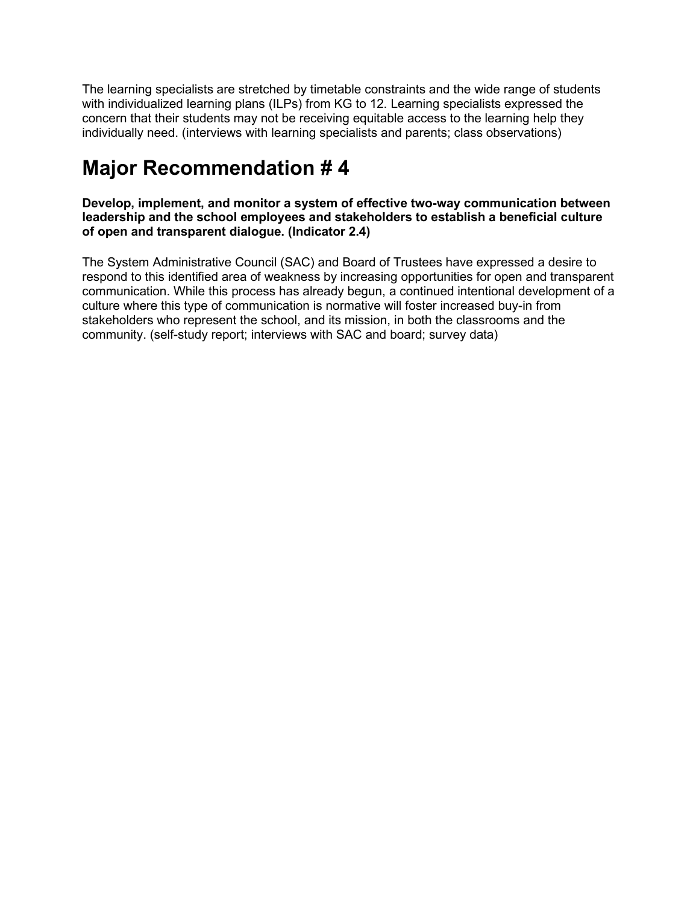The learning specialists are stretched by timetable constraints and the wide range of students with individualized learning plans (ILPs) from KG to 12. Learning specialists expressed the concern that their students may not be receiving equitable access to the learning help they individually need. (interviews with learning specialists and parents; class observations)

# Major Recommendation # 4

**Develop, implement, and monitor a system of effective two-way communication between leadership and the school employees and stakeholders to establish a beneficial culture of open and transparent dialogue. (Indicator 2.4)**

The System Administrative Council (SAC) and Board of Trustees have expressed a desire to respond to this identified area of weakness by increasing opportunities for open and transparent communication. While this process has already begun, a continued intentional development of a culture where this type of communication is normative will foster increased buy-in from stakeholders who represent the school, and its mission, in both the classrooms and the community. (self-study report; interviews with SAC and board; survey data)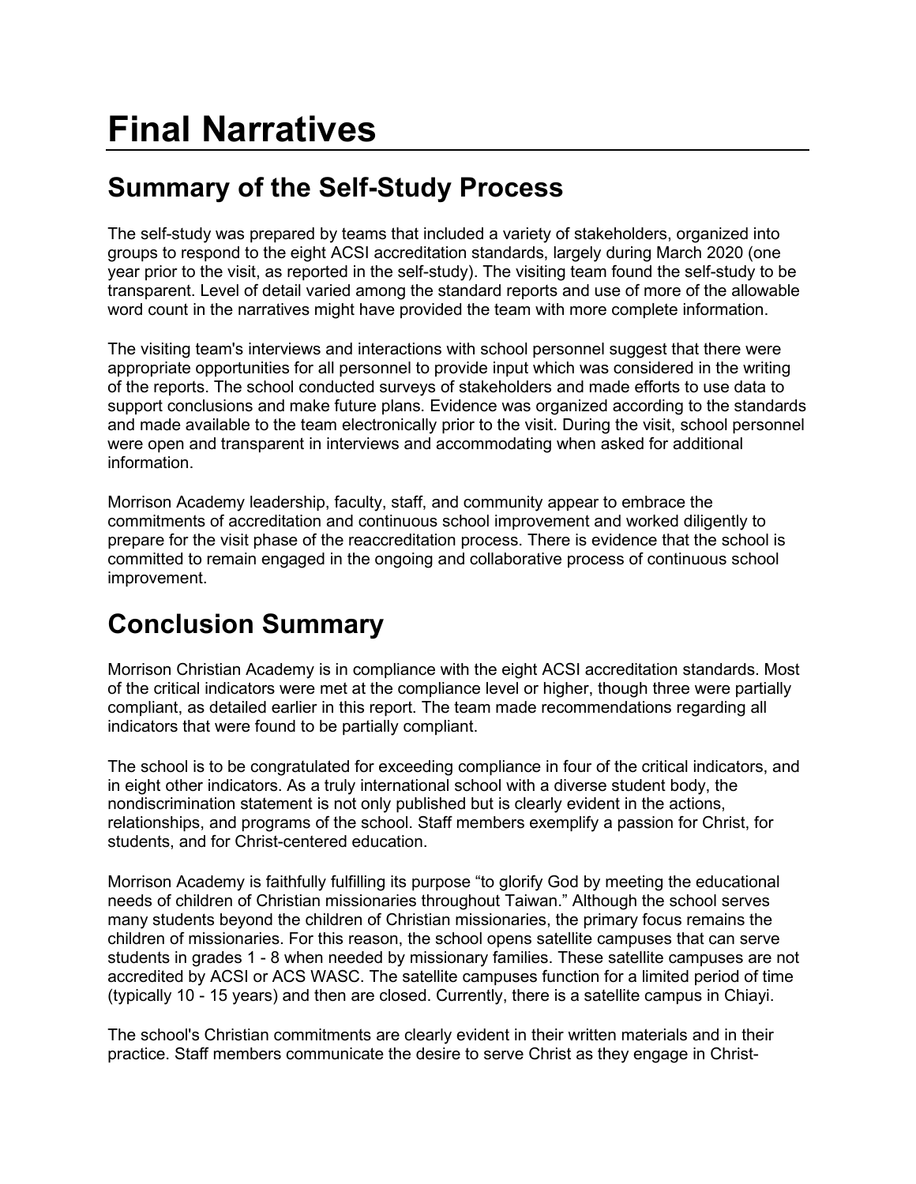# Final Narratives

## Summary of the Self-Study Process

The self-study was prepared by teams that included a variety of stakeholders, organized into groups to respond to the eight ACSI accreditation standards, largely during March 2020 (one year prior to the visit, as reported in the self-study). The visiting team found the self-study to be transparent. Level of detail varied among the standard reports and use of more of the allowable word count in the narratives might have provided the team with more complete information.

The visiting team's interviews and interactions with school personnel suggest that there were appropriate opportunities for all personnel to provide input which was considered in the writing of the reports. The school conducted surveys of stakeholders and made efforts to use data to support conclusions and make future plans. Evidence was organized according to the standards and made available to the team electronically prior to the visit. During the visit, school personnel were open and transparent in interviews and accommodating when asked for additional information.

Morrison Academy leadership, faculty, staff, and community appear to embrace the commitments of accreditation and continuous school improvement and worked diligently to prepare for the visit phase of the reaccreditation process. There is evidence that the school is committed to remain engaged in the ongoing and collaborative process of continuous school improvement.

## Conclusion Summary

Morrison Christian Academy is in compliance with the eight ACSI accreditation standards. Most of the critical indicators were met at the compliance level or higher, though three were partially compliant, as detailed earlier in this report. The team made recommendations regarding all indicators that were found to be partially compliant.

The school is to be congratulated for exceeding compliance in four of the critical indicators, and in eight other indicators. As a truly international school with a diverse student body, the nondiscrimination statement is not only published but is clearly evident in the actions, relationships, and programs of the school. Staff members exemplify a passion for Christ, for students, and for Christ-centered education.

Morrison Academy is faithfully fulfilling its purpose "to glorify God by meeting the educational needs of children of Christian missionaries throughout Taiwan." Although the school serves many students beyond the children of Christian missionaries, the primary focus remains the children of missionaries. For this reason, the school opens satellite campuses that can serve students in grades 1 - 8 when needed by missionary families. These satellite campuses are not accredited by ACSI or ACS WASC. The satellite campuses function for a limited period of time (typically 10 - 15 years) and then are closed. Currently, there is a satellite campus in Chiayi.

The school's Christian commitments are clearly evident in their written materials and in their practice. Staff members communicate the desire to serve Christ as they engage in Christ-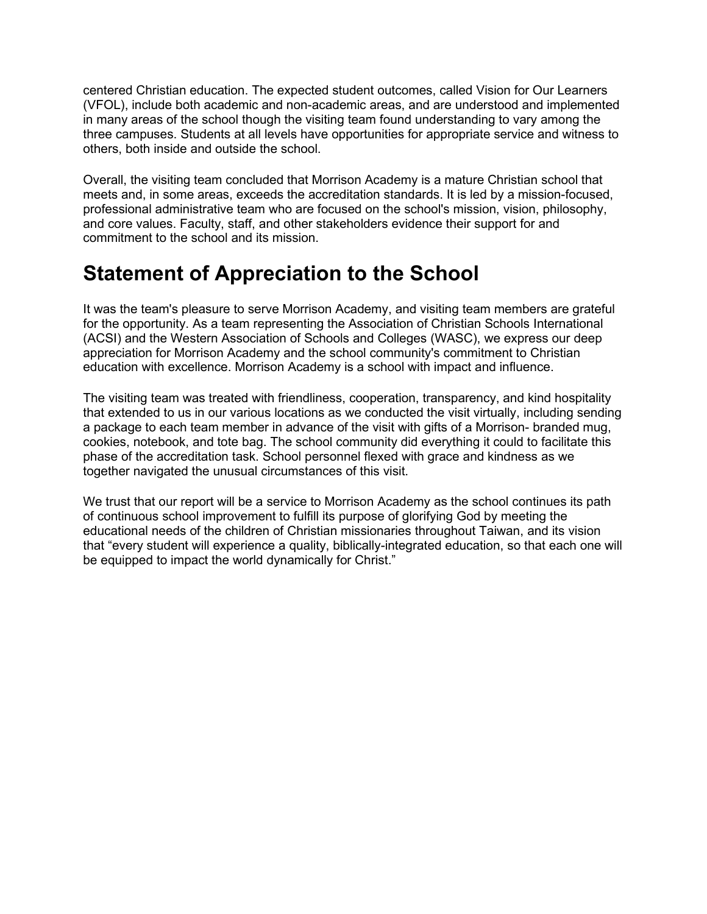centered Christian education. The expected student outcomes, called Vision for Our Learners (VFOL), include both academic and non-academic areas, and are understood and implemented in many areas of the school though the visiting team found understanding to vary among the three campuses. Students at all levels have opportunities for appropriate service and witness to others, both inside and outside the school.

Overall, the visiting team concluded that Morrison Academy is a mature Christian school that meets and, in some areas, exceeds the accreditation standards. It is led by a mission-focused, professional administrative team who are focused on the school's mission, vision, philosophy, and core values. Faculty, staff, and other stakeholders evidence their support for and commitment to the school and its mission.

# Statement of Appreciation to the School

It was the team's pleasure to serve Morrison Academy, and visiting team members are grateful for the opportunity. As a team representing the Association of Christian Schools International (ACSI) and the Western Association of Schools and Colleges (WASC), we express our deep appreciation for Morrison Academy and the school community's commitment to Christian education with excellence. Morrison Academy is a school with impact and influence.

The visiting team was treated with friendliness, cooperation, transparency, and kind hospitality that extended to us in our various locations as we conducted the visit virtually, including sending a package to each team member in advance of the visit with gifts of a Morrison- branded mug, cookies, notebook, and tote bag. The school community did everything it could to facilitate this phase of the accreditation task. School personnel flexed with grace and kindness as we together navigated the unusual circumstances of this visit.

We trust that our report will be a service to Morrison Academy as the school continues its path of continuous school improvement to fulfill its purpose of glorifying God by meeting the educational needs of the children of Christian missionaries throughout Taiwan, and its vision that "every student will experience a quality, biblically-integrated education, so that each one will be equipped to impact the world dynamically for Christ."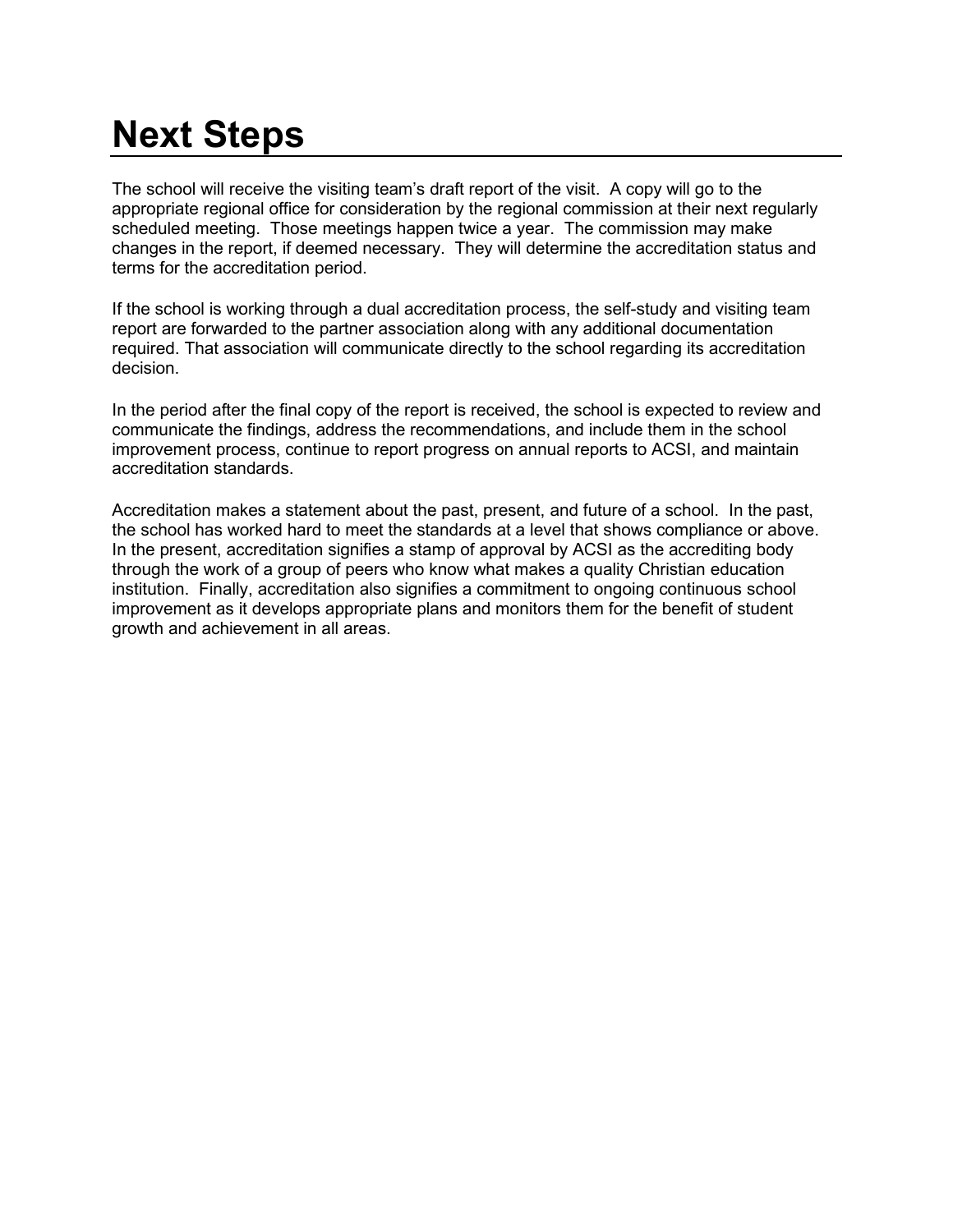# Next Steps

The school will receive the visiting team's draft report of the visit. A copy will go to the appropriate regional office for consideration by the regional commission at their next regularly scheduled meeting. Those meetings happen twice a year. The commission may make changes in the report, if deemed necessary. They will determine the accreditation status and terms for the accreditation period.

If the school is working through a dual accreditation process, the self-study and visiting team report are forwarded to the partner association along with any additional documentation required. That association will communicate directly to the school regarding its accreditation decision.

In the period after the final copy of the report is received, the school is expected to review and communicate the findings, address the recommendations, and include them in the school improvement process, continue to report progress on annual reports to ACSI, and maintain accreditation standards.

Accreditation makes a statement about the past, present, and future of a school. In the past, the school has worked hard to meet the standards at a level that shows compliance or above. In the present, accreditation signifies a stamp of approval by ACSI as the accrediting body through the work of a group of peers who know what makes a quality Christian education institution. Finally, accreditation also signifies a commitment to ongoing continuous school improvement as it develops appropriate plans and monitors them for the benefit of student growth and achievement in all areas.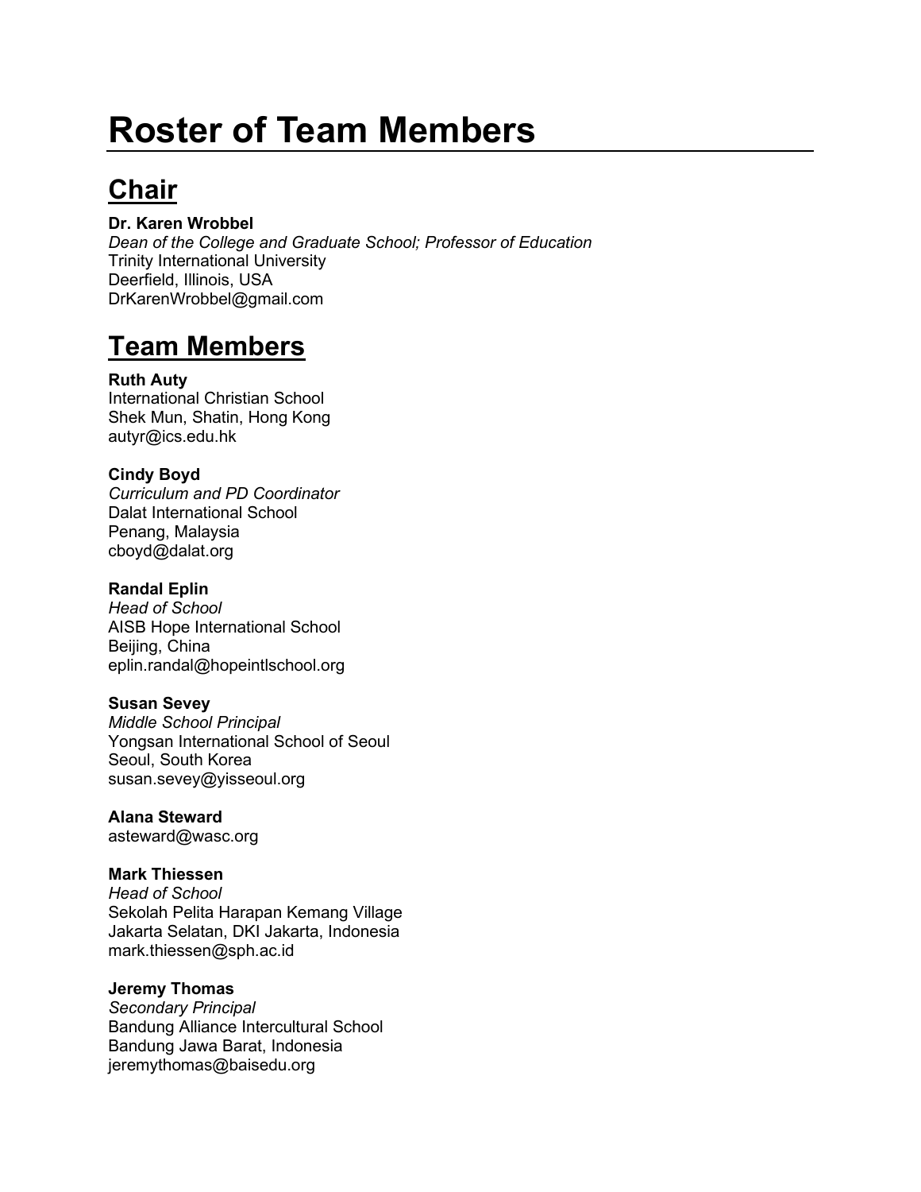# Roster of Team Members

## Chair

**Dr. Karen Wrobbel**
*Dean of the College and Graduate School; Professor of Education*
Trinity International University
Deerfield, Illinois, USA
DrKarenWrobbel@gmail.com

## Team Members

**Ruth Auty**
International Christian School
Shek Mun, Shatin, Hong Kong
autyr@ics.edu.hk

**Cindy Boyd**
*Curriculum and PD Coordinator*
Dalat International School
Penang, Malaysia
cboyd@dalat.org

**Randal Eplin**
*Head of School*
AISB Hope International School
Beijing, China
eplin.randal@hopeintlschool.org

**Susan Sevey**
*Middle School Principal*
Yongsan International School of Seoul
Seoul, South Korea
susan.sevey@yisseoul.org

**Alana Steward**
asteward@wasc.org

**Mark Thiessen**
*Head of School*
Sekolah Pelita Harapan Kemang Village
Jakarta Selatan, DKI Jakarta, Indonesia
mark.thiessen@sph.ac.id

**Jeremy Thomas**
*Secondary Principal*
Bandung Alliance Intercultural School
Bandung Jawa Barat, Indonesia
jeremythomas@baisedu.org